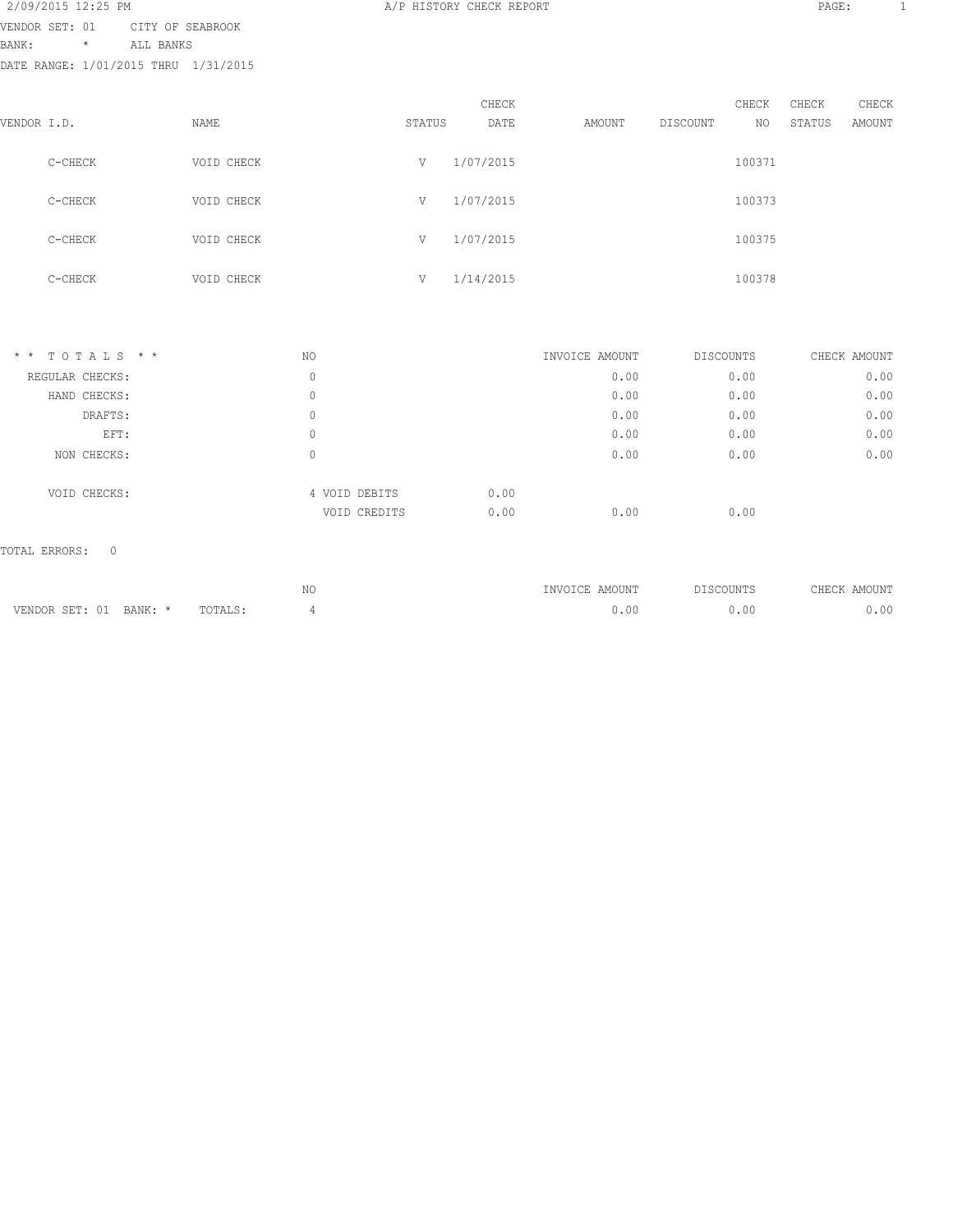2/09/2015 12:25 PM A/P HISTORY CHECK REPORT

VENDOR SET: 01 CITY OF SEABROOK
BANK: * ALL BANKS
DATE RANGE: 1/01/2015 THRU 1/31/2015

| VENDOR I.D. | NAME | STATUS | CHECK DATE | AMOUNT | DISCOUNT | CHECK NO | CHECK STATUS | CHECK AMOUNT |
|---|---|---|---|---|---|---|---|---|
| C-CHECK | VOID CHECK | V | 1/07/2015 | | | 100371 | | |
| C-CHECK | VOID CHECK | V | 1/07/2015 | | | 100373 | | |
| C-CHECK | VOID CHECK | V | 1/07/2015 | | | 100375 | | |
| C-CHECK | VOID CHECK | V | 1/14/2015 | | | 100378 | | |

| * * T O T A L S * * | NO | | | INVOICE AMOUNT | DISCOUNTS | CHECK AMOUNT |
|---|---|---|---|---|---|---|
| REGULAR CHECKS: | 0 | | | 0.00 | 0.00 | 0.00 |
| HAND CHECKS: | 0 | | | 0.00 | 0.00 | 0.00 |
| DRAFTS: | 0 | | | 0.00 | 0.00 | 0.00 |
| EFT: | 0 | | | 0.00 | 0.00 | 0.00 |
| NON CHECKS: | 0 | | | 0.00 | 0.00 | 0.00 |
| VOID CHECKS: | 4 | VOID DEBITS | 0.00 | | | |
| | | VOID CREDITS | 0.00 | 0.00 | 0.00 | |

TOTAL ERRORS: 0

| | NO | INVOICE AMOUNT | DISCOUNTS | CHECK AMOUNT |
|---|---|---|---|---|
| VENDOR SET: 01 BANK: * TOTALS: | 4 | 0.00 | 0.00 | 0.00 |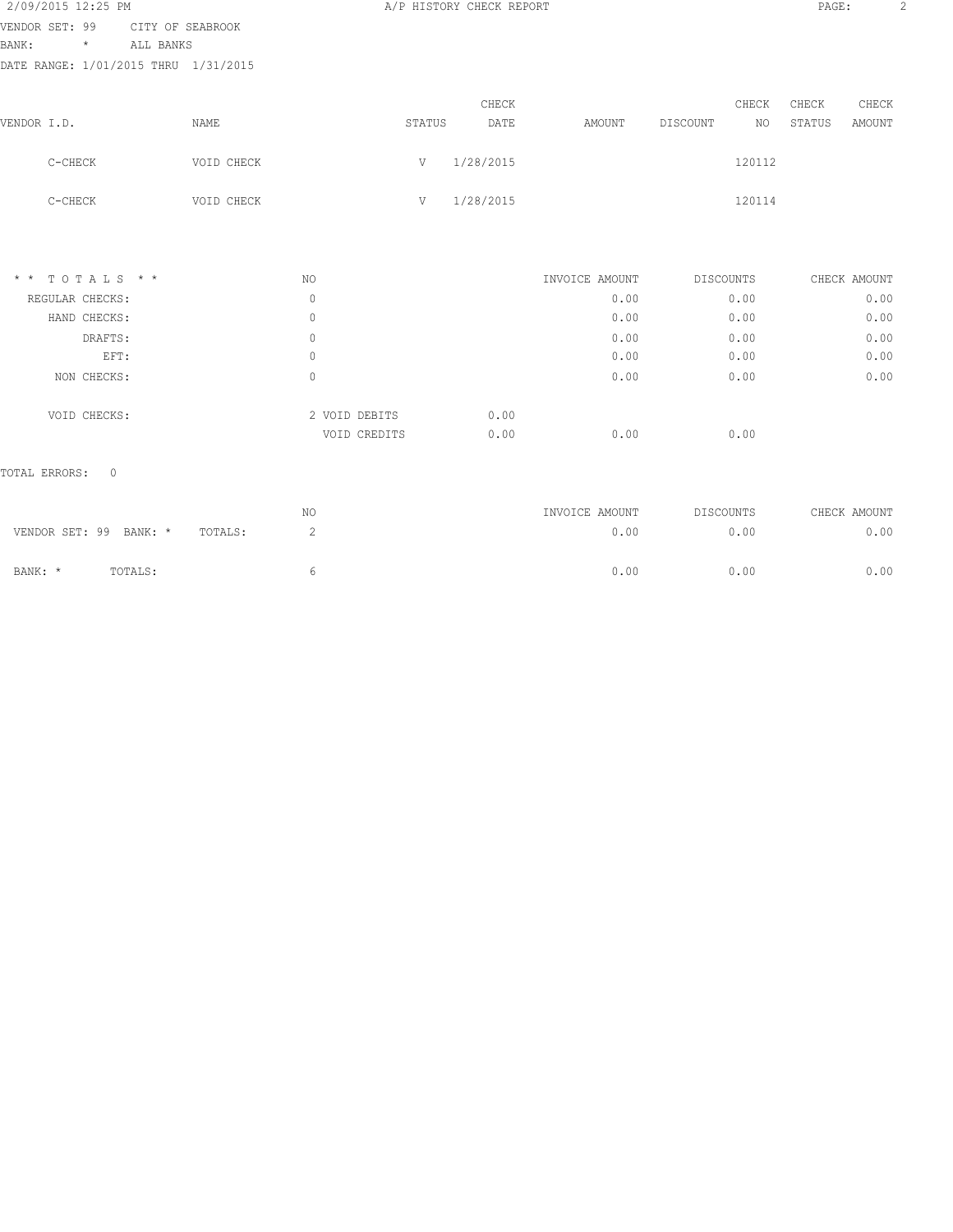A/P HISTORY CHECK REPORT

VENDOR SET: 99 CITY OF SEABROOK
BANK: * ALL BANKS
DATE RANGE: 1/01/2015 THRU 1/31/2015

| VENDOR I.D. | NAME | STATUS | CHECK DATE | AMOUNT | DISCOUNT | CHECK NO | CHECK STATUS | CHECK AMOUNT |
|---|---|---|---|---|---|---|---|---|
| C-CHECK | VOID CHECK | V | 1/28/2015 | | | 120112 | | |
| C-CHECK | VOID CHECK | V | 1/28/2015 | | | 120114 | | |

| * * T O T A L S * * | NO | | | INVOICE AMOUNT | DISCOUNTS | CHECK AMOUNT |
|---|---|---|---|---|---|---|
| REGULAR CHECKS: | 0 | | | 0.00 | 0.00 | 0.00 |
| HAND CHECKS: | 0 | | | 0.00 | 0.00 | 0.00 |
| DRAFTS: | 0 | | | 0.00 | 0.00 | 0.00 |
| EFT: | 0 | | | 0.00 | 0.00 | 0.00 |
| NON CHECKS: | 0 | | | 0.00 | 0.00 | 0.00 |
| VOID CHECKS: | 2 | VOID DEBITS | 0.00 | | | |
| | | VOID CREDITS | 0.00 | 0.00 | 0.00 | |

TOTAL ERRORS: 0

| | NO | INVOICE AMOUNT | DISCOUNTS | CHECK AMOUNT |
|---|---|---|---|---|
| VENDOR SET: 99 BANK: * TOTALS: | 2 | 0.00 | 0.00 | 0.00 |
| BANK: * TOTALS: | 6 | 0.00 | 0.00 | 0.00 |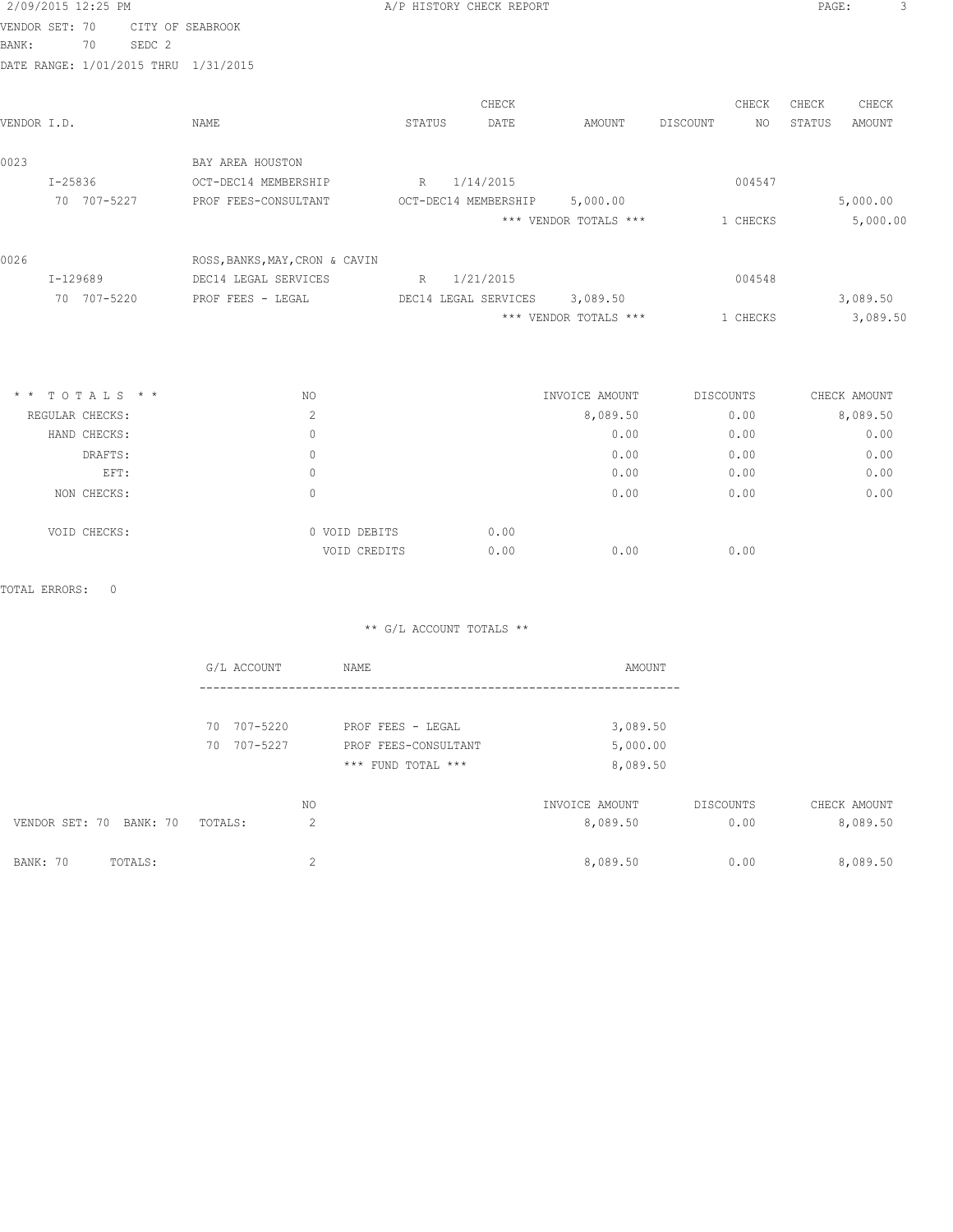2/09/2015 12:25 PM — A/P HISTORY CHECK REPORT

VENDOR SET: 70 CITY OF SEABROOK
BANK: 70 SEDC 2
DATE RANGE: 1/01/2015 THRU 1/31/2015

| VENDOR I.D. | NAME | STATUS | CHECK DATE | AMOUNT | DISCOUNT | CHECK NO | CHECK STATUS | CHECK AMOUNT |
|---|---|---|---|---|---|---|---|---|
| 0023 | BAY AREA HOUSTON | | | | | | | |
| I-25836 | OCT-DEC14 MEMBERSHIP | R | 1/14/2015 | | | 004547 | | |
| 70 707-5227 | PROF FEES-CONSULTANT | OCT-DEC14 MEMBERSHIP | | 5,000.00 | | | | 5,000.00 |
| | | | | *** VENDOR TOTALS *** | | 1 CHECKS | | 5,000.00 |
| 0026 | ROSS,BANKS,MAY,CRON & CAVIN | | | | | | | |
| I-129689 | DEC14 LEGAL SERVICES | R | 1/21/2015 | | | 004548 | | |
| 70 707-5220 | PROF FEES - LEGAL | DEC14 LEGAL SERVICES | | 3,089.50 | | | | 3,089.50 |
| | | | | *** VENDOR TOTALS *** | | 1 CHECKS | | 3,089.50 |

| * * TOTALS * * | NO | | | INVOICE AMOUNT | DISCOUNTS | CHECK AMOUNT |
|---|---|---|---|---|---|---|
| REGULAR CHECKS: | 2 | | | 8,089.50 | 0.00 | 8,089.50 |
| HAND CHECKS: | 0 | | | 0.00 | 0.00 | 0.00 |
| DRAFTS: | 0 | | | 0.00 | 0.00 | 0.00 |
| EFT: | 0 | | | 0.00 | 0.00 | 0.00 |
| NON CHECKS: | 0 | | | 0.00 | 0.00 | 0.00 |
| VOID CHECKS: | 0 | VOID DEBITS | 0.00 | | | |
| | | VOID CREDITS | 0.00 | 0.00 | 0.00 | |

TOTAL ERRORS: 0

** G/L ACCOUNT TOTALS **

| G/L ACCOUNT | NAME | AMOUNT |
|---|---|---|
| 70 707-5220 | PROF FEES - LEGAL | 3,089.50 |
| 70 707-5227 | PROF FEES-CONSULTANT | 5,000.00 |
| | *** FUND TOTAL *** | 8,089.50 |

| | NO | INVOICE AMOUNT | DISCOUNTS | CHECK AMOUNT |
|---|---|---|---|---|
| VENDOR SET: 70 BANK: 70 TOTALS: | 2 | 8,089.50 | 0.00 | 8,089.50 |
| BANK: 70 TOTALS: | 2 | 8,089.50 | 0.00 | 8,089.50 |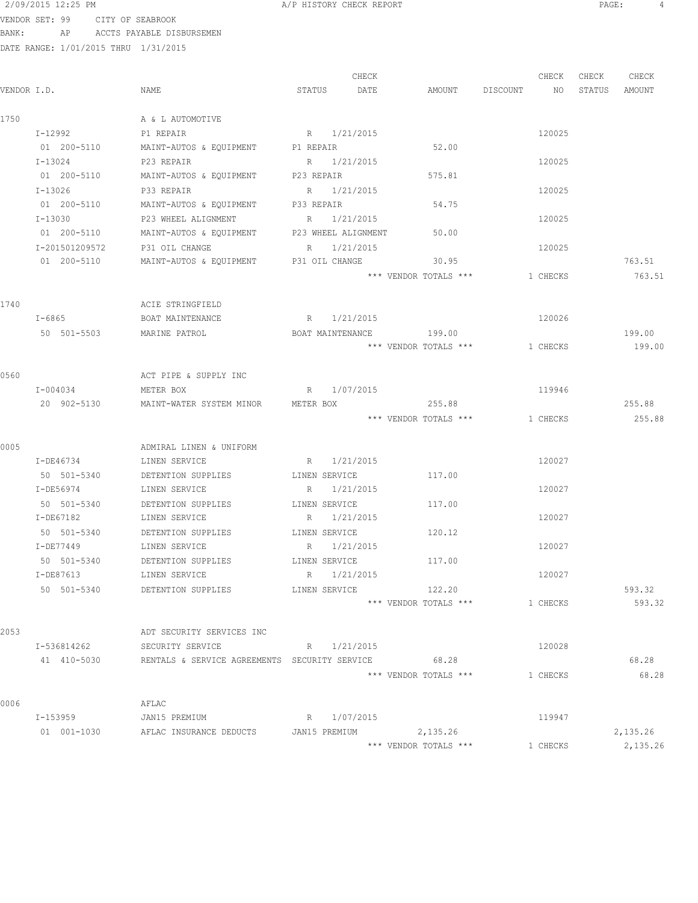2/09/2015 12:25 PM A/P HISTORY CHECK REPORT

VENDOR SET: 99 CITY OF SEABROOK
BANK: AP ACCTS PAYABLE DISBURSEMEN
DATE RANGE: 1/01/2015 THRU 1/31/2015

| VENDOR I.D. | NAME | STATUS | CHECK DATE | AMOUNT | DISCOUNT | CHECK NO | CHECK STATUS | CHECK AMOUNT |
|---|---|---|---|---|---|---|---|---|
| 1750 | A & L AUTOMOTIVE | | | | | | | |
| I-12992 | P1 REPAIR | R | 1/21/2015 | | | 120025 | | |
| 01 200-5110 | MAINT-AUTOS & EQUIPMENT | P1 REPAIR | | 52.00 | | | | |
| I-13024 | P23 REPAIR | R | 1/21/2015 | | | 120025 | | |
| 01 200-5110 | MAINT-AUTOS & EQUIPMENT | P23 REPAIR | | 575.81 | | | | |
| I-13026 | P33 REPAIR | R | 1/21/2015 | | | 120025 | | |
| 01 200-5110 | MAINT-AUTOS & EQUIPMENT | P33 REPAIR | | 54.75 | | | | |
| I-13030 | P23 WHEEL ALIGNMENT | R | 1/21/2015 | | | 120025 | | |
| 01 200-5110 | MAINT-AUTOS & EQUIPMENT | P23 WHEEL ALIGNMENT | | 50.00 | | | | |
| I-201501209572 | P31 OIL CHANGE | R | 1/21/2015 | | | 120025 | | |
| 01 200-5110 | MAINT-AUTOS & EQUIPMENT | P31 OIL CHANGE | | 30.95 | | | | 763.51 |
| | | | | *** VENDOR TOTALS *** | | 1 CHECKS | | 763.51 |
| 1740 | ACIE STRINGFIELD | | | | | | | |
| I-6865 | BOAT MAINTENANCE | R | 1/21/2015 | | | 120026 | | |
| 50 501-5503 | MARINE PATROL | BOAT MAINTENANCE | | 199.00 | | | | 199.00 |
| | | | | *** VENDOR TOTALS *** | | 1 CHECKS | | 199.00 |
| 0560 | ACT PIPE & SUPPLY INC | | | | | | | |
| I-004034 | METER BOX | R | 1/07/2015 | | | 119946 | | |
| 20 902-5130 | MAINT-WATER SYSTEM MINOR | METER BOX | | 255.88 | | | | 255.88 |
| | | | | *** VENDOR TOTALS *** | | 1 CHECKS | | 255.88 |
| 0005 | ADMIRAL LINEN & UNIFORM | | | | | | | |
| I-DE46734 | LINEN SERVICE | R | 1/21/2015 | | | 120027 | | |
| 50 501-5340 | DETENTION SUPPLIES | LINEN SERVICE | | 117.00 | | | | |
| I-DE56974 | LINEN SERVICE | R | 1/21/2015 | | | 120027 | | |
| 50 501-5340 | DETENTION SUPPLIES | LINEN SERVICE | | 117.00 | | | | |
| I-DE67182 | LINEN SERVICE | R | 1/21/2015 | | | 120027 | | |
| 50 501-5340 | DETENTION SUPPLIES | LINEN SERVICE | | 120.12 | | | | |
| I-DE77449 | LINEN SERVICE | R | 1/21/2015 | | | 120027 | | |
| 50 501-5340 | DETENTION SUPPLIES | LINEN SERVICE | | 117.00 | | | | |
| I-DE87613 | LINEN SERVICE | R | 1/21/2015 | | | 120027 | | |
| 50 501-5340 | DETENTION SUPPLIES | LINEN SERVICE | | 122.20 | | | | 593.32 |
| | | | | *** VENDOR TOTALS *** | | 1 CHECKS | | 593.32 |
| 2053 | ADT SECURITY SERVICES INC | | | | | | | |
| I-536814262 | SECURITY SERVICE | R | 1/21/2015 | | | 120028 | | |
| 41 410-5030 | RENTALS & SERVICE AGREEMENTS | SECURITY SERVICE | | 68.28 | | | | 68.28 |
| | | | | *** VENDOR TOTALS *** | | 1 CHECKS | | 68.28 |
| 0006 | AFLAC | | | | | | | |
| I-153959 | JAN15 PREMIUM | R | 1/07/2015 | | | 119947 | | |
| 01 001-1030 | AFLAC INSURANCE DEDUCTS | JAN15 PREMIUM | | 2,135.26 | | | | 2,135.26 |
| | | | | *** VENDOR TOTALS *** | | 1 CHECKS | | 2,135.26 |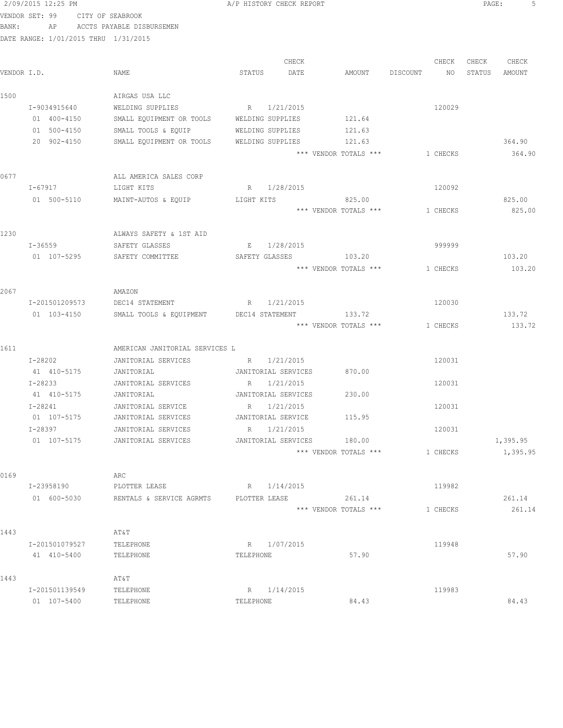2/09/2015 12:25 PM A/P HISTORY CHECK REPORT

VENDOR SET: 99 CITY OF SEABROOK
BANK: AP ACCTS PAYABLE DISBURSEMEN
DATE RANGE: 1/01/2015 THRU 1/31/2015

| VENDOR I.D. | NAME | STATUS | CHECK DATE | AMOUNT | DISCOUNT | CHECK NO | CHECK STATUS | CHECK AMOUNT |
|---|---|---|---|---|---|---|---|---|
| 1500 | AIRGAS USA LLC | | | | | | | |
| I-9034915640 | WELDING SUPPLIES | R | 1/21/2015 | | | 120029 | | |
| 01 400-4150 | SMALL EQUIPMENT OR TOOLS | WELDING SUPPLIES | | 121.64 | | | | |
| 01 500-4150 | SMALL TOOLS & EQUIP | WELDING SUPPLIES | | 121.63 | | | | |
| 20 902-4150 | SMALL EQUIPMENT OR TOOLS | WELDING SUPPLIES | | 121.63 | | | | 364.90 |
| | | | | *** VENDOR TOTALS *** | | 1 CHECKS | | 364.90 |
| 0677 | ALL AMERICA SALES CORP | | | | | | | |
| I-67917 | LIGHT KITS | R | 1/28/2015 | | | 120092 | | |
| 01 500-5110 | MAINT-AUTOS & EQUIP | LIGHT KITS | | 825.00 | | | | 825.00 |
| | | | | *** VENDOR TOTALS *** | | 1 CHECKS | | 825.00 |
| 1230 | ALWAYS SAFETY & 1ST AID | | | | | | | |
| I-36559 | SAFETY GLASSES | E | 1/28/2015 | | | 999999 | | |
| 01 107-5295 | SAFETY COMMITTEE | SAFETY GLASSES | | 103.20 | | | | 103.20 |
| | | | | *** VENDOR TOTALS *** | | 1 CHECKS | | 103.20 |
| 2067 | AMAZON | | | | | | | |
| I-201501209573 | DEC14 STATEMENT | R | 1/21/2015 | | | 120030 | | |
| 01 103-4150 | SMALL TOOLS & EQUIPMENT | DEC14 STATEMENT | | 133.72 | | | | 133.72 |
| | | | | *** VENDOR TOTALS *** | | 1 CHECKS | | 133.72 |
| 1611 | AMERICAN JANITORIAL SERVICES L | | | | | | | |
| I-28202 | JANITORIAL SERVICES | R | 1/21/2015 | | | 120031 | | |
| 41 410-5175 | JANITORIAL | JANITORIAL SERVICES | | 870.00 | | | | |
| I-28233 | JANITORIAL SERVICES | R | 1/21/2015 | | | 120031 | | |
| 41 410-5175 | JANITORIAL | JANITORIAL SERVICES | | 230.00 | | | | |
| I-28241 | JANITORIAL SERVICE | R | 1/21/2015 | | | 120031 | | |
| 01 107-5175 | JANITORIAL SERVICES | JANITORIAL SERVICE | | 115.95 | | | | |
| I-28397 | JANITORIAL SERVICES | R | 1/21/2015 | | | 120031 | | |
| 01 107-5175 | JANITORIAL SERVICES | JANITORIAL SERVICES | | 180.00 | | | | 1,395.95 |
| | | | | *** VENDOR TOTALS *** | | 1 CHECKS | | 1,395.95 |
| 0169 | ARC | | | | | | | |
| I-23958190 | PLOTTER LEASE | R | 1/14/2015 | | | 119982 | | |
| 01 600-5030 | RENTALS & SERVICE AGRMTS | PLOTTER LEASE | | 261.14 | | | | 261.14 |
| | | | | *** VENDOR TOTALS *** | | 1 CHECKS | | 261.14 |
| 1443 | AT&T | | | | | | | |
| I-201501079527 | TELEPHONE | R | 1/07/2015 | | | 119948 | | |
| 41 410-5400 | TELEPHONE | TELEPHONE | | 57.90 | | | | 57.90 |
| 1443 | AT&T | | | | | | | |
| I-201501139549 | TELEPHONE | R | 1/14/2015 | | | 119983 | | |
| 01 107-5400 | TELEPHONE | TELEPHONE | | 84.43 | | | | 84.43 |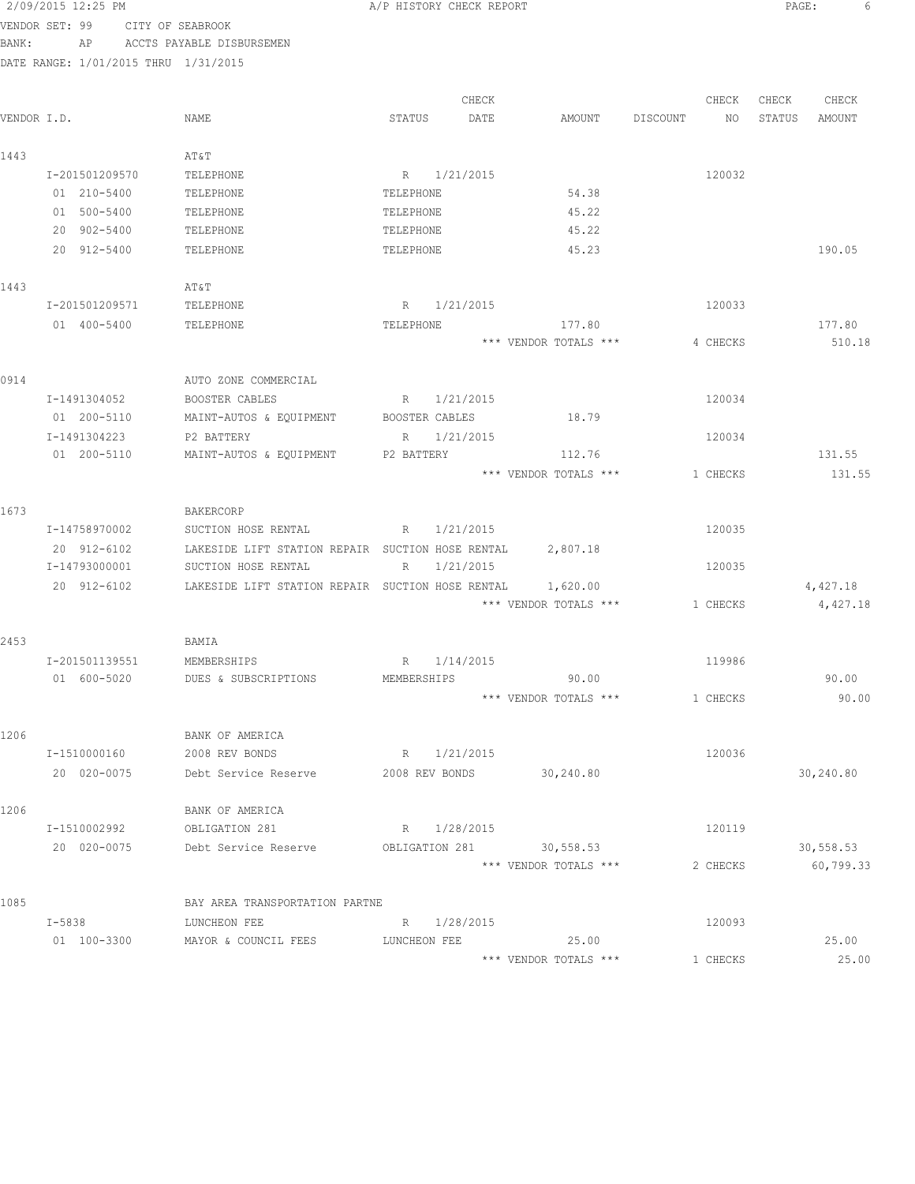2/09/2015 12:25 PM — A/P HISTORY CHECK REPORT

VENDOR SET: 99 CITY OF SEABROOK
BANK: AP ACCTS PAYABLE DISBURSEMEN
DATE RANGE: 1/01/2015 THRU 1/31/2015

| VENDOR I.D. | NAME | STATUS | CHECK DATE | AMOUNT | DISCOUNT | CHECK NO | CHECK STATUS | CHECK AMOUNT |
|---|---|---|---|---|---|---|---|---|
| 1443 | AT&T | | | | | | | |
| I-201501209570 | TELEPHONE | R | 1/21/2015 | | | 120032 | | |
| 01 210-5400 | TELEPHONE | TELEPHONE | | 54.38 | | | | |
| 01 500-5400 | TELEPHONE | TELEPHONE | | 45.22 | | | | |
| 20 902-5400 | TELEPHONE | TELEPHONE | | 45.22 | | | | |
| 20 912-5400 | TELEPHONE | TELEPHONE | | 45.23 | | | | 190.05 |
| 1443 | AT&T | | | | | | | |
| I-201501209571 | TELEPHONE | R | 1/21/2015 | | | 120033 | | |
| 01 400-5400 | TELEPHONE | TELEPHONE | | 177.80 | | | | 177.80 |
| | | | | *** VENDOR TOTALS *** | | 4 CHECKS | | 510.18 |
| 0914 | AUTO ZONE COMMERCIAL | | | | | | | |
| I-1491304052 | BOOSTER CABLES | R | 1/21/2015 | | | 120034 | | |
| 01 200-5110 | MAINT-AUTOS & EQUIPMENT | BOOSTER CABLES | | 18.79 | | | | |
| I-1491304223 | P2 BATTERY | R | 1/21/2015 | | | 120034 | | |
| 01 200-5110 | MAINT-AUTOS & EQUIPMENT | P2 BATTERY | | 112.76 | | | | 131.55 |
| | | | | *** VENDOR TOTALS *** | | 1 CHECKS | | 131.55 |
| 1673 | BAKERCORP | | | | | | | |
| I-14758970002 | SUCTION HOSE RENTAL | R | 1/21/2015 | | | 120035 | | |
| 20 912-6102 | LAKESIDE LIFT STATION REPAIR | SUCTION HOSE RENTAL | | 2,807.18 | | | | |
| I-14793000001 | SUCTION HOSE RENTAL | R | 1/21/2015 | | | 120035 | | |
| 20 912-6102 | LAKESIDE LIFT STATION REPAIR | SUCTION HOSE RENTAL | | 1,620.00 | | | | 4,427.18 |
| | | | | *** VENDOR TOTALS *** | | 1 CHECKS | | 4,427.18 |
| 2453 | BAMIA | | | | | | | |
| I-201501139551 | MEMBERSHIPS | R | 1/14/2015 | | | 119986 | | |
| 01 600-5020 | DUES & SUBSCRIPTIONS | MEMBERSHIPS | | 90.00 | | | | 90.00 |
| | | | | *** VENDOR TOTALS *** | | 1 CHECKS | | 90.00 |
| 1206 | BANK OF AMERICA | | | | | | | |
| I-1510000160 | 2008 REV BONDS | R | 1/21/2015 | | | 120036 | | |
| 20 020-0075 | Debt Service Reserve | 2008 REV BONDS | | 30,240.80 | | | | 30,240.80 |
| 1206 | BANK OF AMERICA | | | | | | | |
| I-1510002992 | OBLIGATION 281 | R | 1/28/2015 | | | 120119 | | |
| 20 020-0075 | Debt Service Reserve | OBLIGATION 281 | | 30,558.53 | | | | 30,558.53 |
| | | | | *** VENDOR TOTALS *** | | 2 CHECKS | | 60,799.33 |
| 1085 | BAY AREA TRANSPORTATION PARTNE | | | | | | | |
| I-5838 | LUNCHEON FEE | R | 1/28/2015 | | | 120093 | | |
| 01 100-3300 | MAYOR & COUNCIL FEES | LUNCHEON FEE | | 25.00 | | | | 25.00 |
| | | | | *** VENDOR TOTALS *** | | 1 CHECKS | | 25.00 |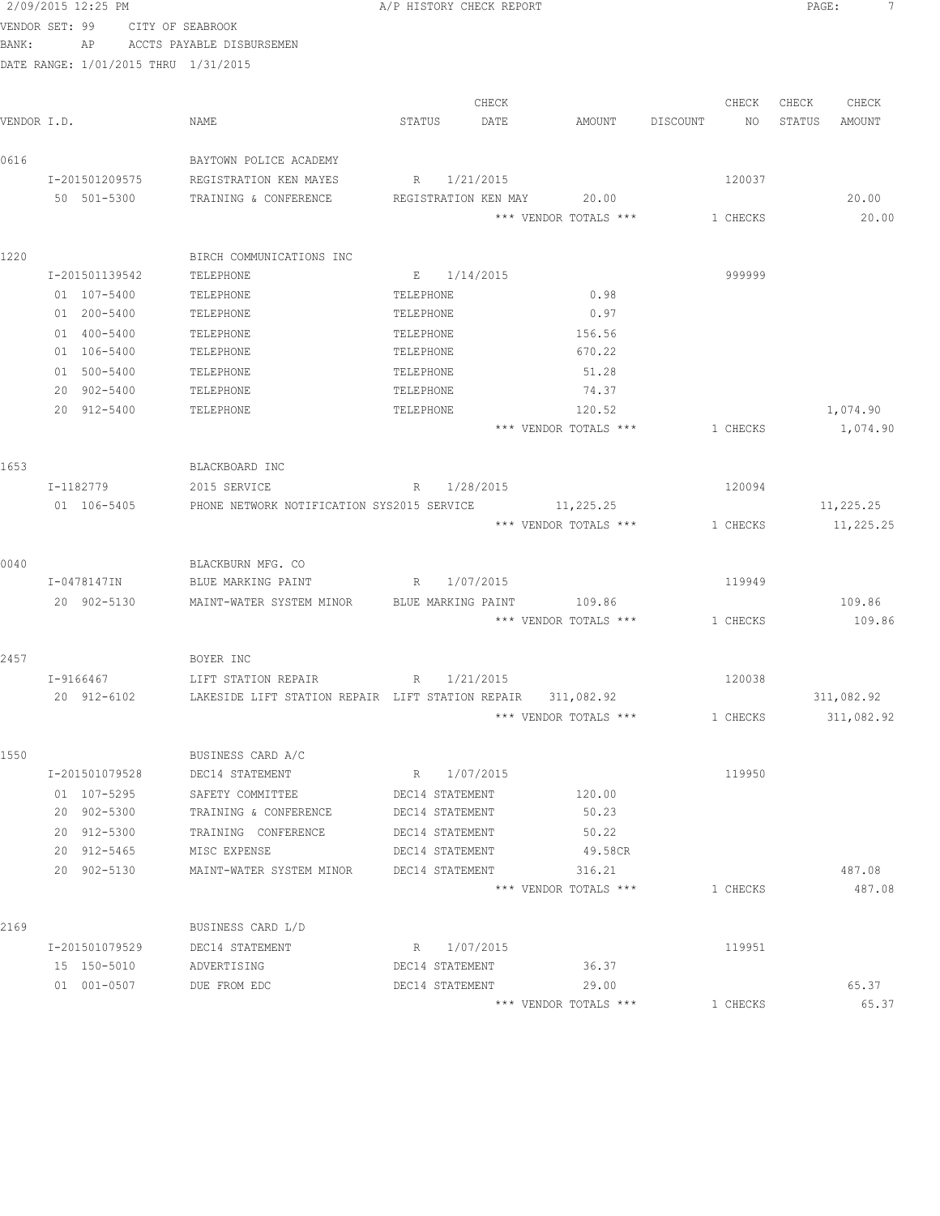2/09/2015 12:25 PM — A/P HISTORY CHECK REPORT

VENDOR SET: 99 CITY OF SEABROOK
BANK: AP ACCTS PAYABLE DISBURSEMEN
DATE RANGE: 1/01/2015 THRU 1/31/2015

| VENDOR I.D. | NAME | STATUS | CHECK DATE | AMOUNT | DISCOUNT | CHECK NO | CHECK STATUS | CHECK AMOUNT |
|---|---|---|---|---|---|---|---|---|
| 0616 | BAYTOWN POLICE ACADEMY | | | | | | | |
| I-201501209575 | REGISTRATION KEN MAYES | R | 1/21/2015 | | | 120037 | | |
| 50 501-5300 | TRAINING & CONFERENCE | REGISTRATION KEN MAY | | 20.00 | | | | 20.00 |
| | | | | *** VENDOR TOTALS *** | | 1 CHECKS | | 20.00 |
| 1220 | BIRCH COMMUNICATIONS INC | | | | | | | |
| I-201501139542 | TELEPHONE | E | 1/14/2015 | | | 999999 | | |
| 01 107-5400 | TELEPHONE | TELEPHONE | | 0.98 | | | | |
| 01 200-5400 | TELEPHONE | TELEPHONE | | 0.97 | | | | |
| 01 400-5400 | TELEPHONE | TELEPHONE | | 156.56 | | | | |
| 01 106-5400 | TELEPHONE | TELEPHONE | | 670.22 | | | | |
| 01 500-5400 | TELEPHONE | TELEPHONE | | 51.28 | | | | |
| 20 902-5400 | TELEPHONE | TELEPHONE | | 74.37 | | | | |
| 20 912-5400 | TELEPHONE | TELEPHONE | | 120.52 | | | | 1,074.90 |
| | | | | *** VENDOR TOTALS *** | | 1 CHECKS | | 1,074.90 |
| 1653 | BLACKBOARD INC | | | | | | | |
| I-1182779 | 2015 SERVICE | R | 1/28/2015 | | | 120094 | | |
| 01 106-5405 | PHONE NETWORK NOTIFICATION SYS | 2015 SERVICE | | 11,225.25 | | | | 11,225.25 |
| | | | | *** VENDOR TOTALS *** | | 1 CHECKS | | 11,225.25 |
| 0040 | BLACKBURN MFG. CO | | | | | | | |
| I-0478147IN | BLUE MARKING PAINT | R | 1/07/2015 | | | 119949 | | |
| 20 902-5130 | MAINT-WATER SYSTEM MINOR | BLUE MARKING PAINT | | 109.86 | | | | 109.86 |
| | | | | *** VENDOR TOTALS *** | | 1 CHECKS | | 109.86 |
| 2457 | BOYER INC | | | | | | | |
| I-9166467 | LIFT STATION REPAIR | R | 1/21/2015 | | | 120038 | | |
| 20 912-6102 | LAKESIDE LIFT STATION REPAIR | LIFT STATION REPAIR | | 311,082.92 | | | | 311,082.92 |
| | | | | *** VENDOR TOTALS *** | | 1 CHECKS | | 311,082.92 |
| 1550 | BUSINESS CARD A/C | | | | | | | |
| I-201501079528 | DEC14 STATEMENT | R | 1/07/2015 | | | 119950 | | |
| 01 107-5295 | SAFETY COMMITTEE | DEC14 STATEMENT | | 120.00 | | | | |
| 20 902-5300 | TRAINING & CONFERENCE | DEC14 STATEMENT | | 50.23 | | | | |
| 20 912-5300 | TRAINING CONFERENCE | DEC14 STATEMENT | | 50.22 | | | | |
| 20 912-5465 | MISC EXPENSE | DEC14 STATEMENT | | 49.58CR | | | | |
| 20 902-5130 | MAINT-WATER SYSTEM MINOR | DEC14 STATEMENT | | 316.21 | | | | 487.08 |
| | | | | *** VENDOR TOTALS *** | | 1 CHECKS | | 487.08 |
| 2169 | BUSINESS CARD L/D | | | | | | | |
| I-201501079529 | DEC14 STATEMENT | R | 1/07/2015 | | | 119951 | | |
| 15 150-5010 | ADVERTISING | DEC14 STATEMENT | | 36.37 | | | | |
| 01 001-0507 | DUE FROM EDC | DEC14 STATEMENT | | 29.00 | | | | 65.37 |
| | | | | *** VENDOR TOTALS *** | | 1 CHECKS | | 65.37 |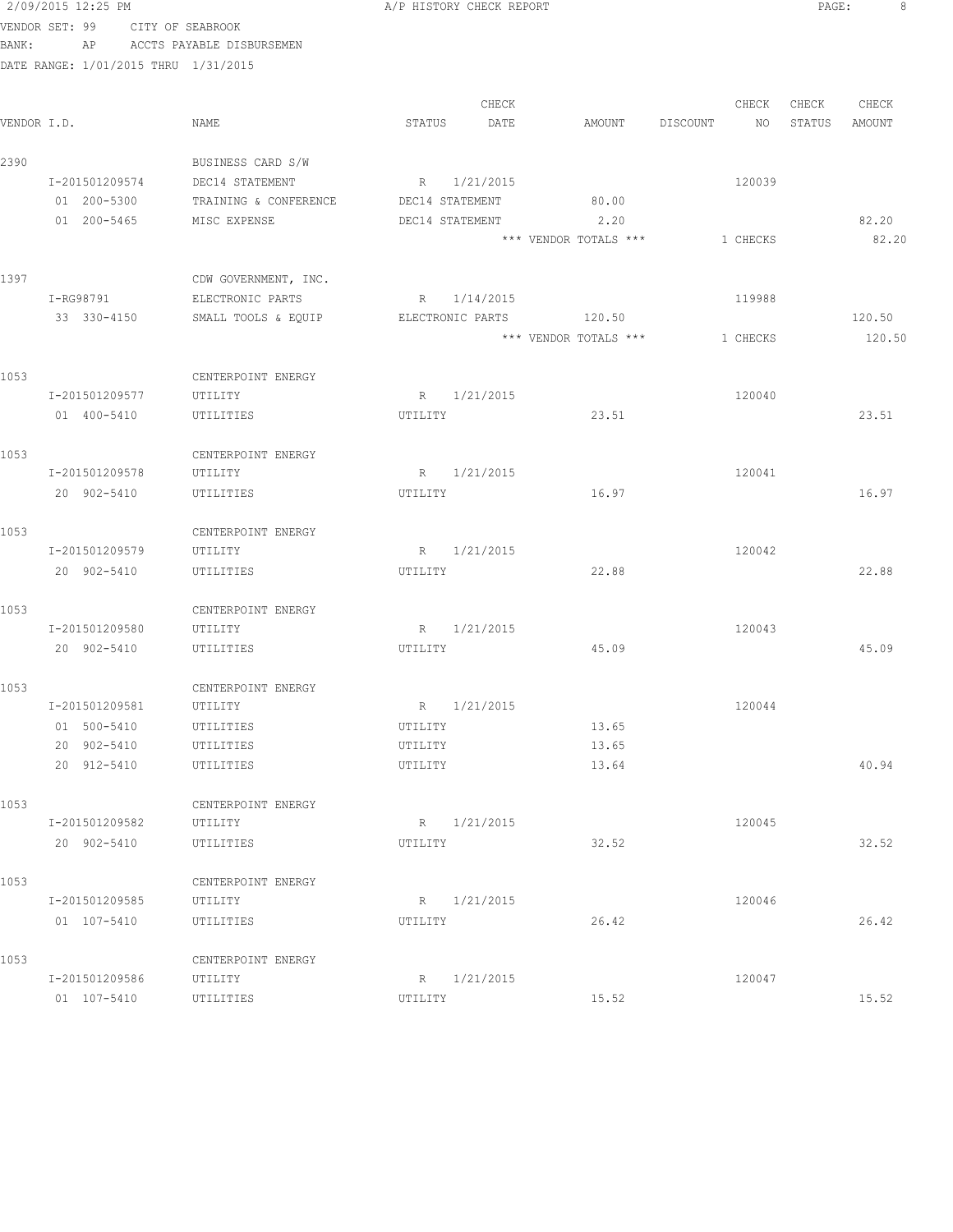2/09/2015 12:25 PM A/P HISTORY CHECK REPORT

VENDOR SET: 99 CITY OF SEABROOK
BANK: AP ACCTS PAYABLE DISBURSEMEN
DATE RANGE: 1/01/2015 THRU 1/31/2015

| VENDOR I.D. | NAME | STATUS | CHECK DATE | AMOUNT | DISCOUNT | CHECK NO | CHECK STATUS | CHECK AMOUNT |
|---|---|---|---|---|---|---|---|---|
| 2390 | BUSINESS CARD S/W | | | | | | | |
| I-201501209574 | DEC14 STATEMENT | R | 1/21/2015 | | | 120039 | | |
| 01 200-5300 | TRAINING & CONFERENCE | DEC14 STATEMENT | | 80.00 | | | | |
| 01 200-5465 | MISC EXPENSE | DEC14 STATEMENT | | 2.20 | | | | 82.20 |
| | | | | *** VENDOR TOTALS *** | | 1 CHECKS | | 82.20 |
| 1397 | CDW GOVERNMENT, INC. | | | | | | | |
| I-RG98791 | ELECTRONIC PARTS | R | 1/14/2015 | | | 119988 | | |
| 33 330-4150 | SMALL TOOLS & EQUIP | ELECTRONIC PARTS | | 120.50 | | | | 120.50 |
| | | | | *** VENDOR TOTALS *** | | 1 CHECKS | | 120.50 |
| 1053 | CENTERPOINT ENERGY | | | | | | | |
| I-201501209577 | UTILITY | R | 1/21/2015 | | | 120040 | | |
| 01 400-5410 | UTILITIES | UTILITY | | 23.51 | | | | 23.51 |
| 1053 | CENTERPOINT ENERGY | | | | | | | |
| I-201501209578 | UTILITY | R | 1/21/2015 | | | 120041 | | |
| 20 902-5410 | UTILITIES | UTILITY | | 16.97 | | | | 16.97 |
| 1053 | CENTERPOINT ENERGY | | | | | | | |
| I-201501209579 | UTILITY | R | 1/21/2015 | | | 120042 | | |
| 20 902-5410 | UTILITIES | UTILITY | | 22.88 | | | | 22.88 |
| 1053 | CENTERPOINT ENERGY | | | | | | | |
| I-201501209580 | UTILITY | R | 1/21/2015 | | | 120043 | | |
| 20 902-5410 | UTILITIES | UTILITY | | 45.09 | | | | 45.09 |
| 1053 | CENTERPOINT ENERGY | | | | | | | |
| I-201501209581 | UTILITY | R | 1/21/2015 | | | 120044 | | |
| 01 500-5410 | UTILITIES | UTILITY | | 13.65 | | | | |
| 20 902-5410 | UTILITIES | UTILITY | | 13.65 | | | | |
| 20 912-5410 | UTILITIES | UTILITY | | 13.64 | | | | 40.94 |
| 1053 | CENTERPOINT ENERGY | | | | | | | |
| I-201501209582 | UTILITY | R | 1/21/2015 | | | 120045 | | |
| 20 902-5410 | UTILITIES | UTILITY | | 32.52 | | | | 32.52 |
| 1053 | CENTERPOINT ENERGY | | | | | | | |
| I-201501209585 | UTILITY | R | 1/21/2015 | | | 120046 | | |
| 01 107-5410 | UTILITIES | UTILITY | | 26.42 | | | | 26.42 |
| 1053 | CENTERPOINT ENERGY | | | | | | | |
| I-201501209586 | UTILITY | R | 1/21/2015 | | | 120047 | | |
| 01 107-5410 | UTILITIES | UTILITY | | 15.52 | | | | 15.52 |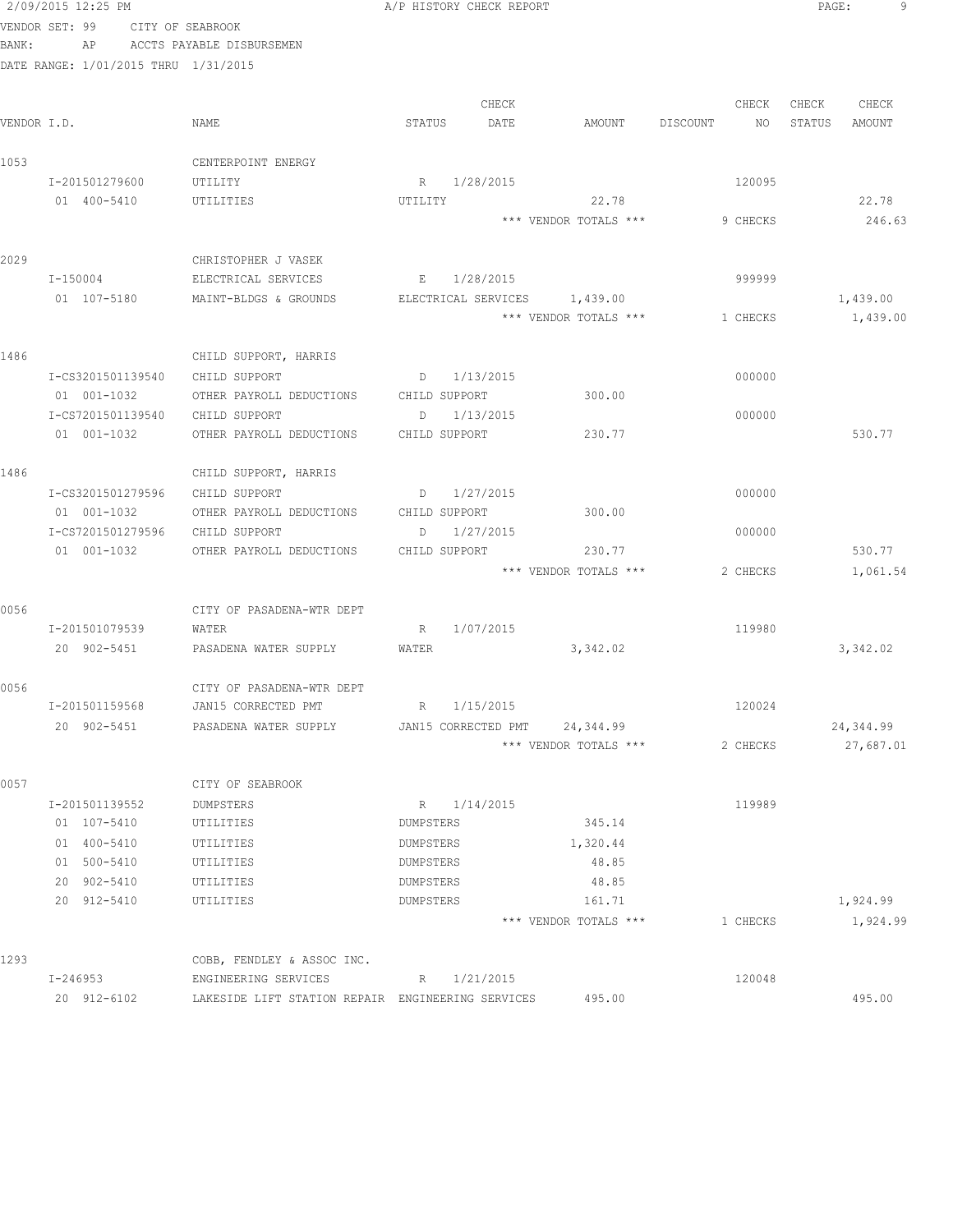VENDOR SET: 99 CITY OF SEABROOK
BANK: AP ACCTS PAYABLE DISBURSEMEN
DATE RANGE: 1/01/2015 THRU 1/31/2015

| VENDOR I.D. | NAME | STATUS | CHECK DATE | AMOUNT | DISCOUNT | CHECK NO | CHECK STATUS | CHECK AMOUNT |
|---|---|---|---|---|---|---|---|---|
| 1053 | CENTERPOINT ENERGY | | | | | | | |
| I-201501279600 | UTILITY | R | 1/28/2015 | | | 120095 | | |
| 01 400-5410 | UTILITIES | UTILITY | | 22.78 | | | | 22.78 |
| | | | | *** VENDOR TOTALS *** | | 9 CHECKS | | 246.63 |
| 2029 | CHRISTOPHER J VASEK | | | | | | | |
| I-150004 | ELECTRICAL SERVICES | E | 1/28/2015 | | | 999999 | | |
| 01 107-5180 | MAINT-BLDGS & GROUNDS | ELECTRICAL SERVICES | | 1,439.00 | | | | 1,439.00 |
| | | | | *** VENDOR TOTALS *** | | 1 CHECKS | | 1,439.00 |
| 1486 | CHILD SUPPORT, HARRIS | | | | | | | |
| I-CS3201501139540 | CHILD SUPPORT | D | 1/13/2015 | | | 000000 | | |
| 01 001-1032 | OTHER PAYROLL DEDUCTIONS | CHILD SUPPORT | | 300.00 | | | | |
| I-CS7201501139540 | CHILD SUPPORT | D | 1/13/2015 | | | 000000 | | |
| 01 001-1032 | OTHER PAYROLL DEDUCTIONS | CHILD SUPPORT | | 230.77 | | | | 530.77 |
| 1486 | CHILD SUPPORT, HARRIS | | | | | | | |
| I-CS3201501279596 | CHILD SUPPORT | D | 1/27/2015 | | | 000000 | | |
| 01 001-1032 | OTHER PAYROLL DEDUCTIONS | CHILD SUPPORT | | 300.00 | | | | |
| I-CS7201501279596 | CHILD SUPPORT | D | 1/27/2015 | | | 000000 | | |
| 01 001-1032 | OTHER PAYROLL DEDUCTIONS | CHILD SUPPORT | | 230.77 | | | | 530.77 |
| | | | | *** VENDOR TOTALS *** | | 2 CHECKS | | 1,061.54 |
| 0056 | CITY OF PASADENA-WTR DEPT | | | | | | | |
| I-201501079539 | WATER | R | 1/07/2015 | | | 119980 | | |
| 20 902-5451 | PASADENA WATER SUPPLY | WATER | | 3,342.02 | | | | 3,342.02 |
| 0056 | CITY OF PASADENA-WTR DEPT | | | | | | | |
| I-201501159568 | JAN15 CORRECTED PMT | R | 1/15/2015 | | | 120024 | | |
| 20 902-5451 | PASADENA WATER SUPPLY | JAN15 CORRECTED PMT | | 24,344.99 | | | | 24,344.99 |
| | | | | *** VENDOR TOTALS *** | | 2 CHECKS | | 27,687.01 |
| 0057 | CITY OF SEABROOK | | | | | | | |
| I-201501139552 | DUMPSTERS | R | 1/14/2015 | | | 119989 | | |
| 01 107-5410 | UTILITIES | DUMPSTERS | | 345.14 | | | | |
| 01 400-5410 | UTILITIES | DUMPSTERS | | 1,320.44 | | | | |
| 01 500-5410 | UTILITIES | DUMPSTERS | | 48.85 | | | | |
| 20 902-5410 | UTILITIES | DUMPSTERS | | 48.85 | | | | |
| 20 912-5410 | UTILITIES | DUMPSTERS | | 161.71 | | | | 1,924.99 |
| | | | | *** VENDOR TOTALS *** | | 1 CHECKS | | 1,924.99 |
| 1293 | COBB, FENDLEY & ASSOC INC. | | | | | | | |
| I-246953 | ENGINEERING SERVICES | R | 1/21/2015 | | | 120048 | | |
| 20 912-6102 | LAKESIDE LIFT STATION REPAIR | ENGINEERING SERVICES | | 495.00 | | | | 495.00 |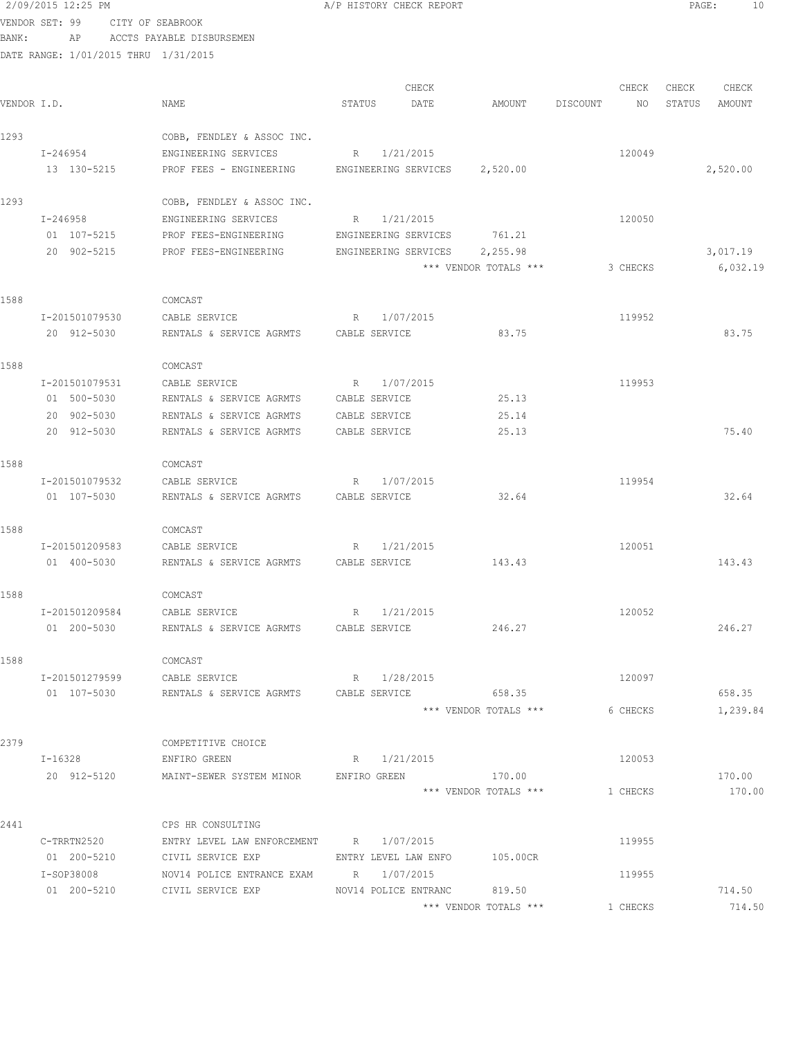2/09/2015 12:25 PM A/P HISTORY CHECK REPORT

VENDOR SET: 99 CITY OF SEABROOK
BANK: AP ACCTS PAYABLE DISBURSEMEN
DATE RANGE: 1/01/2015 THRU 1/31/2015

| VENDOR I.D. | NAME | STATUS | CHECK DATE | AMOUNT | DISCOUNT | CHECK NO | CHECK STATUS | CHECK AMOUNT |
|---|---|---|---|---|---|---|---|---|
| 1293 | COBB, FENDLEY & ASSOC INC. | | | | | | | |
| I-246954 | ENGINEERING SERVICES | R | 1/21/2015 | | | 120049 | | |
| 13 130-5215 | PROF FEES - ENGINEERING | ENGINEERING SERVICES | | 2,520.00 | | | | 2,520.00 |
| 1293 | COBB, FENDLEY & ASSOC INC. | | | | | | | |
| I-246958 | ENGINEERING SERVICES | R | 1/21/2015 | | | 120050 | | |
| 01 107-5215 | PROF FEES-ENGINEERING | ENGINEERING SERVICES | | 761.21 | | | | |
| 20 902-5215 | PROF FEES-ENGINEERING | ENGINEERING SERVICES | | 2,255.98 | | | | 3,017.19 |
| | | | | *** VENDOR TOTALS *** | | 3 CHECKS | | 6,032.19 |
| 1588 | COMCAST | | | | | | | |
| I-201501079530 | CABLE SERVICE | R | 1/07/2015 | | | 119952 | | |
| 20 912-5030 | RENTALS & SERVICE AGRMTS | CABLE SERVICE | | 83.75 | | | | 83.75 |
| 1588 | COMCAST | | | | | | | |
| I-201501079531 | CABLE SERVICE | R | 1/07/2015 | | | 119953 | | |
| 01 500-5030 | RENTALS & SERVICE AGRMTS | CABLE SERVICE | | 25.13 | | | | |
| 20 902-5030 | RENTALS & SERVICE AGRMTS | CABLE SERVICE | | 25.14 | | | | |
| 20 912-5030 | RENTALS & SERVICE AGRMTS | CABLE SERVICE | | 25.13 | | | | 75.40 |
| 1588 | COMCAST | | | | | | | |
| I-201501079532 | CABLE SERVICE | R | 1/07/2015 | | | 119954 | | |
| 01 107-5030 | RENTALS & SERVICE AGRMTS | CABLE SERVICE | | 32.64 | | | | 32.64 |
| 1588 | COMCAST | | | | | | | |
| I-201501209583 | CABLE SERVICE | R | 1/21/2015 | | | 120051 | | |
| 01 400-5030 | RENTALS & SERVICE AGRMTS | CABLE SERVICE | | 143.43 | | | | 143.43 |
| 1588 | COMCAST | | | | | | | |
| I-201501209584 | CABLE SERVICE | R | 1/21/2015 | | | 120052 | | |
| 01 200-5030 | RENTALS & SERVICE AGRMTS | CABLE SERVICE | | 246.27 | | | | 246.27 |
| 1588 | COMCAST | | | | | | | |
| I-201501279599 | CABLE SERVICE | R | 1/28/2015 | | | 120097 | | |
| 01 107-5030 | RENTALS & SERVICE AGRMTS | CABLE SERVICE | | 658.35 | | | | 658.35 |
| | | | | *** VENDOR TOTALS *** | | 6 CHECKS | | 1,239.84 |
| 2379 | COMPETITIVE CHOICE | | | | | | | |
| I-16328 | ENFIRO GREEN | R | 1/21/2015 | | | 120053 | | |
| 20 912-5120 | MAINT-SEWER SYSTEM MINOR | ENFIRO GREEN | | 170.00 | | | | 170.00 |
| | | | | *** VENDOR TOTALS *** | | 1 CHECKS | | 170.00 |
| 2441 | CPS HR CONSULTING | | | | | | | |
| C-TRRTN2520 | ENTRY LEVEL LAW ENFORCEMENT | R | 1/07/2015 | | | 119955 | | |
| 01 200-5210 | CIVIL SERVICE EXP | ENTRY LEVEL LAW ENFO | | 105.00CR | | | | |
| I-SOP38008 | NOV14 POLICE ENTRANCE EXAM | R | 1/07/2015 | | | 119955 | | |
| 01 200-5210 | CIVIL SERVICE EXP | NOV14 POLICE ENTRANC | | 819.50 | | | | 714.50 |
| | | | | *** VENDOR TOTALS *** | | 1 CHECKS | | 714.50 |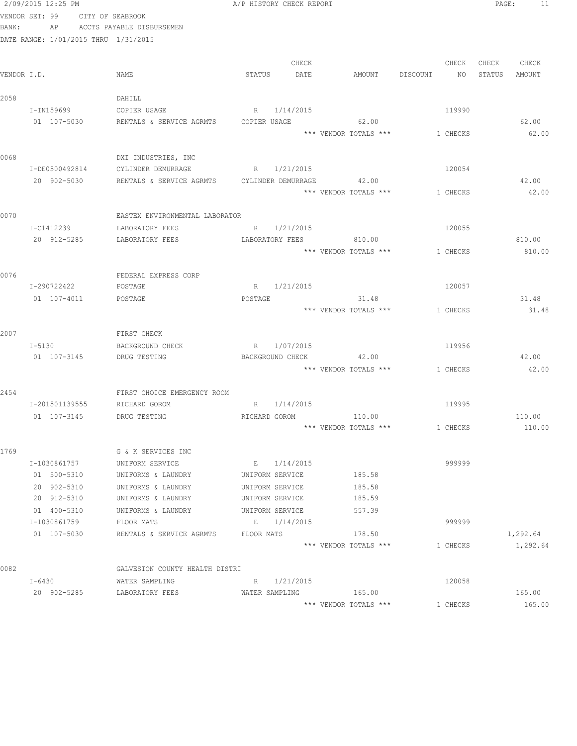2/09/2015 12:25 PM — A/P HISTORY CHECK REPORT

VENDOR SET: 99 CITY OF SEABROOK
BANK: AP ACCTS PAYABLE DISBURSEMEN
DATE RANGE: 1/01/2015 THRU 1/31/2015

| VENDOR I.D. | NAME | STATUS | CHECK DATE | AMOUNT | DISCOUNT | CHECK NO | CHECK STATUS | CHECK AMOUNT |
|---|---|---|---|---|---|---|---|---|
| 2058 | DAHILL | | | | | | | |
| I-IN159699 | COPIER USAGE | R | 1/14/2015 | | | 119990 | | |
| 01 107-5030 | RENTALS & SERVICE AGRMTS | COPIER USAGE | | 62.00 | | | | 62.00 |
| | | | | *** VENDOR TOTALS *** | | 1 CHECKS | | 62.00 |
| 0068 | DXI INDUSTRIES, INC | | | | | | | |
| I-DE0500492814 | CYLINDER DEMURRAGE | R | 1/21/2015 | | | 120054 | | |
| 20 902-5030 | RENTALS & SERVICE AGRMTS | CYLINDER DEMURRAGE | | 42.00 | | | | 42.00 |
| | | | | *** VENDOR TOTALS *** | | 1 CHECKS | | 42.00 |
| 0070 | EASTEX ENVIRONMENTAL LABORATOR | | | | | | | |
| I-C1412239 | LABORATORY FEES | R | 1/21/2015 | | | 120055 | | |
| 20 912-5285 | LABORATORY FEES | LABORATORY FEES | | 810.00 | | | | 810.00 |
| | | | | *** VENDOR TOTALS *** | | 1 CHECKS | | 810.00 |
| 0076 | FEDERAL EXPRESS CORP | | | | | | | |
| I-290722422 | POSTAGE | R | 1/21/2015 | | | 120057 | | |
| 01 107-4011 | POSTAGE | POSTAGE | | 31.48 | | | | 31.48 |
| | | | | *** VENDOR TOTALS *** | | 1 CHECKS | | 31.48 |
| 2007 | FIRST CHECK | | | | | | | |
| I-5130 | BACKGROUND CHECK | R | 1/07/2015 | | | 119956 | | |
| 01 107-3145 | DRUG TESTING | BACKGROUND CHECK | | 42.00 | | | | 42.00 |
| | | | | *** VENDOR TOTALS *** | | 1 CHECKS | | 42.00 |
| 2454 | FIRST CHOICE EMERGENCY ROOM | | | | | | | |
| I-201501139555 | RICHARD GOROM | R | 1/14/2015 | | | 119995 | | |
| 01 107-3145 | DRUG TESTING | RICHARD GOROM | | 110.00 | | | | 110.00 |
| | | | | *** VENDOR TOTALS *** | | 1 CHECKS | | 110.00 |
| 1769 | G & K SERVICES INC | | | | | | | |
| I-1030861757 | UNIFORM SERVICE | E | 1/14/2015 | | | 999999 | | |
| 01 500-5310 | UNIFORMS & LAUNDRY | UNIFORM SERVICE | | 185.58 | | | | |
| 20 902-5310 | UNIFORMS & LAUNDRY | UNIFORM SERVICE | | 185.58 | | | | |
| 20 912-5310 | UNIFORMS & LAUNDRY | UNIFORM SERVICE | | 185.59 | | | | |
| 01 400-5310 | UNIFORMS & LAUNDRY | UNIFORM SERVICE | | 557.39 | | | | |
| I-1030861759 | FLOOR MATS | E | 1/14/2015 | | | 999999 | | |
| 01 107-5030 | RENTALS & SERVICE AGRMTS | FLOOR MATS | | 178.50 | | | | 1,292.64 |
| | | | | *** VENDOR TOTALS *** | | 1 CHECKS | | 1,292.64 |
| 0082 | GALVESTON COUNTY HEALTH DISTRI | | | | | | | |
| I-6430 | WATER SAMPLING | R | 1/21/2015 | | | 120058 | | |
| 20 902-5285 | LABORATORY FEES | WATER SAMPLING | | 165.00 | | | | 165.00 |
| | | | | *** VENDOR TOTALS *** | | 1 CHECKS | | 165.00 |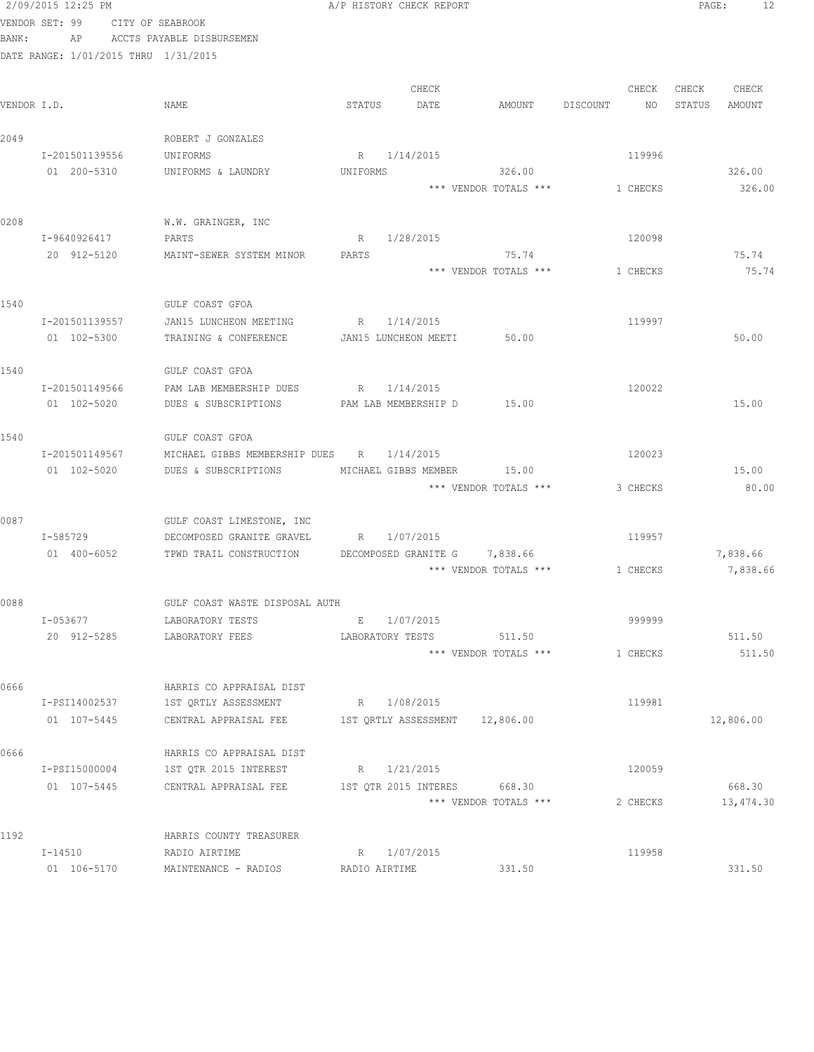2/09/2015 12:25 PM — A/P HISTORY CHECK REPORT

VENDOR SET: 99 CITY OF SEABROOK
BANK: AP ACCTS PAYABLE DISBURSEMEN
DATE RANGE: 1/01/2015 THRU 1/31/2015

| VENDOR I.D. | NAME | STATUS | CHECK DATE | AMOUNT | DISCOUNT | CHECK NO | CHECK STATUS | CHECK AMOUNT |
|---|---|---|---|---|---|---|---|---|
| 2049 | ROBERT J GONZALES | | | | | | | |
| I-201501139556 | UNIFORMS | R | 1/14/2015 | | | 119996 | | |
| 01 200-5310 | UNIFORMS & LAUNDRY | UNIFORMS | | 326.00 | | | | 326.00 |
| | | | | *** VENDOR TOTALS *** | | 1 CHECKS | | 326.00 |
| 0208 | W.W. GRAINGER, INC | | | | | | | |
| I-9640926417 | PARTS | R | 1/28/2015 | | | 120098 | | |
| 20 912-5120 | MAINT-SEWER SYSTEM MINOR | PARTS | | 75.74 | | | | 75.74 |
| | | | | *** VENDOR TOTALS *** | | 1 CHECKS | | 75.74 |
| 1540 | GULF COAST GFOA | | | | | | | |
| I-201501139557 | JAN15 LUNCHEON MEETING | R | 1/14/2015 | | | 119997 | | |
| 01 102-5300 | TRAINING & CONFERENCE | JAN15 LUNCHEON MEETI | | 50.00 | | | | 50.00 |
| 1540 | GULF COAST GFOA | | | | | | | |
| I-201501149566 | PAM LAB MEMBERSHIP DUES | R | 1/14/2015 | | | 120022 | | |
| 01 102-5020 | DUES & SUBSCRIPTIONS | PAM LAB MEMBERSHIP D | | 15.00 | | | | 15.00 |
| 1540 | GULF COAST GFOA | | | | | | | |
| I-201501149567 | MICHAEL GIBBS MEMBERSHIP DUES | R | 1/14/2015 | | | 120023 | | |
| 01 102-5020 | DUES & SUBSCRIPTIONS | MICHAEL GIBBS MEMBER | | 15.00 | | | | 15.00 |
| | | | | *** VENDOR TOTALS *** | | 3 CHECKS | | 80.00 |
| 0087 | GULF COAST LIMESTONE, INC | | | | | | | |
| I-585729 | DECOMPOSED GRANITE GRAVEL | R | 1/07/2015 | | | 119957 | | |
| 01 400-6052 | TPWD TRAIL CONSTRUCTION | DECOMPOSED GRANITE G | | 7,838.66 | | | | 7,838.66 |
| | | | | *** VENDOR TOTALS *** | | 1 CHECKS | | 7,838.66 |
| 0088 | GULF COAST WASTE DISPOSAL AUTH | | | | | | | |
| I-053677 | LABORATORY TESTS | E | 1/07/2015 | | | 999999 | | |
| 20 912-5285 | LABORATORY FEES | LABORATORY TESTS | | 511.50 | | | | 511.50 |
| | | | | *** VENDOR TOTALS *** | | 1 CHECKS | | 511.50 |
| 0666 | HARRIS CO APPRAISAL DIST | | | | | | | |
| I-PSI14002537 | 1ST QRTLY ASSESSMENT | R | 1/08/2015 | | | 119981 | | |
| 01 107-5445 | CENTRAL APPRAISAL FEE | 1ST QRTLY ASSESSMENT | | 12,806.00 | | | | 12,806.00 |
| 0666 | HARRIS CO APPRAISAL DIST | | | | | | | |
| I-PSI15000004 | 1ST QTR 2015 INTEREST | R | 1/21/2015 | | | 120059 | | |
| 01 107-5445 | CENTRAL APPRAISAL FEE | 1ST QTR 2015 INTERES | | 668.30 | | | | 668.30 |
| | | | | *** VENDOR TOTALS *** | | 2 CHECKS | | 13,474.30 |
| 1192 | HARRIS COUNTY TREASURER | | | | | | | |
| I-14510 | RADIO AIRTIME | R | 1/07/2015 | | | 119958 | | |
| 01 106-5170 | MAINTENANCE - RADIOS | RADIO AIRTIME | | 331.50 | | | | 331.50 |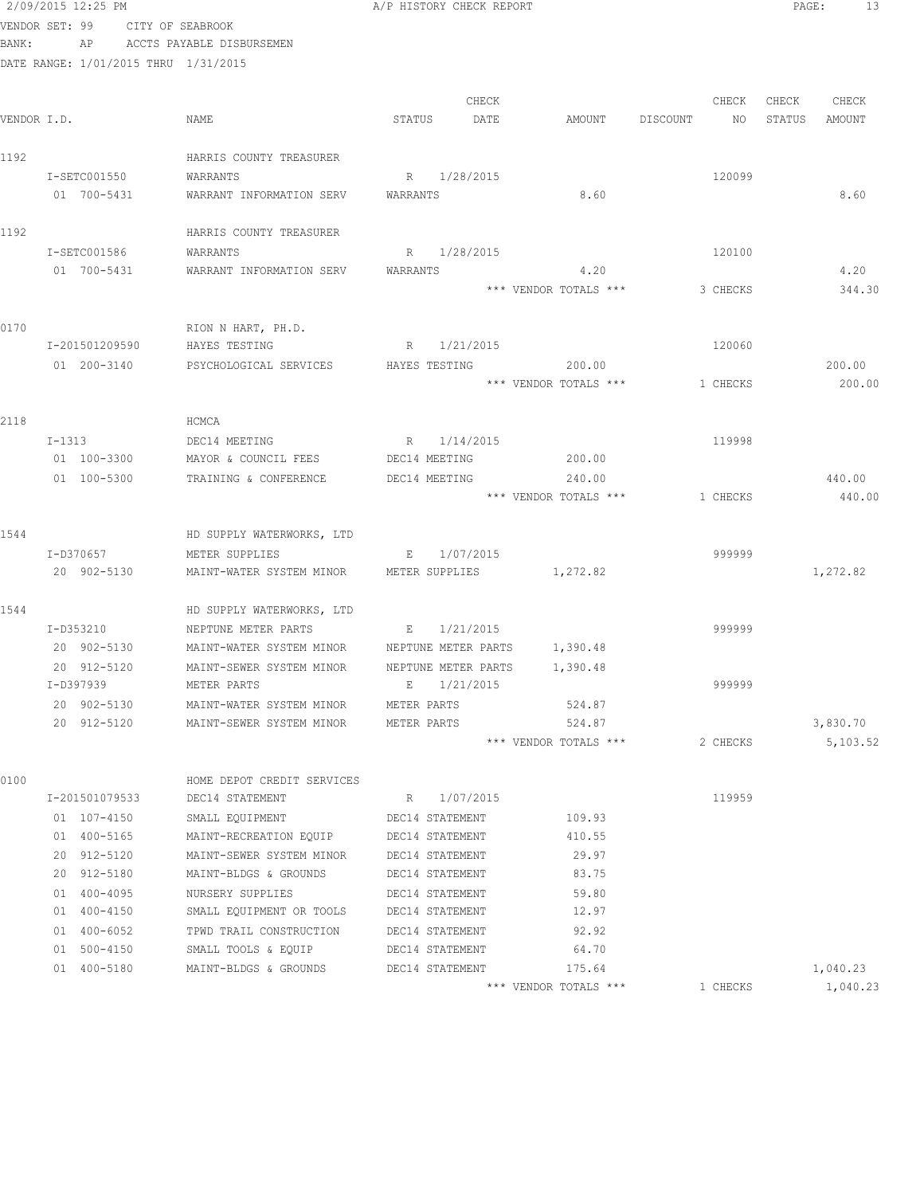2/09/2015 12:25 PM A/P HISTORY CHECK REPORT

VENDOR SET: 99 CITY OF SEABROOK
BANK: AP ACCTS PAYABLE DISBURSEMEN
DATE RANGE: 1/01/2015 THRU 1/31/2015

| VENDOR I.D. | NAME | STATUS | CHECK DATE | AMOUNT | DISCOUNT | CHECK NO | CHECK STATUS | CHECK AMOUNT |
|---|---|---|---|---|---|---|---|---|
| 1192 | HARRIS COUNTY TREASURER | | | | | | | |
| I-SETC001550 | WARRANTS | R | 1/28/2015 | | | 120099 | | |
| 01 700-5431 | WARRANT INFORMATION SERV | WARRANTS | | 8.60 | | | | 8.60 |
| 1192 | HARRIS COUNTY TREASURER | | | | | | | |
| I-SETC001586 | WARRANTS | R | 1/28/2015 | | | 120100 | | |
| 01 700-5431 | WARRANT INFORMATION SERV | WARRANTS | | 4.20 | | | | 4.20 |
| | | | | *** VENDOR TOTALS *** | | 3 CHECKS | | 344.30 |
| 0170 | RION N HART, PH.D. | | | | | | | |
| I-201501209590 | HAYES TESTING | R | 1/21/2015 | | | 120060 | | |
| 01 200-3140 | PSYCHOLOGICAL SERVICES | HAYES TESTING | | 200.00 | | | | 200.00 |
| | | | | *** VENDOR TOTALS *** | | 1 CHECKS | | 200.00 |
| 2118 | HCMCA | | | | | | | |
| I-1313 | DEC14 MEETING | R | 1/14/2015 | | | 119998 | | |
| 01 100-3300 | MAYOR & COUNCIL FEES | DEC14 MEETING | | 200.00 | | | | |
| 01 100-5300 | TRAINING & CONFERENCE | DEC14 MEETING | | 240.00 | | | | 440.00 |
| | | | | *** VENDOR TOTALS *** | | 1 CHECKS | | 440.00 |
| 1544 | HD SUPPLY WATERWORKS, LTD | | | | | | | |
| I-D370657 | METER SUPPLIES | E | 1/07/2015 | | | 999999 | | |
| 20 902-5130 | MAINT-WATER SYSTEM MINOR | METER SUPPLIES | | 1,272.82 | | | | 1,272.82 |
| 1544 | HD SUPPLY WATERWORKS, LTD | | | | | | | |
| I-D353210 | NEPTUNE METER PARTS | E | 1/21/2015 | | | 999999 | | |
| 20 902-5130 | MAINT-WATER SYSTEM MINOR | NEPTUNE METER PARTS | | 1,390.48 | | | | |
| 20 912-5120 | MAINT-SEWER SYSTEM MINOR | NEPTUNE METER PARTS | | 1,390.48 | | | | |
| I-D397939 | METER PARTS | E | 1/21/2015 | | | 999999 | | |
| 20 902-5130 | MAINT-WATER SYSTEM MINOR | METER PARTS | | 524.87 | | | | |
| 20 912-5120 | MAINT-SEWER SYSTEM MINOR | METER PARTS | | 524.87 | | | | 3,830.70 |
| | | | | *** VENDOR TOTALS *** | | 2 CHECKS | | 5,103.52 |
| 0100 | HOME DEPOT CREDIT SERVICES | | | | | | | |
| I-201501079533 | DEC14 STATEMENT | R | 1/07/2015 | | | 119959 | | |
| 01 107-4150 | SMALL EQUIPMENT | DEC14 STATEMENT | | 109.93 | | | | |
| 01 400-5165 | MAINT-RECREATION EQUIP | DEC14 STATEMENT | | 410.55 | | | | |
| 20 912-5120 | MAINT-SEWER SYSTEM MINOR | DEC14 STATEMENT | | 29.97 | | | | |
| 20 912-5180 | MAINT-BLDGS & GROUNDS | DEC14 STATEMENT | | 83.75 | | | | |
| 01 400-4095 | NURSERY SUPPLIES | DEC14 STATEMENT | | 59.80 | | | | |
| 01 400-4150 | SMALL EQUIPMENT OR TOOLS | DEC14 STATEMENT | | 12.97 | | | | |
| 01 400-6052 | TPWD TRAIL CONSTRUCTION | DEC14 STATEMENT | | 92.92 | | | | |
| 01 500-4150 | SMALL TOOLS & EQUIP | DEC14 STATEMENT | | 64.70 | | | | |
| 01 400-5180 | MAINT-BLDGS & GROUNDS | DEC14 STATEMENT | | 175.64 | | | | 1,040.23 |
| | | | | *** VENDOR TOTALS *** | | 1 CHECKS | | 1,040.23 |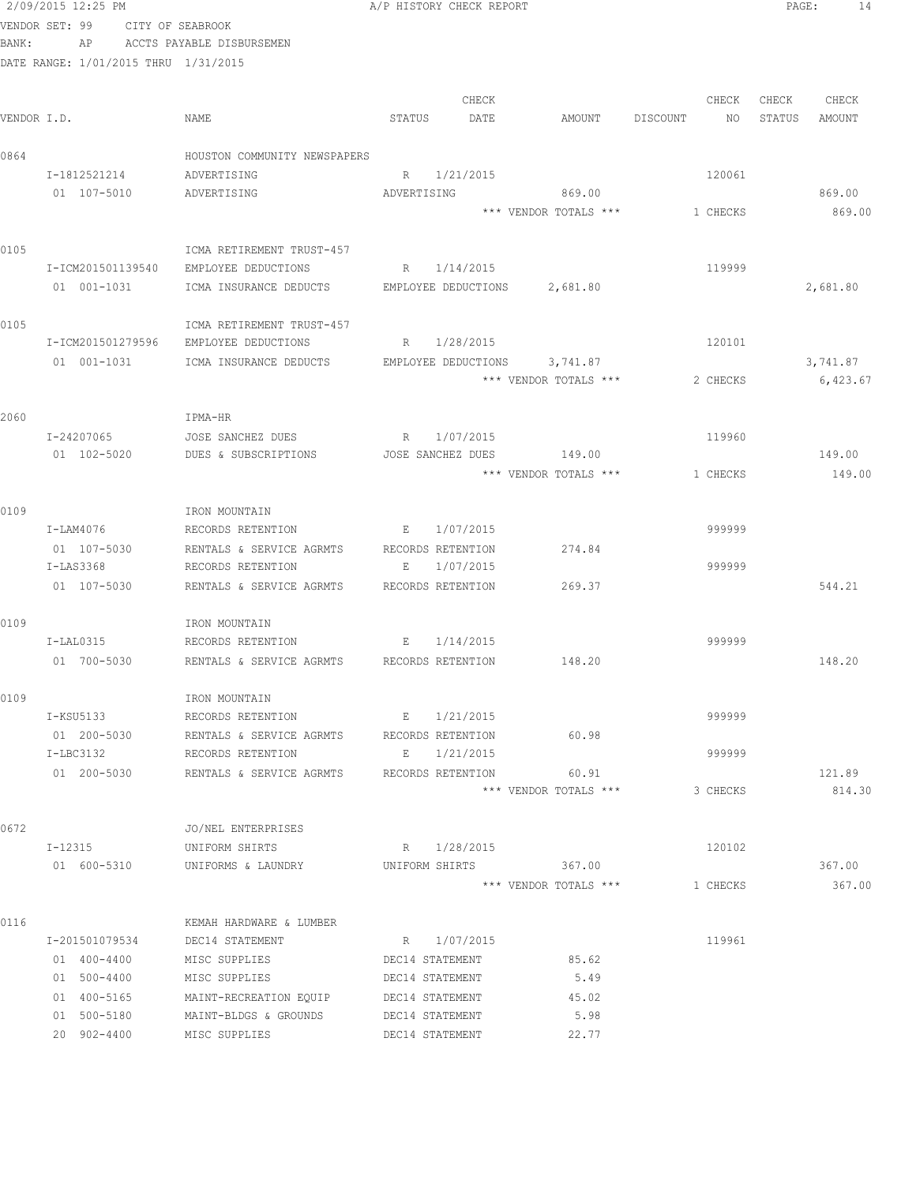2/09/2015 12:25 PM A/P HISTORY CHECK REPORT

VENDOR SET: 99 CITY OF SEABROOK
BANK: AP ACCTS PAYABLE DISBURSEMEN
DATE RANGE: 1/01/2015 THRU 1/31/2015

| VENDOR I.D. | NAME | STATUS | CHECK DATE | AMOUNT | DISCOUNT | CHECK NO | CHECK STATUS | CHECK AMOUNT |
|---|---|---|---|---|---|---|---|---|
| 0864 | HOUSTON COMMUNITY NEWSPAPERS | | | | | | | |
| I-1812521214 | ADVERTISING | R | 1/21/2015 | | | 120061 | | |
| 01 107-5010 | ADVERTISING | ADVERTISING | | 869.00 | | | | 869.00 |
| | | | | *** VENDOR TOTALS *** | | 1 CHECKS | | 869.00 |
| 0105 | ICMA RETIREMENT TRUST-457 | | | | | | | |
| I-ICM201501139540 | EMPLOYEE DEDUCTIONS | R | 1/14/2015 | | | 119999 | | |
| 01 001-1031 | ICMA INSURANCE DEDUCTS | EMPLOYEE DEDUCTIONS | | 2,681.80 | | | | 2,681.80 |
| 0105 | ICMA RETIREMENT TRUST-457 | | | | | | | |
| I-ICM201501279596 | EMPLOYEE DEDUCTIONS | R | 1/28/2015 | | | 120101 | | |
| 01 001-1031 | ICMA INSURANCE DEDUCTS | EMPLOYEE DEDUCTIONS | | 3,741.87 | | | | 3,741.87 |
| | | | | *** VENDOR TOTALS *** | | 2 CHECKS | | 6,423.67 |
| 2060 | IPMA-HR | | | | | | | |
| I-24207065 | JOSE SANCHEZ DUES | R | 1/07/2015 | | | 119960 | | |
| 01 102-5020 | DUES & SUBSCRIPTIONS | JOSE SANCHEZ DUES | | 149.00 | | | | 149.00 |
| | | | | *** VENDOR TOTALS *** | | 1 CHECKS | | 149.00 |
| 0109 | IRON MOUNTAIN | | | | | | | |
| I-LAM4076 | RECORDS RETENTION | E | 1/07/2015 | | | 999999 | | |
| 01 107-5030 | RENTALS & SERVICE AGRMTS | RECORDS RETENTION | | 274.84 | | | | |
| I-LAS3368 | RECORDS RETENTION | E | 1/07/2015 | | | 999999 | | |
| 01 107-5030 | RENTALS & SERVICE AGRMTS | RECORDS RETENTION | | 269.37 | | | | 544.21 |
| 0109 | IRON MOUNTAIN | | | | | | | |
| I-LAL0315 | RECORDS RETENTION | E | 1/14/2015 | | | 999999 | | |
| 01 700-5030 | RENTALS & SERVICE AGRMTS | RECORDS RETENTION | | 148.20 | | | | 148.20 |
| 0109 | IRON MOUNTAIN | | | | | | | |
| I-KSU5133 | RECORDS RETENTION | E | 1/21/2015 | | | 999999 | | |
| 01 200-5030 | RENTALS & SERVICE AGRMTS | RECORDS RETENTION | | 60.98 | | | | |
| I-LBC3132 | RECORDS RETENTION | E | 1/21/2015 | | | 999999 | | |
| 01 200-5030 | RENTALS & SERVICE AGRMTS | RECORDS RETENTION | | 60.91 | | | | 121.89 |
| | | | | *** VENDOR TOTALS *** | | 3 CHECKS | | 814.30 |
| 0672 | JO/NEL ENTERPRISES | | | | | | | |
| I-12315 | UNIFORM SHIRTS | R | 1/28/2015 | | | 120102 | | |
| 01 600-5310 | UNIFORMS & LAUNDRY | UNIFORM SHIRTS | | 367.00 | | | | 367.00 |
| | | | | *** VENDOR TOTALS *** | | 1 CHECKS | | 367.00 |
| 0116 | KEMAH HARDWARE & LUMBER | | | | | | | |
| I-201501079534 | DEC14 STATEMENT | R | 1/07/2015 | | | 119961 | | |
| 01 400-4400 | MISC SUPPLIES | DEC14 STATEMENT | | 85.62 | | | | |
| 01 500-4400 | MISC SUPPLIES | DEC14 STATEMENT | | 5.49 | | | | |
| 01 400-5165 | MAINT-RECREATION EQUIP | DEC14 STATEMENT | | 45.02 | | | | |
| 01 500-5180 | MAINT-BLDGS & GROUNDS | DEC14 STATEMENT | | 5.98 | | | | |
| 20 902-4400 | MISC SUPPLIES | DEC14 STATEMENT | | 22.77 | | | | |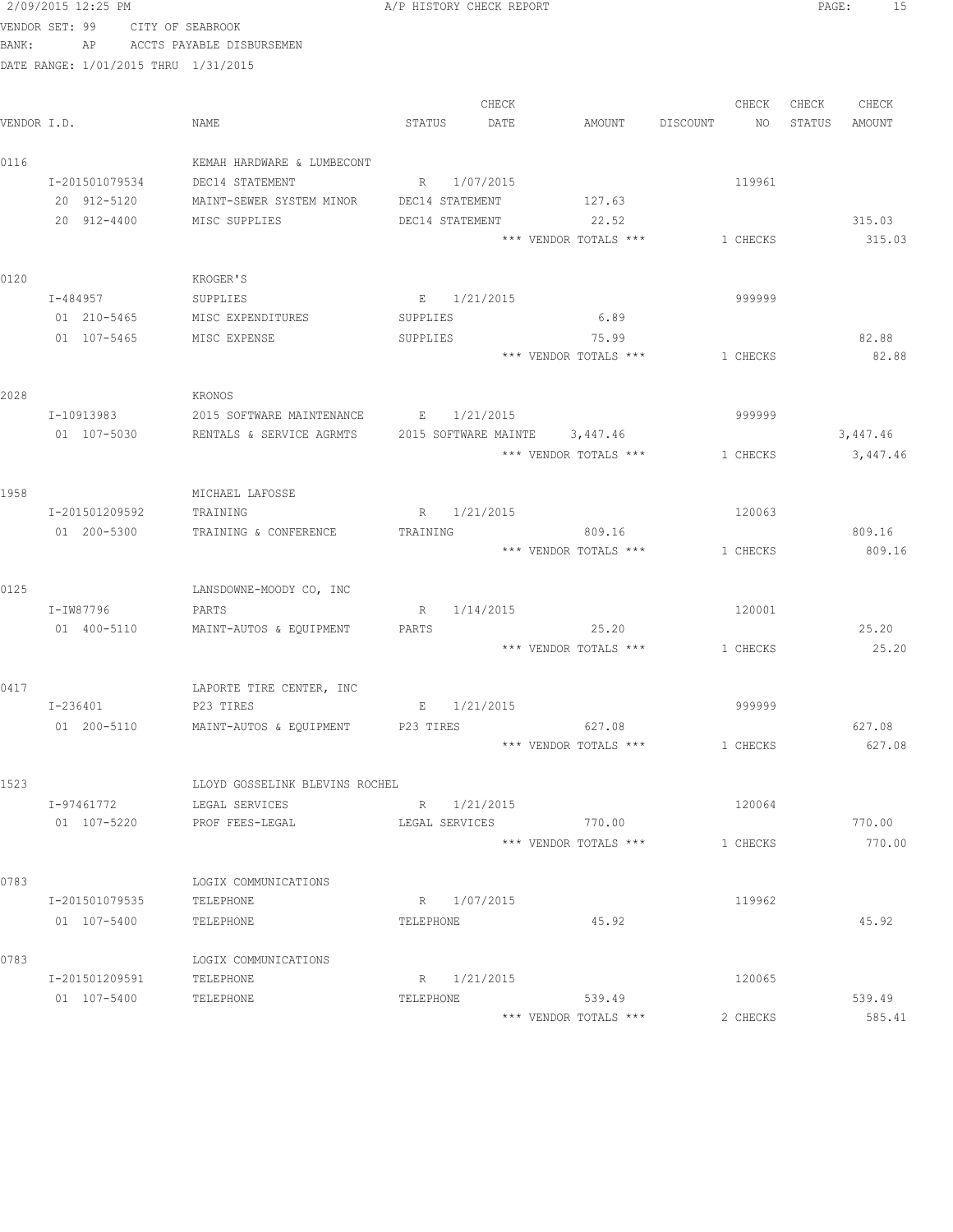2/09/2015 12:25 PM A/P HISTORY CHECK REPORT

VENDOR SET: 99 CITY OF SEABROOK
BANK: AP ACCTS PAYABLE DISBURSEMEN
DATE RANGE: 1/01/2015 THRU 1/31/2015

| VENDOR I.D. | NAME | STATUS | CHECK DATE | AMOUNT | DISCOUNT | CHECK NO | CHECK STATUS | CHECK AMOUNT |
|---|---|---|---|---|---|---|---|---|
| 0116 | KEMAH HARDWARE & LUMBECONT | | | | | | | |
| I-201501079534 | DEC14 STATEMENT | R | 1/07/2015 | | | 119961 | | |
| 20 912-5120 | MAINT-SEWER SYSTEM MINOR | DEC14 STATEMENT | | 127.63 | | | | |
| 20 912-4400 | MISC SUPPLIES | DEC14 STATEMENT | | 22.52 | | | | 315.03 |
| | | | | *** VENDOR TOTALS *** | | 1 CHECKS | | 315.03 |
| 0120 | KROGER'S | | | | | | | |
| I-484957 | SUPPLIES | E | 1/21/2015 | | | 999999 | | |
| 01 210-5465 | MISC EXPENDITURES | SUPPLIES | | 6.89 | | | | |
| 01 107-5465 | MISC EXPENSE | SUPPLIES | | 75.99 | | | | 82.88 |
| | | | | *** VENDOR TOTALS *** | | 1 CHECKS | | 82.88 |
| 2028 | KRONOS | | | | | | | |
| I-10913983 | 2015 SOFTWARE MAINTENANCE | E | 1/21/2015 | | | 999999 | | |
| 01 107-5030 | RENTALS & SERVICE AGRMTS | 2015 SOFTWARE MAINTE | | 3,447.46 | | | | 3,447.46 |
| | | | | *** VENDOR TOTALS *** | | 1 CHECKS | | 3,447.46 |
| 1958 | MICHAEL LAFOSSE | | | | | | | |
| I-201501209592 | TRAINING | R | 1/21/2015 | | | 120063 | | |
| 01 200-5300 | TRAINING & CONFERENCE | TRAINING | | 809.16 | | | | 809.16 |
| | | | | *** VENDOR TOTALS *** | | 1 CHECKS | | 809.16 |
| 0125 | LANSDOWNE-MOODY CO, INC | | | | | | | |
| I-IW87796 | PARTS | R | 1/14/2015 | | | 120001 | | |
| 01 400-5110 | MAINT-AUTOS & EQUIPMENT | PARTS | | 25.20 | | | | 25.20 |
| | | | | *** VENDOR TOTALS *** | | 1 CHECKS | | 25.20 |
| 0417 | LAPORTE TIRE CENTER, INC | | | | | | | |
| I-236401 | P23 TIRES | E | 1/21/2015 | | | 999999 | | |
| 01 200-5110 | MAINT-AUTOS & EQUIPMENT | P23 TIRES | | 627.08 | | | | 627.08 |
| | | | | *** VENDOR TOTALS *** | | 1 CHECKS | | 627.08 |
| 1523 | LLOYD GOSSELINK BLEVINS ROCHEL | | | | | | | |
| I-97461772 | LEGAL SERVICES | R | 1/21/2015 | | | 120064 | | |
| 01 107-5220 | PROF FEES-LEGAL | LEGAL SERVICES | | 770.00 | | | | 770.00 |
| | | | | *** VENDOR TOTALS *** | | 1 CHECKS | | 770.00 |
| 0783 | LOGIX COMMUNICATIONS | | | | | | | |
| I-201501079535 | TELEPHONE | R | 1/07/2015 | | | 119962 | | |
| 01 107-5400 | TELEPHONE | TELEPHONE | | 45.92 | | | | 45.92 |
| 0783 | LOGIX COMMUNICATIONS | | | | | | | |
| I-201501209591 | TELEPHONE | R | 1/21/2015 | | | 120065 | | |
| 01 107-5400 | TELEPHONE | TELEPHONE | | 539.49 | | | | 539.49 |
| | | | | *** VENDOR TOTALS *** | | 2 CHECKS | | 585.41 |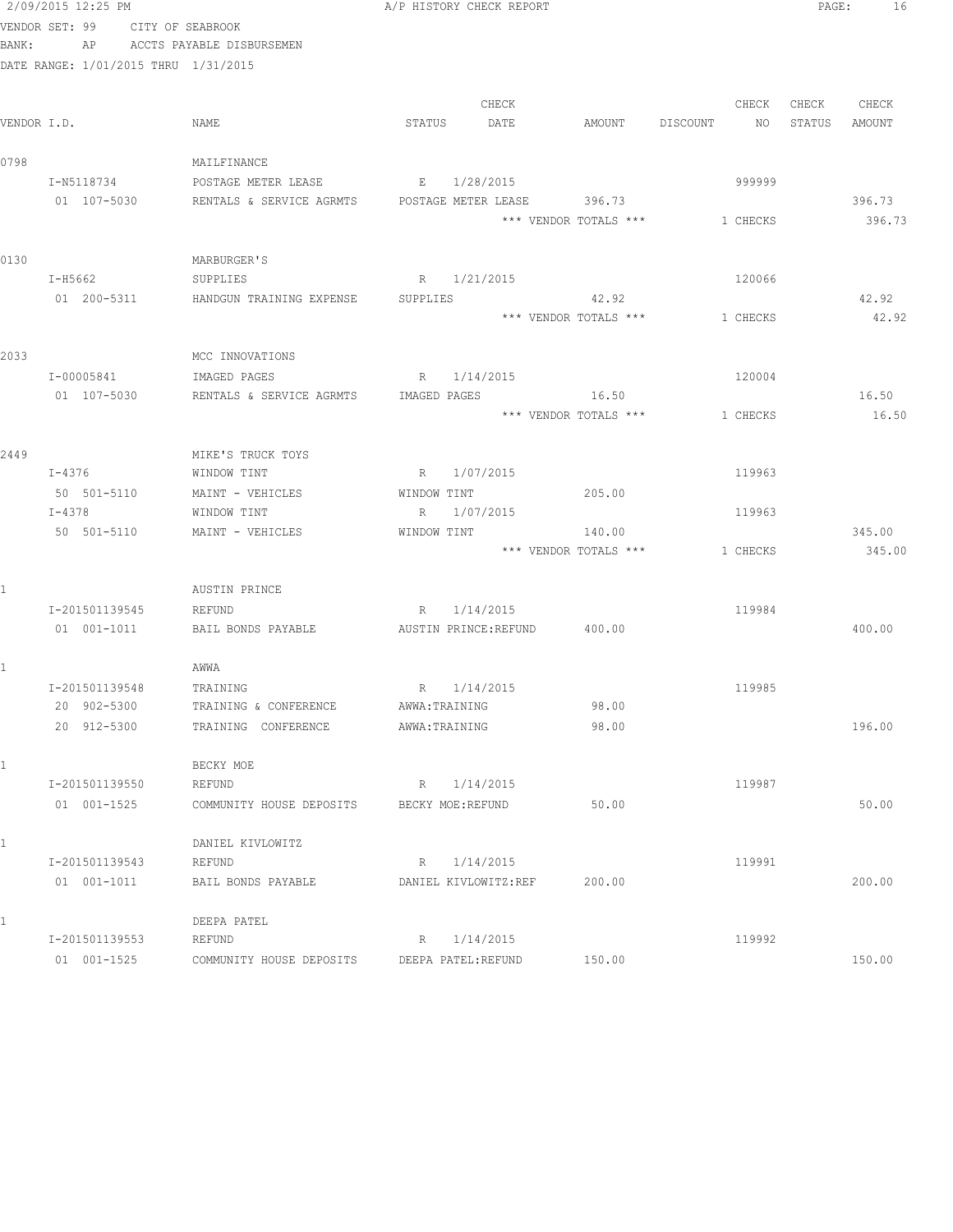2/09/2015 12:25 PM A/P HISTORY CHECK REPORT

VENDOR SET: 99 CITY OF SEABROOK
BANK: AP ACCTS PAYABLE DISBURSEMEN
DATE RANGE: 1/01/2015 THRU 1/31/2015

| VENDOR I.D. | NAME | STATUS | CHECK DATE | AMOUNT | DISCOUNT | CHECK NO | CHECK STATUS | CHECK AMOUNT |
|---|---|---|---|---|---|---|---|---|
| 0798 | MAILFINANCE | | | | | | | |
| I-N5118734 | POSTAGE METER LEASE | E | 1/28/2015 | | | 999999 | | |
| 01 107-5030 | RENTALS & SERVICE AGRMTS | POSTAGE METER LEASE | | 396.73 | | | | 396.73 |
| | | | | *** VENDOR TOTALS *** | | 1 CHECKS | | 396.73 |
| 0130 | MARBURGER'S | | | | | | | |
| I-H5662 | SUPPLIES | R | 1/21/2015 | | | 120066 | | |
| 01 200-5311 | HANDGUN TRAINING EXPENSE | SUPPLIES | | 42.92 | | | | 42.92 |
| | | | | *** VENDOR TOTALS *** | | 1 CHECKS | | 42.92 |
| 2033 | MCC INNOVATIONS | | | | | | | |
| I-00005841 | IMAGED PAGES | R | 1/14/2015 | | | 120004 | | |
| 01 107-5030 | RENTALS & SERVICE AGRMTS | IMAGED PAGES | | 16.50 | | | | 16.50 |
| | | | | *** VENDOR TOTALS *** | | 1 CHECKS | | 16.50 |
| 2449 | MIKE'S TRUCK TOYS | | | | | | | |
| I-4376 | WINDOW TINT | R | 1/07/2015 | | | 119963 | | |
| 50 501-5110 | MAINT - VEHICLES | WINDOW TINT | | 205.00 | | | | |
| I-4378 | WINDOW TINT | R | 1/07/2015 | | | 119963 | | |
| 50 501-5110 | MAINT - VEHICLES | WINDOW TINT | | 140.00 | | | | 345.00 |
| | | | | *** VENDOR TOTALS *** | | 1 CHECKS | | 345.00 |
| 1 | AUSTIN PRINCE | | | | | | | |
| I-201501139545 | REFUND | R | 1/14/2015 | | | 119984 | | |
| 01 001-1011 | BAIL BONDS PAYABLE | AUSTIN PRINCE:REFUND | | 400.00 | | | | 400.00 |
| 1 | AWWA | | | | | | | |
| I-201501139548 | TRAINING | R | 1/14/2015 | | | 119985 | | |
| 20 902-5300 | TRAINING & CONFERENCE | AWWA:TRAINING | | 98.00 | | | | |
| 20 912-5300 | TRAINING CONFERENCE | AWWA:TRAINING | | 98.00 | | | | 196.00 |
| 1 | BECKY MOE | | | | | | | |
| I-201501139550 | REFUND | R | 1/14/2015 | | | 119987 | | |
| 01 001-1525 | COMMUNITY HOUSE DEPOSITS | BECKY MOE:REFUND | | 50.00 | | | | 50.00 |
| 1 | DANIEL KIVLOWITZ | | | | | | | |
| I-201501139543 | REFUND | R | 1/14/2015 | | | 119991 | | |
| 01 001-1011 | BAIL BONDS PAYABLE | DANIEL KIVLOWITZ:REF | | 200.00 | | | | 200.00 |
| 1 | DEEPA PATEL | | | | | | | |
| I-201501139553 | REFUND | R | 1/14/2015 | | | 119992 | | |
| 01 001-1525 | COMMUNITY HOUSE DEPOSITS | DEEPA PATEL:REFUND | | 150.00 | | | | 150.00 |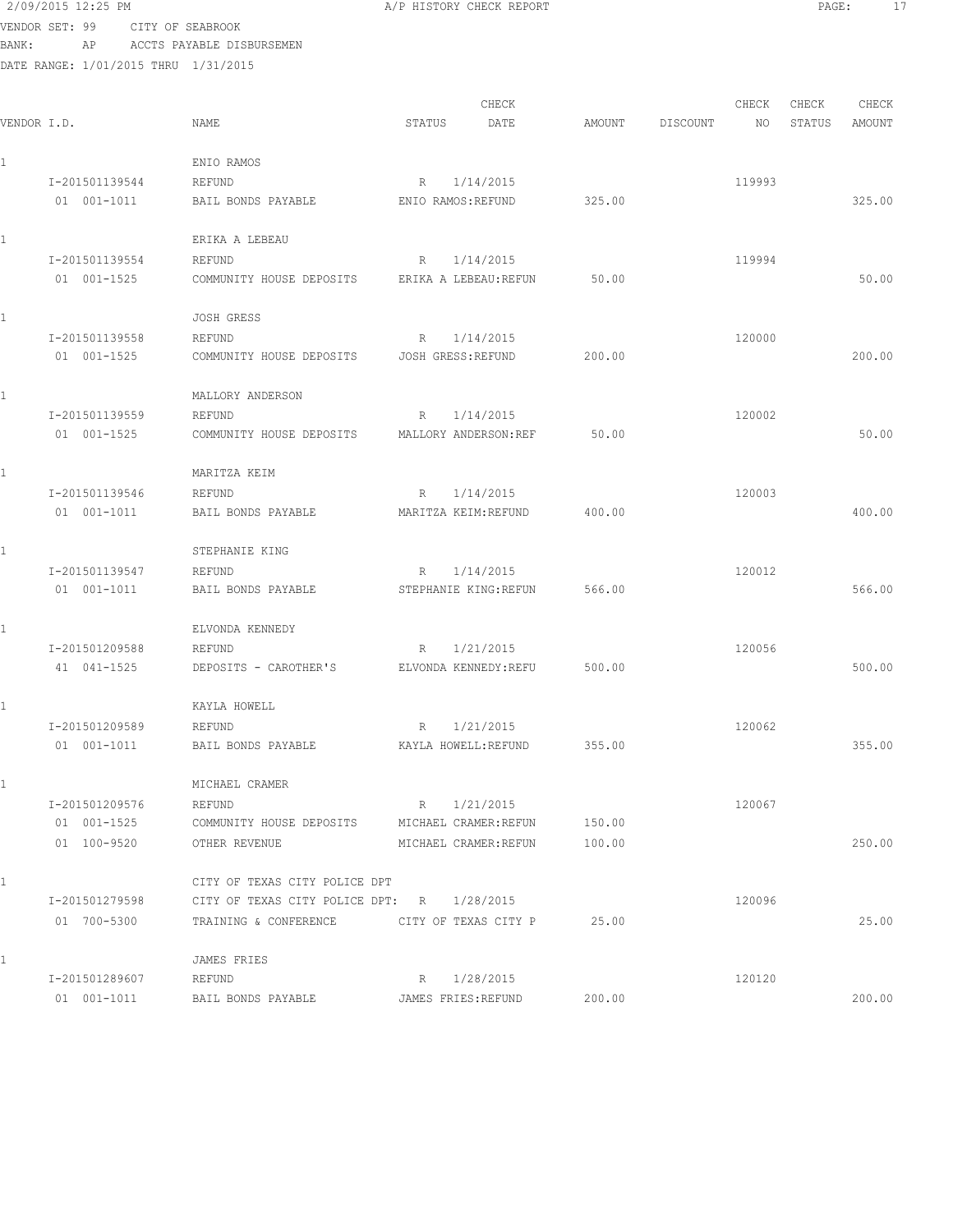2/09/2015 12:25 PM A/P HISTORY CHECK REPORT

VENDOR SET: 99 CITY OF SEABROOK
BANK: AP ACCTS PAYABLE DISBURSEMEN
DATE RANGE: 1/01/2015 THRU 1/31/2015

| VENDOR I.D. | NAME | STATUS | CHECK DATE | AMOUNT | DISCOUNT | CHECK NO | CHECK STATUS | CHECK AMOUNT |
|---|---|---|---|---|---|---|---|---|
| 1 | ENIO RAMOS | | | | | | | |
| I-201501139544 | REFUND | R | 1/14/2015 | | | 119993 | | |
| 01 001-1011 | BAIL BONDS PAYABLE | ENIO RAMOS:REFUND | | 325.00 | | | | 325.00 |
| 1 | ERIKA A LEBEAU | | | | | | | |
| I-201501139554 | REFUND | R | 1/14/2015 | | | 119994 | | |
| 01 001-1525 | COMMUNITY HOUSE DEPOSITS | ERIKA A LEBEAU:REFUN | | 50.00 | | | | 50.00 |
| 1 | JOSH GRESS | | | | | | | |
| I-201501139558 | REFUND | R | 1/14/2015 | | | 120000 | | |
| 01 001-1525 | COMMUNITY HOUSE DEPOSITS | JOSH GRESS:REFUND | | 200.00 | | | | 200.00 |
| 1 | MALLORY ANDERSON | | | | | | | |
| I-201501139559 | REFUND | R | 1/14/2015 | | | 120002 | | |
| 01 001-1525 | COMMUNITY HOUSE DEPOSITS | MALLORY ANDERSON:REF | | 50.00 | | | | 50.00 |
| 1 | MARITZA KEIM | | | | | | | |
| I-201501139546 | REFUND | R | 1/14/2015 | | | 120003 | | |
| 01 001-1011 | BAIL BONDS PAYABLE | MARITZA KEIM:REFUND | | 400.00 | | | | 400.00 |
| 1 | STEPHANIE KING | | | | | | | |
| I-201501139547 | REFUND | R | 1/14/2015 | | | 120012 | | |
| 01 001-1011 | BAIL BONDS PAYABLE | STEPHANIE KING:REFUN | | 566.00 | | | | 566.00 |
| 1 | ELVONDA KENNEDY | | | | | | | |
| I-201501209588 | REFUND | R | 1/21/2015 | | | 120056 | | |
| 41 041-1525 | DEPOSITS - CAROTHER'S | ELVONDA KENNEDY:REFU | | 500.00 | | | | 500.00 |
| 1 | KAYLA HOWELL | | | | | | | |
| I-201501209589 | REFUND | R | 1/21/2015 | | | 120062 | | |
| 01 001-1011 | BAIL BONDS PAYABLE | KAYLA HOWELL:REFUND | | 355.00 | | | | 355.00 |
| 1 | MICHAEL CRAMER | | | | | | | |
| I-201501209576 | REFUND | R | 1/21/2015 | | | 120067 | | |
| 01 001-1525 | COMMUNITY HOUSE DEPOSITS | MICHAEL CRAMER:REFUN | | 150.00 | | | | |
| 01 100-9520 | OTHER REVENUE | MICHAEL CRAMER:REFUN | | 100.00 | | | | 250.00 |
| 1 | CITY OF TEXAS CITY POLICE DPT | | | | | | | |
| I-201501279598 | CITY OF TEXAS CITY POLICE DPT: | R | 1/28/2015 | | | 120096 | | |
| 01 700-5300 | TRAINING & CONFERENCE | CITY OF TEXAS CITY P | | 25.00 | | | | 25.00 |
| 1 | JAMES FRIES | | | | | | | |
| I-201501289607 | REFUND | R | 1/28/2015 | | | 120120 | | |
| 01 001-1011 | BAIL BONDS PAYABLE | JAMES FRIES:REFUND | | 200.00 | | | | 200.00 |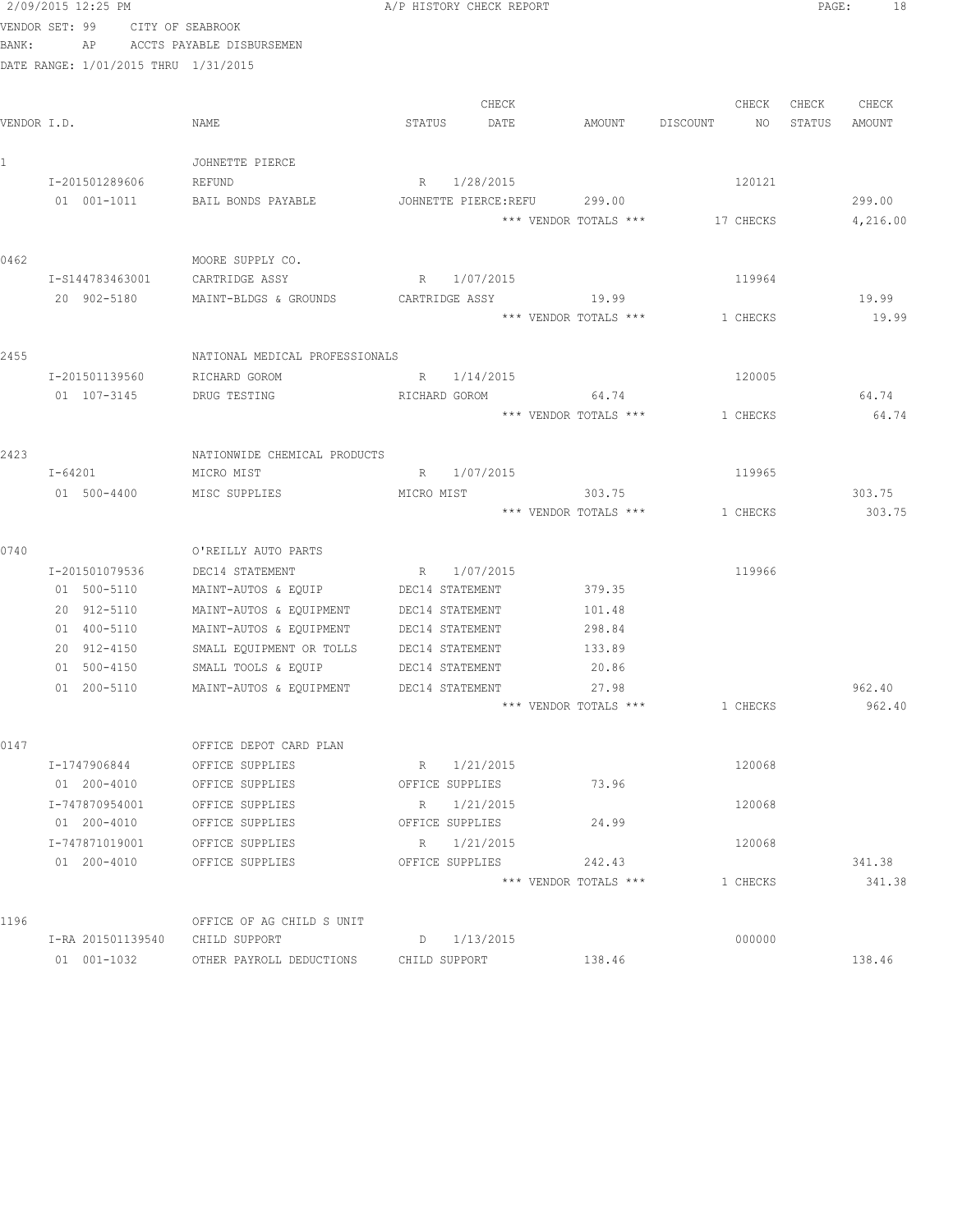2/09/2015 12:25 PM A/P HISTORY CHECK REPORT

VENDOR SET: 99 CITY OF SEABROOK
BANK: AP ACCTS PAYABLE DISBURSEMEN
DATE RANGE: 1/01/2015 THRU 1/31/2015

| VENDOR I.D. | NAME | STATUS | CHECK DATE | AMOUNT | DISCOUNT | CHECK NO | CHECK STATUS | CHECK AMOUNT |
|---|---|---|---|---|---|---|---|---|
| 1 | JOHNETTE PIERCE | | | | | | | |
| I-201501289606 | REFUND | R | 1/28/2015 | | | 120121 | | |
| 01 001-1011 | BAIL BONDS PAYABLE | JOHNETTE PIERCE:REFU | | 299.00 | | | | 299.00 |
| | | | | *** VENDOR TOTALS *** | | 17 CHECKS | | 4,216.00 |
| 0462 | MOORE SUPPLY CO. | | | | | | | |
| I-S144783463001 | CARTRIDGE ASSY | R | 1/07/2015 | | | 119964 | | |
| 20 902-5180 | MAINT-BLDGS & GROUNDS | CARTRIDGE ASSY | | 19.99 | | | | 19.99 |
| | | | | *** VENDOR TOTALS *** | | 1 CHECKS | | 19.99 |
| 2455 | NATIONAL MEDICAL PROFESSIONALS | | | | | | | |
| I-201501139560 | RICHARD GOROM | R | 1/14/2015 | | | 120005 | | |
| 01 107-3145 | DRUG TESTING | RICHARD GOROM | | 64.74 | | | | 64.74 |
| | | | | *** VENDOR TOTALS *** | | 1 CHECKS | | 64.74 |
| 2423 | NATIONWIDE CHEMICAL PRODUCTS | | | | | | | |
| I-64201 | MICRO MIST | R | 1/07/2015 | | | 119965 | | |
| 01 500-4400 | MISC SUPPLIES | MICRO MIST | | 303.75 | | | | 303.75 |
| | | | | *** VENDOR TOTALS *** | | 1 CHECKS | | 303.75 |
| 0740 | O'REILLY AUTO PARTS | | | | | | | |
| I-201501079536 | DEC14 STATEMENT | R | 1/07/2015 | | | 119966 | | |
| 01 500-5110 | MAINT-AUTOS & EQUIP | DEC14 STATEMENT | | 379.35 | | | | |
| 20 912-5110 | MAINT-AUTOS & EQUIPMENT | DEC14 STATEMENT | | 101.48 | | | | |
| 01 400-5110 | MAINT-AUTOS & EQUIPMENT | DEC14 STATEMENT | | 298.84 | | | | |
| 20 912-4150 | SMALL EQUIPMENT OR TOLLS | DEC14 STATEMENT | | 133.89 | | | | |
| 01 500-4150 | SMALL TOOLS & EQUIP | DEC14 STATEMENT | | 20.86 | | | | |
| 01 200-5110 | MAINT-AUTOS & EQUIPMENT | DEC14 STATEMENT | | 27.98 | | | | 962.40 |
| | | | | *** VENDOR TOTALS *** | | 1 CHECKS | | 962.40 |
| 0147 | OFFICE DEPOT CARD PLAN | | | | | | | |
| I-1747906844 | OFFICE SUPPLIES | R | 1/21/2015 | | | 120068 | | |
| 01 200-4010 | OFFICE SUPPLIES | OFFICE SUPPLIES | | 73.96 | | | | |
| I-747870954001 | OFFICE SUPPLIES | R | 1/21/2015 | | | 120068 | | |
| 01 200-4010 | OFFICE SUPPLIES | OFFICE SUPPLIES | | 24.99 | | | | |
| I-747871019001 | OFFICE SUPPLIES | R | 1/21/2015 | | | 120068 | | |
| 01 200-4010 | OFFICE SUPPLIES | OFFICE SUPPLIES | | 242.43 | | | | 341.38 |
| | | | | *** VENDOR TOTALS *** | | 1 CHECKS | | 341.38 |
| 1196 | OFFICE OF AG CHILD S UNIT | | | | | | | |
| I-RA 201501139540 | CHILD SUPPORT | D | 1/13/2015 | | | 000000 | | |
| 01 001-1032 | OTHER PAYROLL DEDUCTIONS | CHILD SUPPORT | | 138.46 | | | | 138.46 |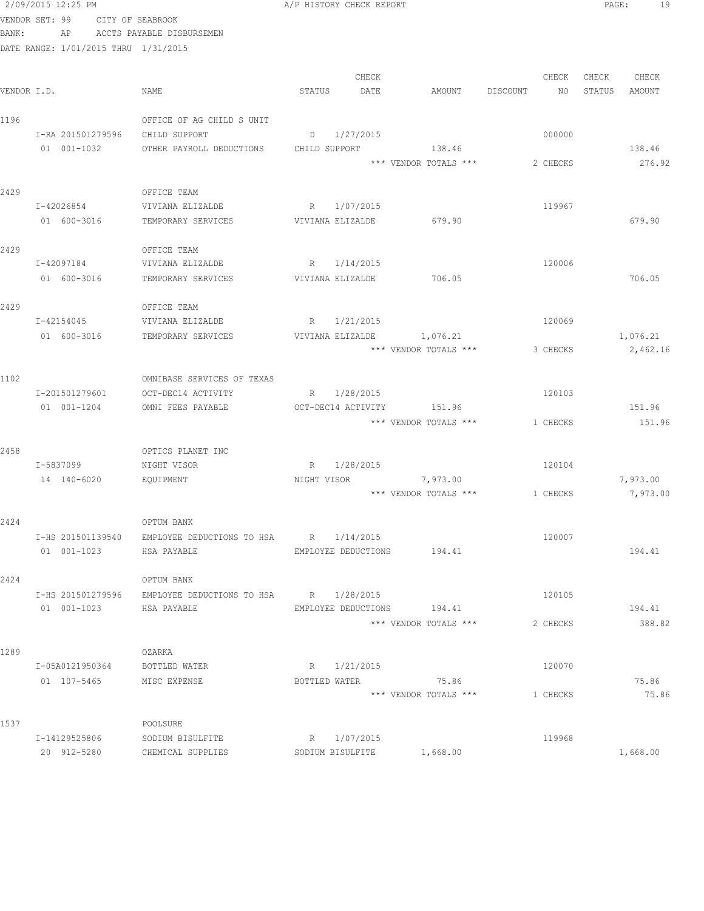2/09/2015 12:25 PM A/P HISTORY CHECK REPORT

VENDOR SET: 99 CITY OF SEABROOK
BANK: AP ACCTS PAYABLE DISBURSEMEN
DATE RANGE: 1/01/2015 THRU 1/31/2015

| VENDOR I.D. | NAME | STATUS | CHECK DATE | AMOUNT | DISCOUNT | CHECK NO | CHECK STATUS | CHECK AMOUNT |
|---|---|---|---|---|---|---|---|---|
| 1196 | OFFICE OF AG CHILD S UNIT | | | | | | | |
| I-RA 201501279596 | CHILD SUPPORT | D | 1/27/2015 | | | 000000 | | |
| 01 001-1032 | OTHER PAYROLL DEDUCTIONS | CHILD SUPPORT | | 138.46 | | | | 138.46 |
| | | | | *** VENDOR TOTALS *** | | 2 CHECKS | | 276.92 |
| 2429 | OFFICE TEAM | | | | | | | |
| I-42026854 | VIVIANA ELIZALDE | R | 1/07/2015 | | | 119967 | | |
| 01 600-3016 | TEMPORARY SERVICES | VIVIANA ELIZALDE | | 679.90 | | | | 679.90 |
| 2429 | OFFICE TEAM | | | | | | | |
| I-42097184 | VIVIANA ELIZALDE | R | 1/14/2015 | | | 120006 | | |
| 01 600-3016 | TEMPORARY SERVICES | VIVIANA ELIZALDE | | 706.05 | | | | 706.05 |
| 2429 | OFFICE TEAM | | | | | | | |
| I-42154045 | VIVIANA ELIZALDE | R | 1/21/2015 | | | 120069 | | |
| 01 600-3016 | TEMPORARY SERVICES | VIVIANA ELIZALDE | | 1,076.21 | | | | 1,076.21 |
| | | | | *** VENDOR TOTALS *** | | 3 CHECKS | | 2,462.16 |
| 1102 | OMNIBASE SERVICES OF TEXAS | | | | | | | |
| I-201501279601 | OCT-DEC14 ACTIVITY | R | 1/28/2015 | | | 120103 | | |
| 01 001-1204 | OMNI FEES PAYABLE | OCT-DEC14 ACTIVITY | | 151.96 | | | | 151.96 |
| | | | | *** VENDOR TOTALS *** | | 1 CHECKS | | 151.96 |
| 2458 | OPTICS PLANET INC | | | | | | | |
| I-5837099 | NIGHT VISOR | R | 1/28/2015 | | | 120104 | | |
| 14 140-6020 | EQUIPMENT | NIGHT VISOR | | 7,973.00 | | | | 7,973.00 |
| | | | | *** VENDOR TOTALS *** | | 1 CHECKS | | 7,973.00 |
| 2424 | OPTUM BANK | | | | | | | |
| I-HS 201501139540 | EMPLOYEE DEDUCTIONS TO HSA | R | 1/14/2015 | | | 120007 | | |
| 01 001-1023 | HSA PAYABLE | EMPLOYEE DEDUCTIONS | | 194.41 | | | | 194.41 |
| 2424 | OPTUM BANK | | | | | | | |
| I-HS 201501279596 | EMPLOYEE DEDUCTIONS TO HSA | R | 1/28/2015 | | | 120105 | | |
| 01 001-1023 | HSA PAYABLE | EMPLOYEE DEDUCTIONS | | 194.41 | | | | 194.41 |
| | | | | *** VENDOR TOTALS *** | | 2 CHECKS | | 388.82 |
| 1289 | OZARKA | | | | | | | |
| I-05A0121950364 | BOTTLED WATER | R | 1/21/2015 | | | 120070 | | |
| 01 107-5465 | MISC EXPENSE | BOTTLED WATER | | 75.86 | | | | 75.86 |
| | | | | *** VENDOR TOTALS *** | | 1 CHECKS | | 75.86 |
| 1537 | POOLSURE | | | | | | | |
| I-14129525806 | SODIUM BISULFITE | R | 1/07/2015 | | | 119968 | | |
| 20 912-5280 | CHEMICAL SUPPLIES | SODIUM BISULFITE | | 1,668.00 | | | | 1,668.00 |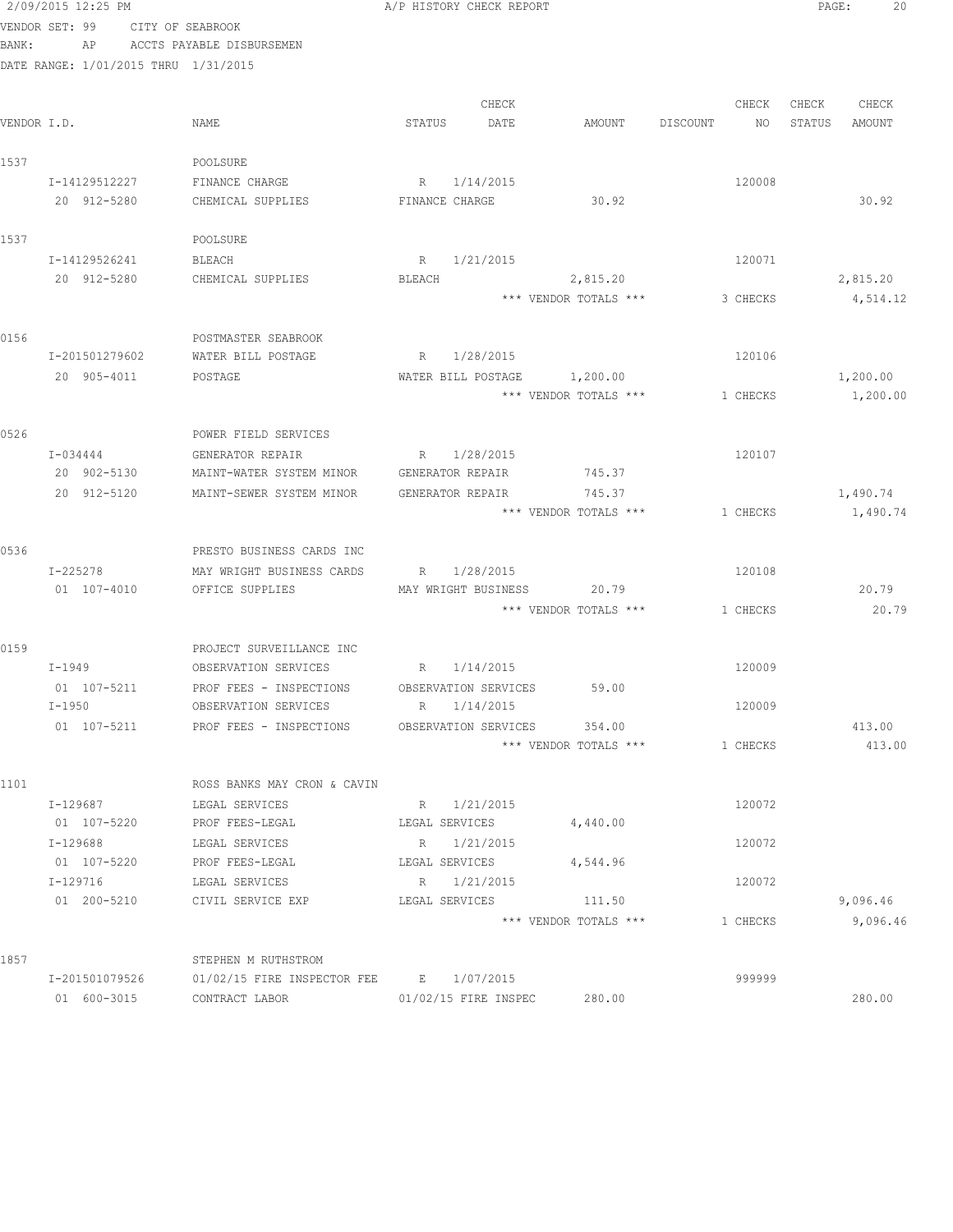2/09/2015 12:25 PM A/P HISTORY CHECK REPORT

VENDOR SET: 99 CITY OF SEABROOK
BANK: AP ACCTS PAYABLE DISBURSEMEN
DATE RANGE: 1/01/2015 THRU 1/31/2015

| VENDOR I.D. | NAME | STATUS | CHECK DATE | AMOUNT | DISCOUNT | CHECK NO | CHECK STATUS | CHECK AMOUNT |
|---|---|---|---|---|---|---|---|---|
| 1537 | POOLSURE | | | | | | | |
| I-14129512227 | FINANCE CHARGE | R | 1/14/2015 | | | 120008 | | |
| 20 912-5280 | CHEMICAL SUPPLIES | FINANCE CHARGE | | 30.92 | | | | 30.92 |
| 1537 | POOLSURE | | | | | | | |
| I-14129526241 | BLEACH | R | 1/21/2015 | | | 120071 | | |
| 20 912-5280 | CHEMICAL SUPPLIES | BLEACH | | 2,815.20 | | | | 2,815.20 |
| | | | | *** VENDOR TOTALS *** | | 3 CHECKS | | 4,514.12 |
| 0156 | POSTMASTER SEABROOK | | | | | | | |
| I-201501279602 | WATER BILL POSTAGE | R | 1/28/2015 | | | 120106 | | |
| 20 905-4011 | POSTAGE | WATER BILL POSTAGE | | 1,200.00 | | | | 1,200.00 |
| | | | | *** VENDOR TOTALS *** | | 1 CHECKS | | 1,200.00 |
| 0526 | POWER FIELD SERVICES | | | | | | | |
| I-034444 | GENERATOR REPAIR | R | 1/28/2015 | | | 120107 | | |
| 20 902-5130 | MAINT-WATER SYSTEM MINOR | GENERATOR REPAIR | | 745.37 | | | | |
| 20 912-5120 | MAINT-SEWER SYSTEM MINOR | GENERATOR REPAIR | | 745.37 | | | | 1,490.74 |
| | | | | *** VENDOR TOTALS *** | | 1 CHECKS | | 1,490.74 |
| 0536 | PRESTO BUSINESS CARDS INC | | | | | | | |
| I-225278 | MAY WRIGHT BUSINESS CARDS | R | 1/28/2015 | | | 120108 | | |
| 01 107-4010 | OFFICE SUPPLIES | MAY WRIGHT BUSINESS | | 20.79 | | | | 20.79 |
| | | | | *** VENDOR TOTALS *** | | 1 CHECKS | | 20.79 |
| 0159 | PROJECT SURVEILLANCE INC | | | | | | | |
| I-1949 | OBSERVATION SERVICES | R | 1/14/2015 | | | 120009 | | |
| 01 107-5211 | PROF FEES - INSPECTIONS | OBSERVATION SERVICES | | 59.00 | | | | |
| I-1950 | OBSERVATION SERVICES | R | 1/14/2015 | | | 120009 | | |
| 01 107-5211 | PROF FEES - INSPECTIONS | OBSERVATION SERVICES | | 354.00 | | | | 413.00 |
| | | | | *** VENDOR TOTALS *** | | 1 CHECKS | | 413.00 |
| 1101 | ROSS BANKS MAY CRON & CAVIN | | | | | | | |
| I-129687 | LEGAL SERVICES | R | 1/21/2015 | | | 120072 | | |
| 01 107-5220 | PROF FEES-LEGAL | LEGAL SERVICES | | 4,440.00 | | | | |
| I-129688 | LEGAL SERVICES | R | 1/21/2015 | | | 120072 | | |
| 01 107-5220 | PROF FEES-LEGAL | LEGAL SERVICES | | 4,544.96 | | | | |
| I-129716 | LEGAL SERVICES | R | 1/21/2015 | | | 120072 | | |
| 01 200-5210 | CIVIL SERVICE EXP | LEGAL SERVICES | | 111.50 | | | | 9,096.46 |
| | | | | *** VENDOR TOTALS *** | | 1 CHECKS | | 9,096.46 |
| 1857 | STEPHEN M RUTHSTROM | | | | | | | |
| I-201501079526 | 01/02/15 FIRE INSPECTOR FEE | E | 1/07/2015 | | | 999999 | | |
| 01 600-3015 | CONTRACT LABOR | 01/02/15 FIRE INSPEC | | 280.00 | | | | 280.00 |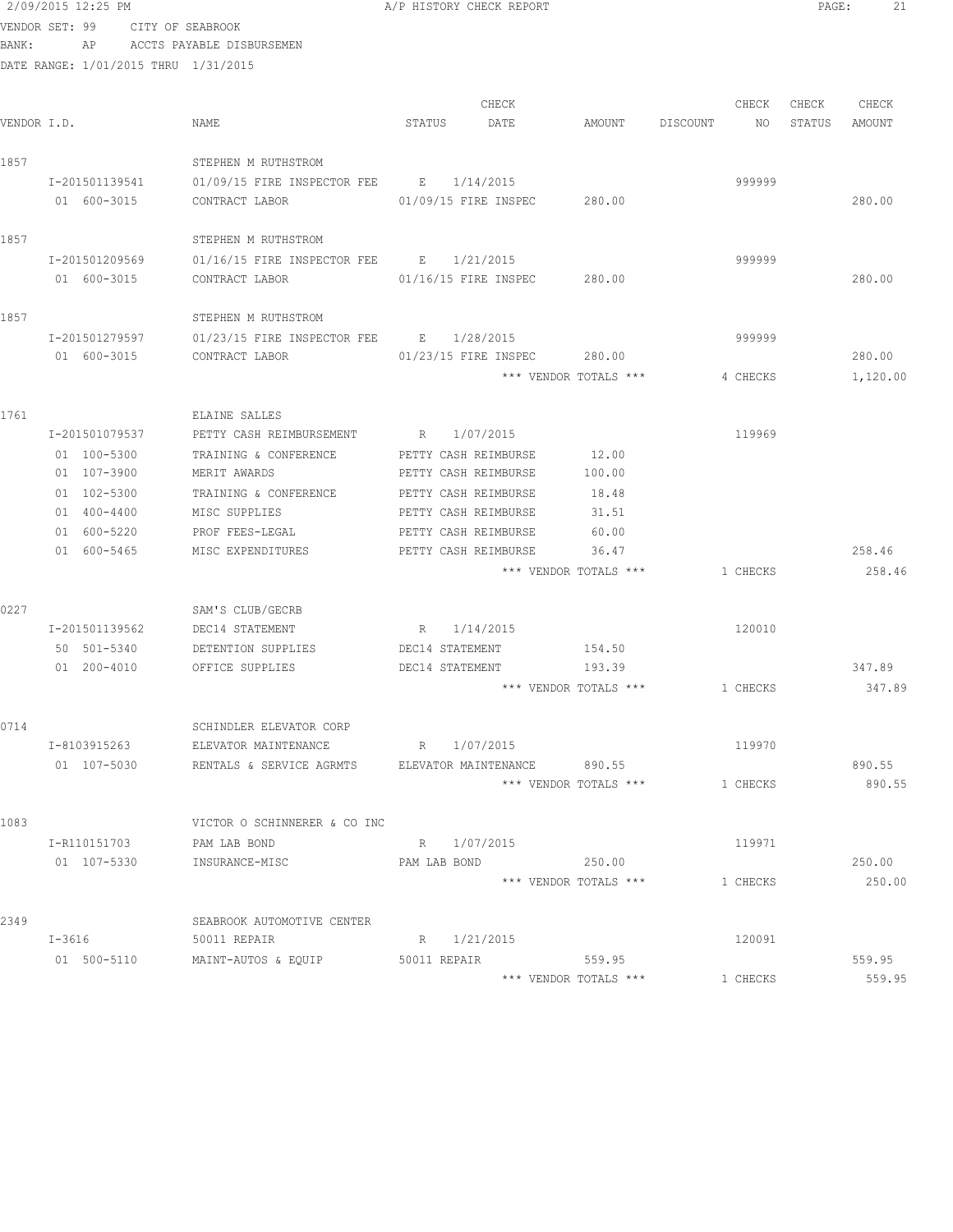VENDOR SET: 99 CITY OF SEABROOK
BANK: AP ACCTS PAYABLE DISBURSEMEN
DATE RANGE: 1/01/2015 THRU 1/31/2015

| VENDOR I.D. | NAME | STATUS | CHECK DATE | AMOUNT | DISCOUNT | CHECK NO | CHECK STATUS | CHECK AMOUNT |
|---|---|---|---|---|---|---|---|---|
| 1857 | STEPHEN M RUTHSTROM | | | | | | | |
| I-201501139541 | 01/09/15 FIRE INSPECTOR FEE | E | 1/14/2015 | | | 999999 | | |
| 01 600-3015 | CONTRACT LABOR | 01/09/15 FIRE INSPEC | | 280.00 | | | | 280.00 |
| 1857 | STEPHEN M RUTHSTROM | | | | | | | |
| I-201501209569 | 01/16/15 FIRE INSPECTOR FEE | E | 1/21/2015 | | | 999999 | | |
| 01 600-3015 | CONTRACT LABOR | 01/16/15 FIRE INSPEC | | 280.00 | | | | 280.00 |
| 1857 | STEPHEN M RUTHSTROM | | | | | | | |
| I-201501279597 | 01/23/15 FIRE INSPECTOR FEE | E | 1/28/2015 | | | 999999 | | |
| 01 600-3015 | CONTRACT LABOR | 01/23/15 FIRE INSPEC | | 280.00 | | | | 280.00 |
| | | | | *** VENDOR TOTALS *** | | 4 CHECKS | | 1,120.00 |
| 1761 | ELAINE SALLES | | | | | | | |
| I-201501079537 | PETTY CASH REIMBURSEMENT | R | 1/07/2015 | | | 119969 | | |
| 01 100-5300 | TRAINING & CONFERENCE | PETTY CASH REIMBURSE | | 12.00 | | | | |
| 01 107-3900 | MERIT AWARDS | PETTY CASH REIMBURSE | | 100.00 | | | | |
| 01 102-5300 | TRAINING & CONFERENCE | PETTY CASH REIMBURSE | | 18.48 | | | | |
| 01 400-4400 | MISC SUPPLIES | PETTY CASH REIMBURSE | | 31.51 | | | | |
| 01 600-5220 | PROF FEES-LEGAL | PETTY CASH REIMBURSE | | 60.00 | | | | |
| 01 600-5465 | MISC EXPENDITURES | PETTY CASH REIMBURSE | | 36.47 | | | | 258.46 |
| | | | | *** VENDOR TOTALS *** | | 1 CHECKS | | 258.46 |
| 0227 | SAM'S CLUB/GECRB | | | | | | | |
| I-201501139562 | DEC14 STATEMENT | R | 1/14/2015 | | | 120010 | | |
| 50 501-5340 | DETENTION SUPPLIES | DEC14 STATEMENT | | 154.50 | | | | |
| 01 200-4010 | OFFICE SUPPLIES | DEC14 STATEMENT | | 193.39 | | | | 347.89 |
| | | | | *** VENDOR TOTALS *** | | 1 CHECKS | | 347.89 |
| 0714 | SCHINDLER ELEVATOR CORP | | | | | | | |
| I-8103915263 | ELEVATOR MAINTENANCE | R | 1/07/2015 | | | 119970 | | |
| 01 107-5030 | RENTALS & SERVICE AGRMTS | ELEVATOR MAINTENANCE | | 890.55 | | | | 890.55 |
| | | | | *** VENDOR TOTALS *** | | 1 CHECKS | | 890.55 |
| 1083 | VICTOR O SCHINNERER & CO INC | | | | | | | |
| I-R110151703 | PAM LAB BOND | R | 1/07/2015 | | | 119971 | | |
| 01 107-5330 | INSURANCE-MISC | PAM LAB BOND | | 250.00 | | | | 250.00 |
| | | | | *** VENDOR TOTALS *** | | 1 CHECKS | | 250.00 |
| 2349 | SEABROOK AUTOMOTIVE CENTER | | | | | | | |
| I-3616 | 50011 REPAIR | R | 1/21/2015 | | | 120091 | | |
| 01 500-5110 | MAINT-AUTOS & EQUIP | 50011 REPAIR | | 559.95 | | | | 559.95 |
| | | | | *** VENDOR TOTALS *** | | 1 CHECKS | | 559.95 |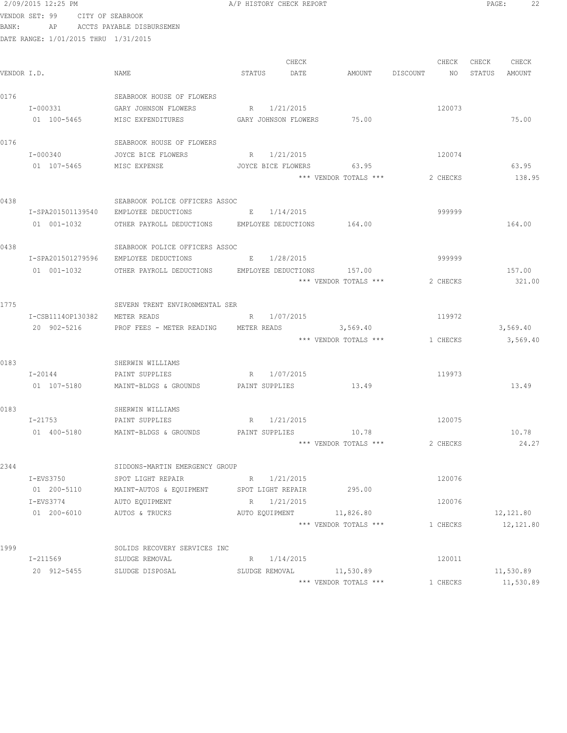2/09/2015 12:25 PM A/P HISTORY CHECK REPORT

VENDOR SET: 99 CITY OF SEABROOK
BANK: AP ACCTS PAYABLE DISBURSEMEN
DATE RANGE: 1/01/2015 THRU 1/31/2015

| VENDOR I.D. | NAME | STATUS | CHECK DATE | AMOUNT | DISCOUNT | CHECK NO | CHECK STATUS | CHECK AMOUNT |
|---|---|---|---|---|---|---|---|---|
| 0176 | SEABROOK HOUSE OF FLOWERS | | | | | | | |
| I-000331 | GARY JOHNSON FLOWERS | R | 1/21/2015 | | | 120073 | | |
| 01 100-5465 | MISC EXPENDITURES | GARY JOHNSON FLOWERS | | 75.00 | | | | 75.00 |
| 0176 | SEABROOK HOUSE OF FLOWERS | | | | | | | |
| I-000340 | JOYCE BICE FLOWERS | R | 1/21/2015 | | | 120074 | | |
| 01 107-5465 | MISC EXPENSE | JOYCE BICE FLOWERS | | 63.95 | | | | 63.95 |
| | | | | *** VENDOR TOTALS *** | | 2 CHECKS | | 138.95 |
| 0438 | SEABROOK POLICE OFFICERS ASSOC | | | | | | | |
| I-SPA201501139540 | EMPLOYEE DEDUCTIONS | E | 1/14/2015 | | | 999999 | | |
| 01 001-1032 | OTHER PAYROLL DEDUCTIONS | EMPLOYEE DEDUCTIONS | | 164.00 | | | | 164.00 |
| 0438 | SEABROOK POLICE OFFICERS ASSOC | | | | | | | |
| I-SPA201501279596 | EMPLOYEE DEDUCTIONS | E | 1/28/2015 | | | 999999 | | |
| 01 001-1032 | OTHER PAYROLL DEDUCTIONS | EMPLOYEE DEDUCTIONS | | 157.00 | | | | 157.00 |
| | | | | *** VENDOR TOTALS *** | | 2 CHECKS | | 321.00 |
| 1775 | SEVERN TRENT ENVIRONMENTAL SER | | | | | | | |
| I-CSB1114OP130382 | METER READS | R | 1/07/2015 | | | 119972 | | |
| 20 902-5216 | PROF FEES - METER READING | METER READS | | 3,569.40 | | | | 3,569.40 |
| | | | | *** VENDOR TOTALS *** | | 1 CHECKS | | 3,569.40 |
| 0183 | SHERWIN WILLIAMS | | | | | | | |
| I-20144 | PAINT SUPPLIES | R | 1/07/2015 | | | 119973 | | |
| 01 107-5180 | MAINT-BLDGS & GROUNDS | PAINT SUPPLIES | | 13.49 | | | | 13.49 |
| 0183 | SHERWIN WILLIAMS | | | | | | | |
| I-21753 | PAINT SUPPLIES | R | 1/21/2015 | | | 120075 | | |
| 01 400-5180 | MAINT-BLDGS & GROUNDS | PAINT SUPPLIES | | 10.78 | | | | 10.78 |
| | | | | *** VENDOR TOTALS *** | | 2 CHECKS | | 24.27 |
| 2344 | SIDDONS-MARTIN EMERGENCY GROUP | | | | | | | |
| I-EVS3750 | SPOT LIGHT REPAIR | R | 1/21/2015 | | | 120076 | | |
| 01 200-5110 | MAINT-AUTOS & EQUIPMENT | SPOT LIGHT REPAIR | | 295.00 | | | | |
| I-EVS3774 | AUTO EQUIPMENT | R | 1/21/2015 | | | 120076 | | |
| 01 200-6010 | AUTOS & TRUCKS | AUTO EQUIPMENT | | 11,826.80 | | | | 12,121.80 |
| | | | | *** VENDOR TOTALS *** | | 1 CHECKS | | 12,121.80 |
| 1999 | SOLIDS RECOVERY SERVICES INC | | | | | | | |
| I-211569 | SLUDGE REMOVAL | R | 1/14/2015 | | | 120011 | | |
| 20 912-5455 | SLUDGE DISPOSAL | SLUDGE REMOVAL | | 11,530.89 | | | | 11,530.89 |
| | | | | *** VENDOR TOTALS *** | | 1 CHECKS | | 11,530.89 |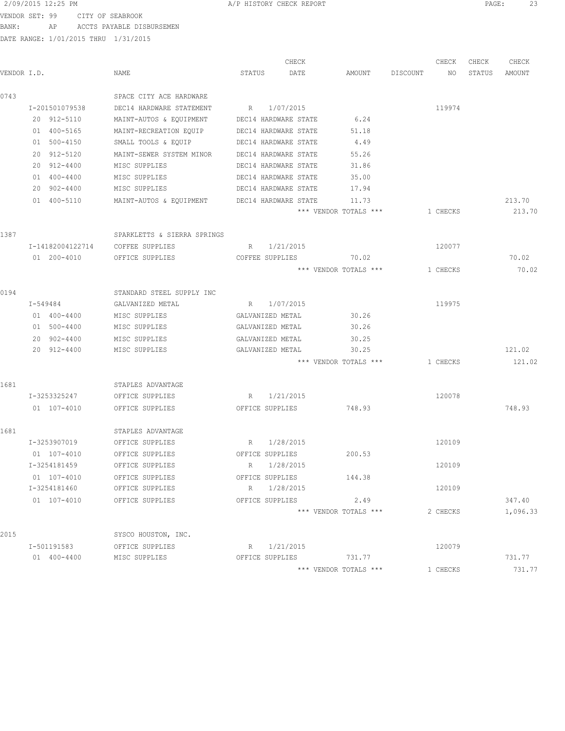2/09/2015 12:25 PM A/P HISTORY CHECK REPORT

VENDOR SET: 99 CITY OF SEABROOK
BANK: AP ACCTS PAYABLE DISBURSEMEN
DATE RANGE: 1/01/2015 THRU 1/31/2015

| VENDOR I.D. | NAME | STATUS | CHECK DATE | AMOUNT | DISCOUNT | CHECK NO | CHECK STATUS | CHECK AMOUNT |
|---|---|---|---|---|---|---|---|---|
| 0743 | SPACE CITY ACE HARDWARE | | | | | | | |
| I-201501079538 | DEC14 HARDWARE STATEMENT | R | 1/07/2015 | | | 119974 | | |
| 20 912-5110 | MAINT-AUTOS & EQUIPMENT | DEC14 HARDWARE STATE | | 6.24 | | | | |
| 01 400-5165 | MAINT-RECREATION EQUIP | DEC14 HARDWARE STATE | | 51.18 | | | | |
| 01 500-4150 | SMALL TOOLS & EQUIP | DEC14 HARDWARE STATE | | 4.49 | | | | |
| 20 912-5120 | MAINT-SEWER SYSTEM MINOR | DEC14 HARDWARE STATE | | 55.26 | | | | |
| 20 912-4400 | MISC SUPPLIES | DEC14 HARDWARE STATE | | 31.86 | | | | |
| 01 400-4400 | MISC SUPPLIES | DEC14 HARDWARE STATE | | 35.00 | | | | |
| 20 902-4400 | MISC SUPPLIES | DEC14 HARDWARE STATE | | 17.94 | | | | |
| 01 400-5110 | MAINT-AUTOS & EQUIPMENT | DEC14 HARDWARE STATE | | 11.73 | | | | 213.70 |
| | | | | *** VENDOR TOTALS *** | | 1 CHECKS | | 213.70 |
| 1387 | SPARKLETTS & SIERRA SPRINGS | | | | | | | |
| I-14182004122714 | COFFEE SUPPLIES | R | 1/21/2015 | | | 120077 | | |
| 01 200-4010 | OFFICE SUPPLIES | COFFEE SUPPLIES | | 70.02 | | | | 70.02 |
| | | | | *** VENDOR TOTALS *** | | 1 CHECKS | | 70.02 |
| 0194 | STANDARD STEEL SUPPLY INC | | | | | | | |
| I-549484 | GALVANIZED METAL | R | 1/07/2015 | | | 119975 | | |
| 01 400-4400 | MISC SUPPLIES | GALVANIZED METAL | | 30.26 | | | | |
| 01 500-4400 | MISC SUPPLIES | GALVANIZED METAL | | 30.26 | | | | |
| 20 902-4400 | MISC SUPPLIES | GALVANIZED METAL | | 30.25 | | | | |
| 20 912-4400 | MISC SUPPLIES | GALVANIZED METAL | | 30.25 | | | | 121.02 |
| | | | | *** VENDOR TOTALS *** | | 1 CHECKS | | 121.02 |
| 1681 | STAPLES ADVANTAGE | | | | | | | |
| I-3253325247 | OFFICE SUPPLIES | R | 1/21/2015 | | | 120078 | | |
| 01 107-4010 | OFFICE SUPPLIES | OFFICE SUPPLIES | | 748.93 | | | | 748.93 |
| 1681 | STAPLES ADVANTAGE | | | | | | | |
| I-3253907019 | OFFICE SUPPLIES | R | 1/28/2015 | | | 120109 | | |
| 01 107-4010 | OFFICE SUPPLIES | OFFICE SUPPLIES | | 200.53 | | | | |
| I-3254181459 | OFFICE SUPPLIES | R | 1/28/2015 | | | 120109 | | |
| 01 107-4010 | OFFICE SUPPLIES | OFFICE SUPPLIES | | 144.38 | | | | |
| I-3254181460 | OFFICE SUPPLIES | R | 1/28/2015 | | | 120109 | | |
| 01 107-4010 | OFFICE SUPPLIES | OFFICE SUPPLIES | | 2.49 | | | | 347.40 |
| | | | | *** VENDOR TOTALS *** | | 2 CHECKS | | 1,096.33 |
| 2015 | SYSCO HOUSTON, INC. | | | | | | | |
| I-501191583 | OFFICE SUPPLIES | R | 1/21/2015 | | | 120079 | | |
| 01 400-4400 | MISC SUPPLIES | OFFICE SUPPLIES | | 731.77 | | | | 731.77 |
| | | | | *** VENDOR TOTALS *** | | 1 CHECKS | | 731.77 |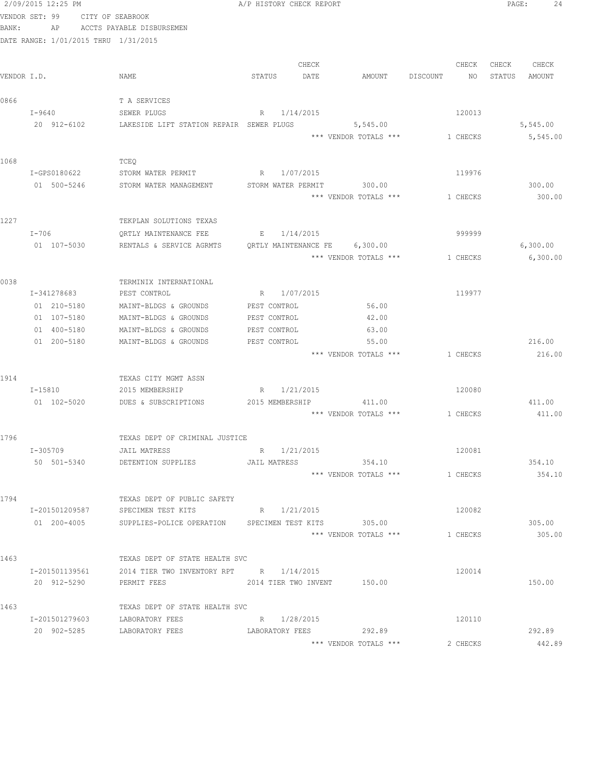2/09/2015 12:25 PM A/P HISTORY CHECK REPORT

VENDOR SET: 99 CITY OF SEABROOK
BANK: AP ACCTS PAYABLE DISBURSEMEN
DATE RANGE: 1/01/2015 THRU 1/31/2015

| VENDOR I.D. | NAME | STATUS | CHECK DATE | AMOUNT | DISCOUNT | CHECK NO | CHECK STATUS | CHECK AMOUNT |
|---|---|---|---|---|---|---|---|---|
| 0866 | T A SERVICES | | | | | | | |
| I-9640 | SEWER PLUGS | R | 1/14/2015 | | | 120013 | | |
| 20 912-6102 | LAKESIDE LIFT STATION REPAIR | SEWER PLUGS | | 5,545.00 | | | | 5,545.00 |
| | | | | *** VENDOR TOTALS *** | | 1 CHECKS | | 5,545.00 |
| 1068 | TCEQ | | | | | | | |
| I-GPS0180622 | STORM WATER PERMIT | R | 1/07/2015 | | | 119976 | | |
| 01 500-5246 | STORM WATER MANAGEMENT | STORM WATER PERMIT | | 300.00 | | | | 300.00 |
| | | | | *** VENDOR TOTALS *** | | 1 CHECKS | | 300.00 |
| 1227 | TEKPLAN SOLUTIONS TEXAS | | | | | | | |
| I-706 | QRTLY MAINTENANCE FEE | E | 1/14/2015 | | | 999999 | | |
| 01 107-5030 | RENTALS & SERVICE AGRMTS | QRTLY MAINTENANCE FE | | 6,300.00 | | | | 6,300.00 |
| | | | | *** VENDOR TOTALS *** | | 1 CHECKS | | 6,300.00 |
| 0038 | TERMINIX INTERNATIONAL | | | | | | | |
| I-341278683 | PEST CONTROL | R | 1/07/2015 | | | 119977 | | |
| 01 210-5180 | MAINT-BLDGS & GROUNDS | PEST CONTROL | | 56.00 | | | | |
| 01 107-5180 | MAINT-BLDGS & GROUNDS | PEST CONTROL | | 42.00 | | | | |
| 01 400-5180 | MAINT-BLDGS & GROUNDS | PEST CONTROL | | 63.00 | | | | |
| 01 200-5180 | MAINT-BLDGS & GROUNDS | PEST CONTROL | | 55.00 | | | | 216.00 |
| | | | | *** VENDOR TOTALS *** | | 1 CHECKS | | 216.00 |
| 1914 | TEXAS CITY MGMT ASSN | | | | | | | |
| I-15810 | 2015 MEMBERSHIP | R | 1/21/2015 | | | 120080 | | |
| 01 102-5020 | DUES & SUBSCRIPTIONS | 2015 MEMBERSHIP | | 411.00 | | | | 411.00 |
| | | | | *** VENDOR TOTALS *** | | 1 CHECKS | | 411.00 |
| 1796 | TEXAS DEPT OF CRIMINAL JUSTICE | | | | | | | |
| I-305709 | JAIL MATRESS | R | 1/21/2015 | | | 120081 | | |
| 50 501-5340 | DETENTION SUPPLIES | JAIL MATRESS | | 354.10 | | | | 354.10 |
| | | | | *** VENDOR TOTALS *** | | 1 CHECKS | | 354.10 |
| 1794 | TEXAS DEPT OF PUBLIC SAFETY | | | | | | | |
| I-201501209587 | SPECIMEN TEST KITS | R | 1/21/2015 | | | 120082 | | |
| 01 200-4005 | SUPPLIES-POLICE OPERATION | SPECIMEN TEST KITS | | 305.00 | | | | 305.00 |
| | | | | *** VENDOR TOTALS *** | | 1 CHECKS | | 305.00 |
| 1463 | TEXAS DEPT OF STATE HEALTH SVC | | | | | | | |
| I-201501139561 | 2014 TIER TWO INVENTORY RPT | R | 1/14/2015 | | | 120014 | | |
| 20 912-5290 | PERMIT FEES | 2014 TIER TWO INVENT | | 150.00 | | | | 150.00 |
| 1463 | TEXAS DEPT OF STATE HEALTH SVC | | | | | | | |
| I-201501279603 | LABORATORY FEES | R | 1/28/2015 | | | 120110 | | |
| 20 902-5285 | LABORATORY FEES | LABORATORY FEES | | 292.89 | | | | 292.89 |
| | | | | *** VENDOR TOTALS *** | | 2 CHECKS | | 442.89 |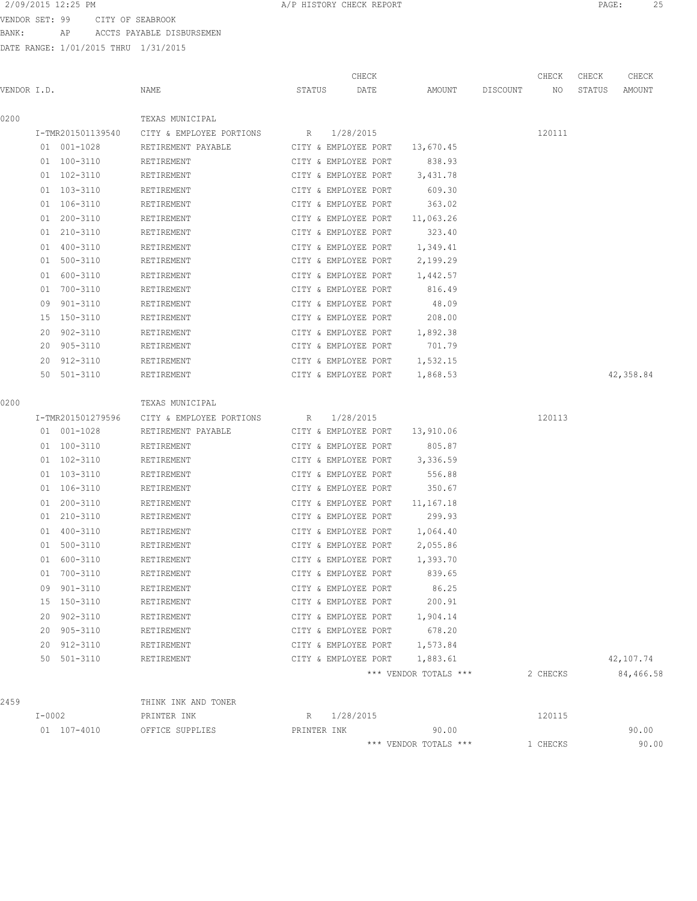2/09/2015 12:25 PM A/P HISTORY CHECK REPORT

VENDOR SET: 99 CITY OF SEABROOK
BANK: AP ACCTS PAYABLE DISBURSEMEN
DATE RANGE: 1/01/2015 THRU 1/31/2015

| VENDOR I.D. | NAME | STATUS | CHECK DATE | AMOUNT | DISCOUNT | CHECK NO | CHECK STATUS | CHECK AMOUNT |
|---|---|---|---|---|---|---|---|---|
| 0200 | TEXAS MUNICIPAL | | | | | | | |
| I-TMR201501139540 | CITY & EMPLOYEE PORTIONS | R | 1/28/2015 | | | 120111 | | |
| 01 001-1028 | RETIREMENT PAYABLE | CITY & EMPLOYEE PORT | | 13,670.45 | | | | |
| 01 100-3110 | RETIREMENT | CITY & EMPLOYEE PORT | | 838.93 | | | | |
| 01 102-3110 | RETIREMENT | CITY & EMPLOYEE PORT | | 3,431.78 | | | | |
| 01 103-3110 | RETIREMENT | CITY & EMPLOYEE PORT | | 609.30 | | | | |
| 01 106-3110 | RETIREMENT | CITY & EMPLOYEE PORT | | 363.02 | | | | |
| 01 200-3110 | RETIREMENT | CITY & EMPLOYEE PORT | | 11,063.26 | | | | |
| 01 210-3110 | RETIREMENT | CITY & EMPLOYEE PORT | | 323.40 | | | | |
| 01 400-3110 | RETIREMENT | CITY & EMPLOYEE PORT | | 1,349.41 | | | | |
| 01 500-3110 | RETIREMENT | CITY & EMPLOYEE PORT | | 2,199.29 | | | | |
| 01 600-3110 | RETIREMENT | CITY & EMPLOYEE PORT | | 1,442.57 | | | | |
| 01 700-3110 | RETIREMENT | CITY & EMPLOYEE PORT | | 816.49 | | | | |
| 09 901-3110 | RETIREMENT | CITY & EMPLOYEE PORT | | 48.09 | | | | |
| 15 150-3110 | RETIREMENT | CITY & EMPLOYEE PORT | | 208.00 | | | | |
| 20 902-3110 | RETIREMENT | CITY & EMPLOYEE PORT | | 1,892.38 | | | | |
| 20 905-3110 | RETIREMENT | CITY & EMPLOYEE PORT | | 701.79 | | | | |
| 20 912-3110 | RETIREMENT | CITY & EMPLOYEE PORT | | 1,532.15 | | | | |
| 50 501-3110 | RETIREMENT | CITY & EMPLOYEE PORT | | 1,868.53 | | | | 42,358.84 |
| 0200 | TEXAS MUNICIPAL | | | | | | | |
| I-TMR201501279596 | CITY & EMPLOYEE PORTIONS | R | 1/28/2015 | | | 120113 | | |
| 01 001-1028 | RETIREMENT PAYABLE | CITY & EMPLOYEE PORT | | 13,910.06 | | | | |
| 01 100-3110 | RETIREMENT | CITY & EMPLOYEE PORT | | 805.87 | | | | |
| 01 102-3110 | RETIREMENT | CITY & EMPLOYEE PORT | | 3,336.59 | | | | |
| 01 103-3110 | RETIREMENT | CITY & EMPLOYEE PORT | | 556.88 | | | | |
| 01 106-3110 | RETIREMENT | CITY & EMPLOYEE PORT | | 350.67 | | | | |
| 01 200-3110 | RETIREMENT | CITY & EMPLOYEE PORT | | 11,167.18 | | | | |
| 01 210-3110 | RETIREMENT | CITY & EMPLOYEE PORT | | 299.93 | | | | |
| 01 400-3110 | RETIREMENT | CITY & EMPLOYEE PORT | | 1,064.40 | | | | |
| 01 500-3110 | RETIREMENT | CITY & EMPLOYEE PORT | | 2,055.86 | | | | |
| 01 600-3110 | RETIREMENT | CITY & EMPLOYEE PORT | | 1,393.70 | | | | |
| 01 700-3110 | RETIREMENT | CITY & EMPLOYEE PORT | | 839.65 | | | | |
| 09 901-3110 | RETIREMENT | CITY & EMPLOYEE PORT | | 86.25 | | | | |
| 15 150-3110 | RETIREMENT | CITY & EMPLOYEE PORT | | 200.91 | | | | |
| 20 902-3110 | RETIREMENT | CITY & EMPLOYEE PORT | | 1,904.14 | | | | |
| 20 905-3110 | RETIREMENT | CITY & EMPLOYEE PORT | | 678.20 | | | | |
| 20 912-3110 | RETIREMENT | CITY & EMPLOYEE PORT | | 1,573.84 | | | | |
| 50 501-3110 | RETIREMENT | CITY & EMPLOYEE PORT | | 1,883.61 | | | | 42,107.74 |
| | | | | *** VENDOR TOTALS *** | | 2 CHECKS | | 84,466.58 |
| 2459 | THINK INK AND TONER | | | | | | | |
| I-0002 | PRINTER INK | R | 1/28/2015 | | | 120115 | | |
| 01 107-4010 | OFFICE SUPPLIES | PRINTER INK | | 90.00 | | | | 90.00 |
| | | | | *** VENDOR TOTALS *** | | 1 CHECKS | | 90.00 |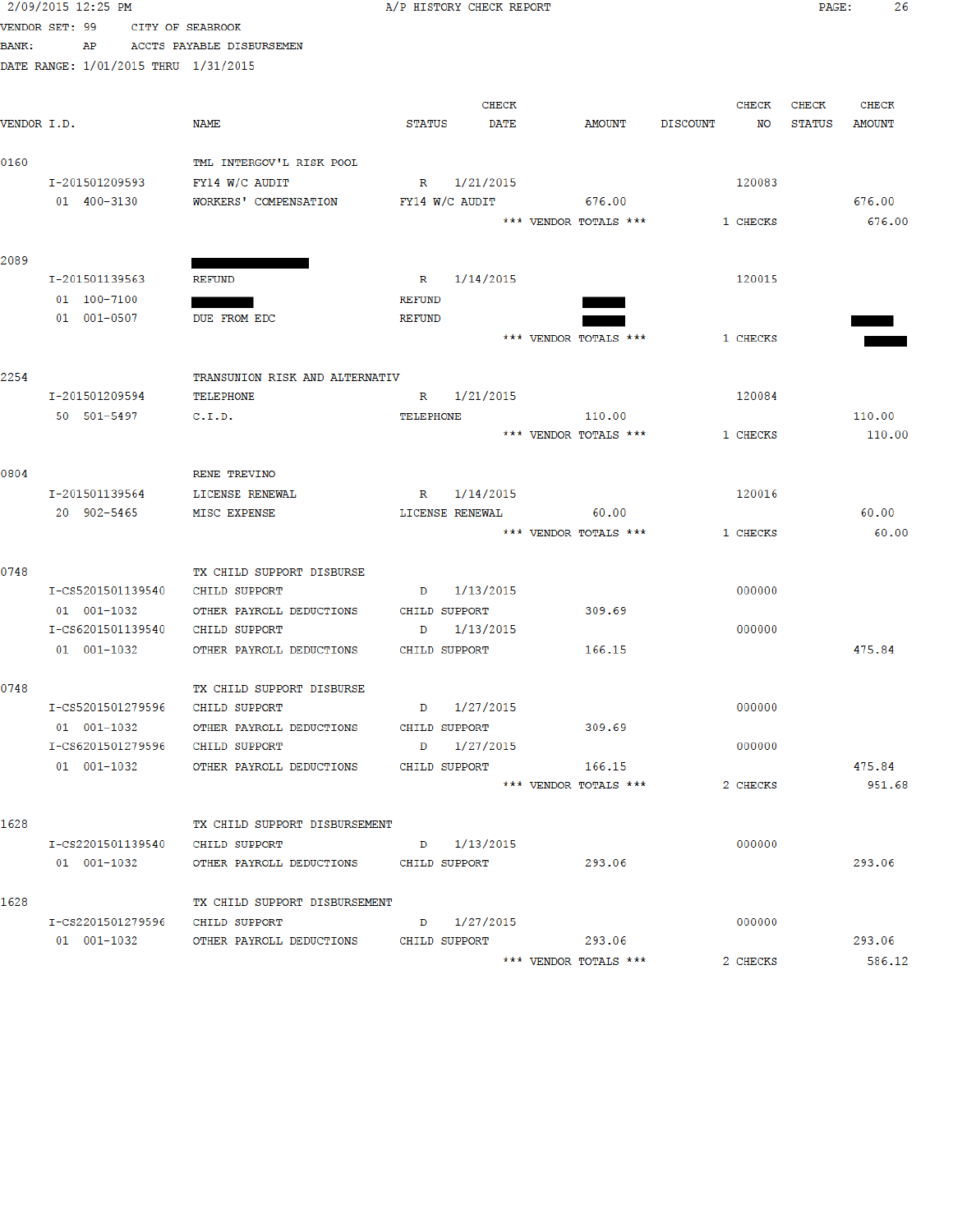2/09/2015 12:25 PM — A/P HISTORY CHECK REPORT

VENDOR SET: 99 CITY OF SEABROOK
BANK: AP ACCTS PAYABLE DISBURSEMEN
DATE RANGE: 1/01/2015 THRU 1/31/2015

| VENDOR I.D. | | NAME | STATUS | CHECK DATE | AMOUNT | DISCOUNT | CHECK NO | CHECK STATUS | CHECK AMOUNT |
|---|---|---|---|---|---|---|---|---|---|
| 0160 | | TML INTERGOV'L RISK POOL | | | | | | | |
| | I-201501209593 | FY14 W/C AUDIT | R | 1/21/2015 | | | 120083 | | |
| | 01 400-3130 | WORKERS' COMPENSATION | FY14 W/C AUDIT | | 676.00 | | | | 676.00 |
| | | | *** VENDOR TOTALS *** | | | | 1 CHECKS | | 676.00 |
| 2089 | | [REDACTED] | | | | | | | |
| | I-201501139563 | REFUND | R | 1/14/2015 | | | 120015 | | |
| | 01 100-7100 | [REDACTED] | REFUND | | [REDACTED] | | | | |
| | 01 001-0507 | DUE FROM EDC | REFUND | | [REDACTED] | | | | [REDACTED] |
| | | | *** VENDOR TOTALS *** | | | | 1 CHECKS | | [REDACTED] |
| 2254 | | TRANSUNION RISK AND ALTERNATIV | | | | | | | |
| | I-201501209594 | TELEPHONE | R | 1/21/2015 | | | 120084 | | |
| | 50 501-5497 | C.I.D. | TELEPHONE | | 110.00 | | | | 110.00 |
| | | | *** VENDOR TOTALS *** | | | | 1 CHECKS | | 110.00 |
| 0804 | | RENE TREVINO | | | | | | | |
| | I-201501139564 | LICENSE RENEWAL | R | 1/14/2015 | | | 120016 | | |
| | 20 902-5465 | MISC EXPENSE | LICENSE RENEWAL | | 60.00 | | | | 60.00 |
| | | | *** VENDOR TOTALS *** | | | | 1 CHECKS | | 60.00 |
| 0748 | | TX CHILD SUPPORT DISBURSE | | | | | | | |
| | I-CS5201501139540 | CHILD SUPPORT | D | 1/13/2015 | | | 000000 | | |
| | 01 001-1032 | OTHER PAYROLL DEDUCTIONS | CHILD SUPPORT | | 309.69 | | | | |
| | I-CS6201501139540 | CHILD SUPPORT | D | 1/13/2015 | | | 000000 | | |
| | 01 001-1032 | OTHER PAYROLL DEDUCTIONS | CHILD SUPPORT | | 166.15 | | | | 475.84 |
| 0748 | | TX CHILD SUPPORT DISBURSE | | | | | | | |
| | I-CS5201501279596 | CHILD SUPPORT | D | 1/27/2015 | | | 000000 | | |
| | 01 001-1032 | OTHER PAYROLL DEDUCTIONS | CHILD SUPPORT | | 309.69 | | | | |
| | I-CS6201501279596 | CHILD SUPPORT | D | 1/27/2015 | | | 000000 | | |
| | 01 001-1032 | OTHER PAYROLL DEDUCTIONS | CHILD SUPPORT | | 166.15 | | | | 475.84 |
| | | | *** VENDOR TOTALS *** | | | | 2 CHECKS | | 951.68 |
| 1628 | | TX CHILD SUPPORT DISBURSEMENT | | | | | | | |
| | I-CS2201501139540 | CHILD SUPPORT | D | 1/13/2015 | | | 000000 | | |
| | 01 001-1032 | OTHER PAYROLL DEDUCTIONS | CHILD SUPPORT | | 293.06 | | | | 293.06 |
| 1628 | | TX CHILD SUPPORT DISBURSEMENT | | | | | | | |
| | I-CS2201501279596 | CHILD SUPPORT | D | 1/27/2015 | | | 000000 | | |
| | 01 001-1032 | OTHER PAYROLL DEDUCTIONS | CHILD SUPPORT | | 293.06 | | | | 293.06 |
| | | | *** VENDOR TOTALS *** | | | | 2 CHECKS | | 586.12 |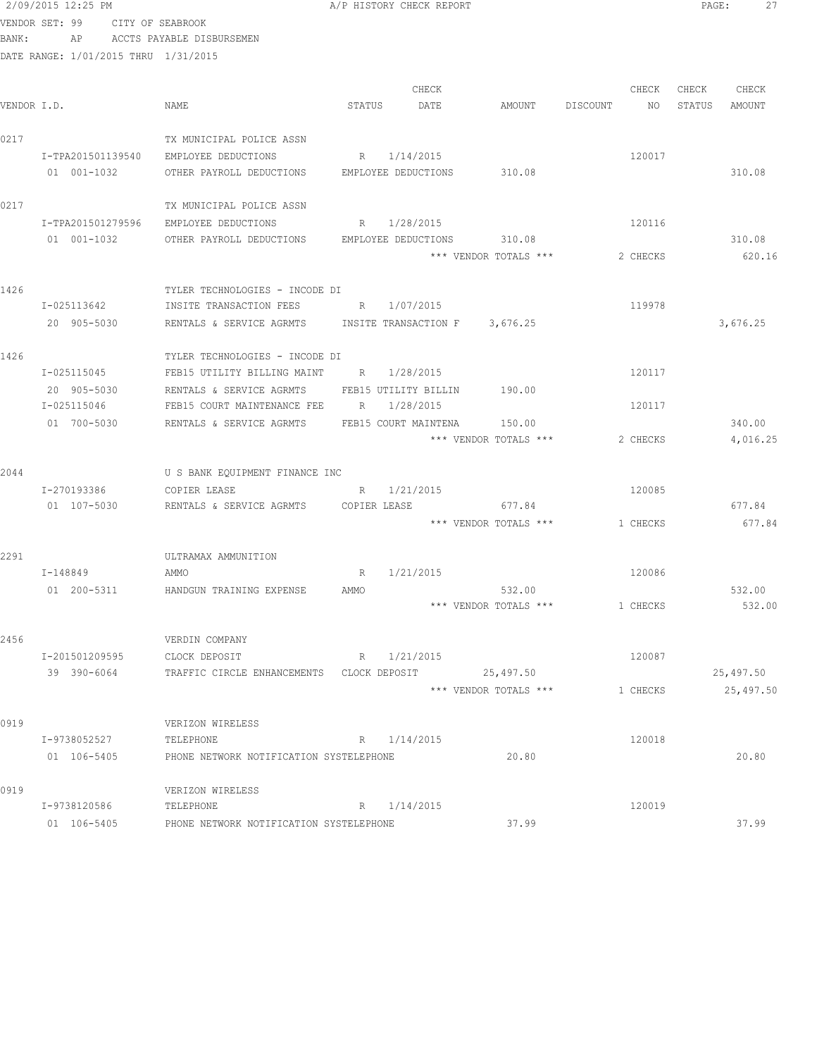2/09/2015 12:25 PM A/P HISTORY CHECK REPORT

VENDOR SET: 99 CITY OF SEABROOK
BANK: AP ACCTS PAYABLE DISBURSEMEN
DATE RANGE: 1/01/2015 THRU 1/31/2015

| VENDOR I.D. | NAME | STATUS | CHECK DATE | AMOUNT | DISCOUNT | CHECK NO | CHECK STATUS | CHECK AMOUNT |
|---|---|---|---|---|---|---|---|---|
| 0217 | TX MUNICIPAL POLICE ASSN | | | | | | | |
| I-TPA201501139540 | EMPLOYEE DEDUCTIONS | R | 1/14/2015 | | | 120017 | | |
| 01 001-1032 | OTHER PAYROLL DEDUCTIONS | EMPLOYEE DEDUCTIONS | | 310.08 | | | | 310.08 |
| 0217 | TX MUNICIPAL POLICE ASSN | | | | | | | |
| I-TPA201501279596 | EMPLOYEE DEDUCTIONS | R | 1/28/2015 | | | 120116 | | |
| 01 001-1032 | OTHER PAYROLL DEDUCTIONS | EMPLOYEE DEDUCTIONS | | 310.08 | | | | 310.08 |
| | | | | *** VENDOR TOTALS *** | | 2 CHECKS | | 620.16 |
| 1426 | TYLER TECHNOLOGIES - INCODE DI | | | | | | | |
| I-025113642 | INSITE TRANSACTION FEES | R | 1/07/2015 | | | 119978 | | |
| 20 905-5030 | RENTALS & SERVICE AGRMTS | INSITE TRANSACTION F | | 3,676.25 | | | | 3,676.25 |
| 1426 | TYLER TECHNOLOGIES - INCODE DI | | | | | | | |
| I-025115045 | FEB15 UTILITY BILLING MAINT | R | 1/28/2015 | | | 120117 | | |
| 20 905-5030 | RENTALS & SERVICE AGRMTS | FEB15 UTILITY BILLIN | | 190.00 | | | | |
| I-025115046 | FEB15 COURT MAINTENANCE FEE | R | 1/28/2015 | | | 120117 | | |
| 01 700-5030 | RENTALS & SERVICE AGRMTS | FEB15 COURT MAINTENA | | 150.00 | | | | 340.00 |
| | | | | *** VENDOR TOTALS *** | | 2 CHECKS | | 4,016.25 |
| 2044 | U S BANK EQUIPMENT FINANCE INC | | | | | | | |
| I-270193386 | COPIER LEASE | R | 1/21/2015 | | | 120085 | | |
| 01 107-5030 | RENTALS & SERVICE AGRMTS | COPIER LEASE | | 677.84 | | | | 677.84 |
| | | | | *** VENDOR TOTALS *** | | 1 CHECKS | | 677.84 |
| 2291 | ULTRAMAX AMMUNITION | | | | | | | |
| I-148849 | AMMO | R | 1/21/2015 | | | 120086 | | |
| 01 200-5311 | HANDGUN TRAINING EXPENSE | AMMO | | 532.00 | | | | 532.00 |
| | | | | *** VENDOR TOTALS *** | | 1 CHECKS | | 532.00 |
| 2456 | VERDIN COMPANY | | | | | | | |
| I-201501209595 | CLOCK DEPOSIT | R | 1/21/2015 | | | 120087 | | |
| 39 390-6064 | TRAFFIC CIRCLE ENHANCEMENTS | CLOCK DEPOSIT | | 25,497.50 | | | | 25,497.50 |
| | | | | *** VENDOR TOTALS *** | | 1 CHECKS | | 25,497.50 |
| 0919 | VERIZON WIRELESS | | | | | | | |
| I-9738052527 | TELEPHONE | R | 1/14/2015 | | | 120018 | | |
| 01 106-5405 | PHONE NETWORK NOTIFICATION SYS | TELEPHONE | | 20.80 | | | | 20.80 |
| 0919 | VERIZON WIRELESS | | | | | | | |
| I-9738120586 | TELEPHONE | R | 1/14/2015 | | | 120019 | | |
| 01 106-5405 | PHONE NETWORK NOTIFICATION SYS | TELEPHONE | | 37.99 | | | | 37.99 |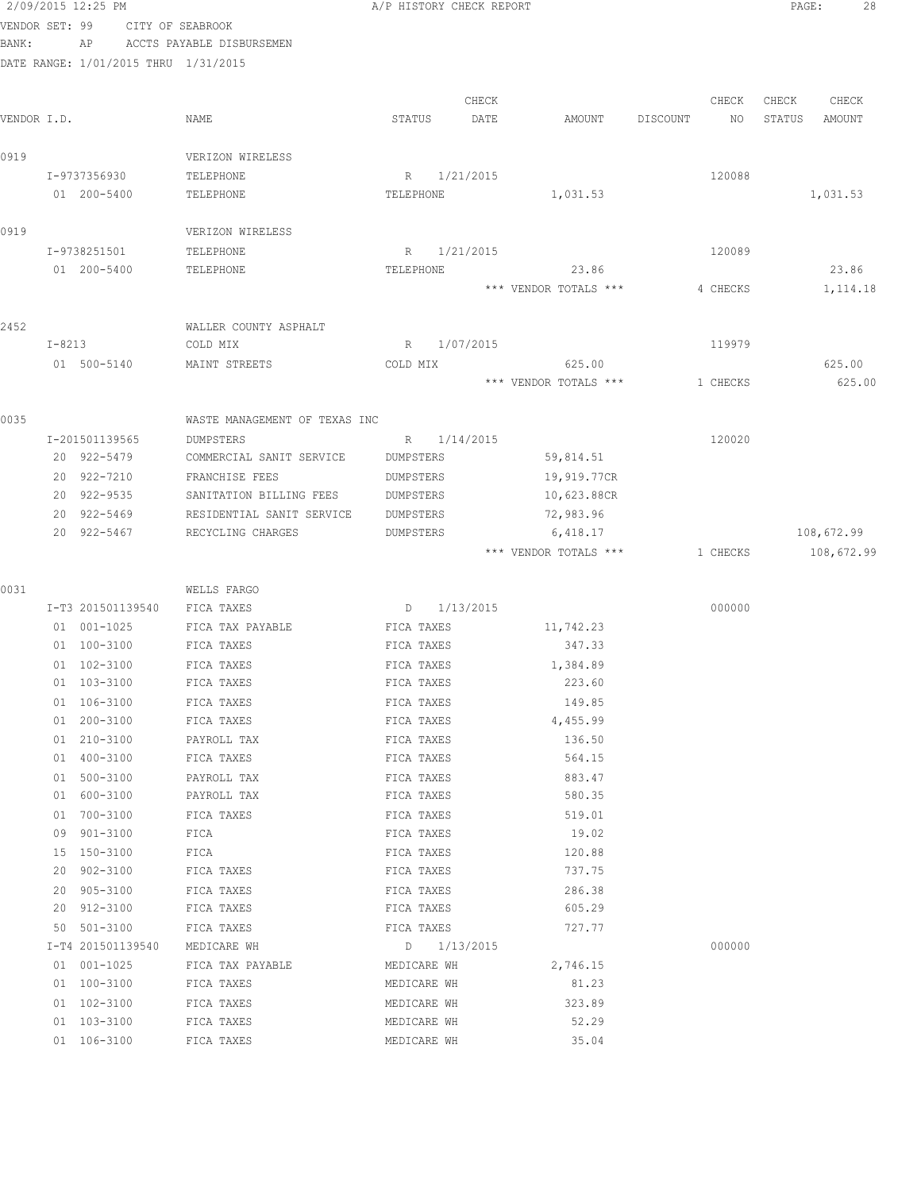2/09/2015 12:25 PM A/P HISTORY CHECK REPORT

VENDOR SET: 99 CITY OF SEABROOK
BANK: AP ACCTS PAYABLE DISBURSEMEN
DATE RANGE: 1/01/2015 THRU 1/31/2015

| VENDOR I.D. | NAME | STATUS | CHECK DATE | AMOUNT | DISCOUNT | CHECK NO | CHECK STATUS | CHECK AMOUNT |
|---|---|---|---|---|---|---|---|---|
| 0919 | VERIZON WIRELESS | | | | | | | |
| I-9737356930 | TELEPHONE | R | 1/21/2015 | | | 120088 | | |
| 01 200-5400 | TELEPHONE | TELEPHONE | | 1,031.53 | | | | 1,031.53 |
| 0919 | VERIZON WIRELESS | | | | | | | |
| I-9738251501 | TELEPHONE | R | 1/21/2015 | | | 120089 | | |
| 01 200-5400 | TELEPHONE | TELEPHONE | | 23.86 | | | | 23.86 |
| | | | | *** VENDOR TOTALS *** | | 4 CHECKS | | 1,114.18 |
| 2452 | WALLER COUNTY ASPHALT | | | | | | | |
| I-8213 | COLD MIX | R | 1/07/2015 | | | 119979 | | |
| 01 500-5140 | MAINT STREETS | COLD MIX | | 625.00 | | | | 625.00 |
| | | | | *** VENDOR TOTALS *** | | 1 CHECKS | | 625.00 |
| 0035 | WASTE MANAGEMENT OF TEXAS INC | | | | | | | |
| I-201501139565 | DUMPSTERS | R | 1/14/2015 | | | 120020 | | |
| 20 922-5479 | COMMERCIAL SANIT SERVICE | DUMPSTERS | | 59,814.51 | | | | |
| 20 922-7210 | FRANCHISE FEES | DUMPSTERS | | 19,919.77CR | | | | |
| 20 922-9535 | SANITATION BILLING FEES | DUMPSTERS | | 10,623.88CR | | | | |
| 20 922-5469 | RESIDENTIAL SANIT SERVICE | DUMPSTERS | | 72,983.96 | | | | |
| 20 922-5467 | RECYCLING CHARGES | DUMPSTERS | | 6,418.17 | | | | 108,672.99 |
| | | | | *** VENDOR TOTALS *** | | 1 CHECKS | | 108,672.99 |
| 0031 | WELLS FARGO | | | | | | | |
| I-T3 201501139540 | FICA TAXES | D | 1/13/2015 | | | 000000 | | |
| 01 001-1025 | FICA TAX PAYABLE | FICA TAXES | | 11,742.23 | | | | |
| 01 100-3100 | FICA TAXES | FICA TAXES | | 347.33 | | | | |
| 01 102-3100 | FICA TAXES | FICA TAXES | | 1,384.89 | | | | |
| 01 103-3100 | FICA TAXES | FICA TAXES | | 223.60 | | | | |
| 01 106-3100 | FICA TAXES | FICA TAXES | | 149.85 | | | | |
| 01 200-3100 | FICA TAXES | FICA TAXES | | 4,455.99 | | | | |
| 01 210-3100 | PAYROLL TAX | FICA TAXES | | 136.50 | | | | |
| 01 400-3100 | FICA TAXES | FICA TAXES | | 564.15 | | | | |
| 01 500-3100 | PAYROLL TAX | FICA TAXES | | 883.47 | | | | |
| 01 600-3100 | PAYROLL TAX | FICA TAXES | | 580.35 | | | | |
| 01 700-3100 | FICA TAXES | FICA TAXES | | 519.01 | | | | |
| 09 901-3100 | FICA | FICA TAXES | | 19.02 | | | | |
| 15 150-3100 | FICA | FICA TAXES | | 120.88 | | | | |
| 20 902-3100 | FICA TAXES | FICA TAXES | | 737.75 | | | | |
| 20 905-3100 | FICA TAXES | FICA TAXES | | 286.38 | | | | |
| 20 912-3100 | FICA TAXES | FICA TAXES | | 605.29 | | | | |
| 50 501-3100 | FICA TAXES | FICA TAXES | | 727.77 | | | | |
| I-T4 201501139540 | MEDICARE WH | D | 1/13/2015 | | | 000000 | | |
| 01 001-1025 | FICA TAX PAYABLE | MEDICARE WH | | 2,746.15 | | | | |
| 01 100-3100 | FICA TAXES | MEDICARE WH | | 81.23 | | | | |
| 01 102-3100 | FICA TAXES | MEDICARE WH | | 323.89 | | | | |
| 01 103-3100 | FICA TAXES | MEDICARE WH | | 52.29 | | | | |
| 01 106-3100 | FICA TAXES | MEDICARE WH | | 35.04 | | | | |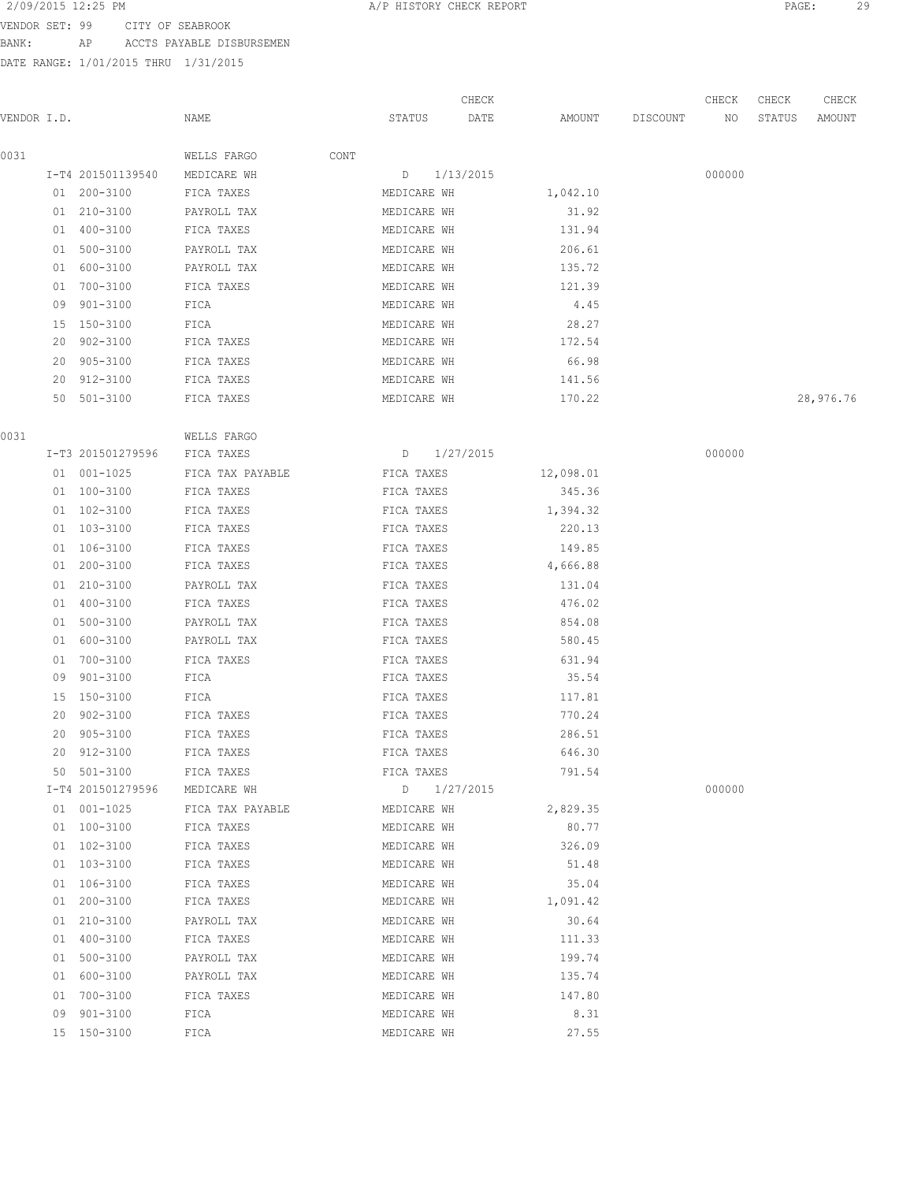2/09/2015 12:25 PM A/P HISTORY CHECK REPORT

VENDOR SET: 99 CITY OF SEABROOK
BANK: AP ACCTS PAYABLE DISBURSEMEN
DATE RANGE: 1/01/2015 THRU 1/31/2015

| VENDOR I.D. | NAME | STATUS | CHECK DATE | AMOUNT | DISCOUNT | CHECK NO | CHECK STATUS | CHECK AMOUNT |
|---|---|---|---|---|---|---|---|---|
| 0031 | WELLS FARGO CONT | | | | | | | |
| I-T4 201501139540 | MEDICARE WH | D | 1/13/2015 | | | 000000 | | |
| 01 200-3100 | FICA TAXES | MEDICARE WH | | 1,042.10 | | | | |
| 01 210-3100 | PAYROLL TAX | MEDICARE WH | | 31.92 | | | | |
| 01 400-3100 | FICA TAXES | MEDICARE WH | | 131.94 | | | | |
| 01 500-3100 | PAYROLL TAX | MEDICARE WH | | 206.61 | | | | |
| 01 600-3100 | PAYROLL TAX | MEDICARE WH | | 135.72 | | | | |
| 01 700-3100 | FICA TAXES | MEDICARE WH | | 121.39 | | | | |
| 09 901-3100 | FICA | MEDICARE WH | | 4.45 | | | | |
| 15 150-3100 | FICA | MEDICARE WH | | 28.27 | | | | |
| 20 902-3100 | FICA TAXES | MEDICARE WH | | 172.54 | | | | |
| 20 905-3100 | FICA TAXES | MEDICARE WH | | 66.98 | | | | |
| 20 912-3100 | FICA TAXES | MEDICARE WH | | 141.56 | | | | |
| 50 501-3100 | FICA TAXES | MEDICARE WH | | 170.22 | | | | 28,976.76 |
| 0031 | WELLS FARGO | | | | | | | |
| I-T3 201501279596 | FICA TAXES | D | 1/27/2015 | | | 000000 | | |
| 01 001-1025 | FICA TAX PAYABLE | FICA TAXES | | 12,098.01 | | | | |
| 01 100-3100 | FICA TAXES | FICA TAXES | | 345.36 | | | | |
| 01 102-3100 | FICA TAXES | FICA TAXES | | 1,394.32 | | | | |
| 01 103-3100 | FICA TAXES | FICA TAXES | | 220.13 | | | | |
| 01 106-3100 | FICA TAXES | FICA TAXES | | 149.85 | | | | |
| 01 200-3100 | FICA TAXES | FICA TAXES | | 4,666.88 | | | | |
| 01 210-3100 | PAYROLL TAX | FICA TAXES | | 131.04 | | | | |
| 01 400-3100 | FICA TAXES | FICA TAXES | | 476.02 | | | | |
| 01 500-3100 | PAYROLL TAX | FICA TAXES | | 854.08 | | | | |
| 01 600-3100 | PAYROLL TAX | FICA TAXES | | 580.45 | | | | |
| 01 700-3100 | FICA TAXES | FICA TAXES | | 631.94 | | | | |
| 09 901-3100 | FICA | FICA TAXES | | 35.54 | | | | |
| 15 150-3100 | FICA | FICA TAXES | | 117.81 | | | | |
| 20 902-3100 | FICA TAXES | FICA TAXES | | 770.24 | | | | |
| 20 905-3100 | FICA TAXES | FICA TAXES | | 286.51 | | | | |
| 20 912-3100 | FICA TAXES | FICA TAXES | | 646.30 | | | | |
| 50 501-3100 | FICA TAXES | FICA TAXES | | 791.54 | | | | |
| I-T4 201501279596 | MEDICARE WH | D | 1/27/2015 | | | 000000 | | |
| 01 001-1025 | FICA TAX PAYABLE | MEDICARE WH | | 2,829.35 | | | | |
| 01 100-3100 | FICA TAXES | MEDICARE WH | | 80.77 | | | | |
| 01 102-3100 | FICA TAXES | MEDICARE WH | | 326.09 | | | | |
| 01 103-3100 | FICA TAXES | MEDICARE WH | | 51.48 | | | | |
| 01 106-3100 | FICA TAXES | MEDICARE WH | | 35.04 | | | | |
| 01 200-3100 | FICA TAXES | MEDICARE WH | | 1,091.42 | | | | |
| 01 210-3100 | PAYROLL TAX | MEDICARE WH | | 30.64 | | | | |
| 01 400-3100 | FICA TAXES | MEDICARE WH | | 111.33 | | | | |
| 01 500-3100 | PAYROLL TAX | MEDICARE WH | | 199.74 | | | | |
| 01 600-3100 | PAYROLL TAX | MEDICARE WH | | 135.74 | | | | |
| 01 700-3100 | FICA TAXES | MEDICARE WH | | 147.80 | | | | |
| 09 901-3100 | FICA | MEDICARE WH | | 8.31 | | | | |
| 15 150-3100 | FICA | MEDICARE WH | | 27.55 | | | | |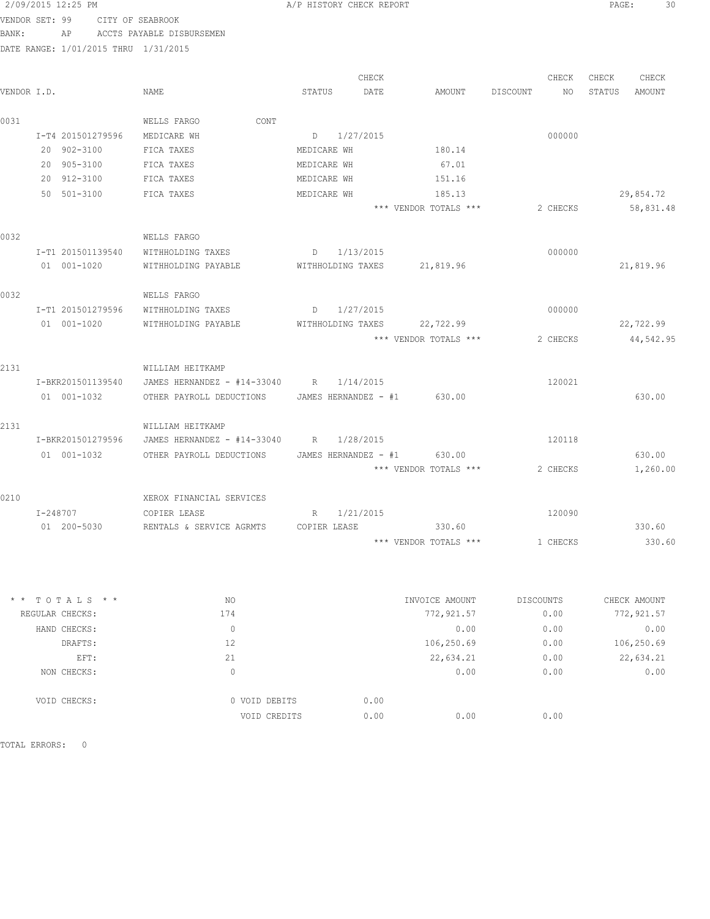2/09/2015 12:25 PM A/P HISTORY CHECK REPORT

VENDOR SET: 99 CITY OF SEABROOK
BANK: AP ACCTS PAYABLE DISBURSEMEN
DATE RANGE: 1/01/2015 THRU 1/31/2015

| VENDOR I.D. | NAME | STATUS | CHECK DATE | AMOUNT | DISCOUNT | CHECK NO | CHECK STATUS | CHECK AMOUNT |
|---|---|---|---|---|---|---|---|---|
| 0031 | WELLS FARGO CONT | | | | | | | |
| I-T4 201501279596 | MEDICARE WH | D | 1/27/2015 | | | 000000 | | |
| 20 902-3100 | FICA TAXES | MEDICARE WH | | 180.14 | | | | |
| 20 905-3100 | FICA TAXES | MEDICARE WH | | 67.01 | | | | |
| 20 912-3100 | FICA TAXES | MEDICARE WH | | 151.16 | | | | |
| 50 501-3100 | FICA TAXES | MEDICARE WH | | 185.13 | | | | 29,854.72 |
| | | | | *** VENDOR TOTALS *** | | 2 CHECKS | | 58,831.48 |
| 0032 | WELLS FARGO | | | | | | | |
| I-T1 201501139540 | WITHHOLDING TAXES | D | 1/13/2015 | | | 000000 | | |
| 01 001-1020 | WITHHOLDING PAYABLE | WITHHOLDING TAXES | | 21,819.96 | | | | 21,819.96 |
| 0032 | WELLS FARGO | | | | | | | |
| I-T1 201501279596 | WITHHOLDING TAXES | D | 1/27/2015 | | | 000000 | | |
| 01 001-1020 | WITHHOLDING PAYABLE | WITHHOLDING TAXES | | 22,722.99 | | | | 22,722.99 |
| | | | | *** VENDOR TOTALS *** | | 2 CHECKS | | 44,542.95 |
| 2131 | WILLIAM HEITKAMP | | | | | | | |
| I-BKR201501139540 | JAMES HERNANDEZ - #14-33040 | R | 1/14/2015 | | | 120021 | | |
| 01 001-1032 | OTHER PAYROLL DEDUCTIONS | JAMES HERNANDEZ - #1 | | 630.00 | | | | 630.00 |
| 2131 | WILLIAM HEITKAMP | | | | | | | |
| I-BKR201501279596 | JAMES HERNANDEZ - #14-33040 | R | 1/28/2015 | | | 120118 | | |
| 01 001-1032 | OTHER PAYROLL DEDUCTIONS | JAMES HERNANDEZ - #1 | | 630.00 | | | | 630.00 |
| | | | | *** VENDOR TOTALS *** | | 2 CHECKS | | 1,260.00 |
| 0210 | XEROX FINANCIAL SERVICES | | | | | | | |
| I-248707 | COPIER LEASE | R | 1/21/2015 | | | 120090 | | |
| 01 200-5030 | RENTALS & SERVICE AGRMTS | COPIER LEASE | | 330.60 | | | | 330.60 |
| | | | | *** VENDOR TOTALS *** | | 1 CHECKS | | 330.60 |

| * * TOTALS * * | NO | | INVOICE AMOUNT | DISCOUNTS | CHECK AMOUNT |
|---|---|---|---|---|---|
| REGULAR CHECKS: | 174 | | 772,921.57 | 0.00 | 772,921.57 |
| HAND CHECKS: | 0 | | 0.00 | 0.00 | 0.00 |
| DRAFTS: | 12 | | 106,250.69 | 0.00 | 106,250.69 |
| EFT: | 21 | | 22,634.21 | 0.00 | 22,634.21 |
| NON CHECKS: | 0 | | 0.00 | 0.00 | 0.00 |
| VOID CHECKS: | 0 VOID DEBITS | 0.00 | | | |
| | VOID CREDITS | 0.00 | 0.00 | 0.00 | |

TOTAL ERRORS: 0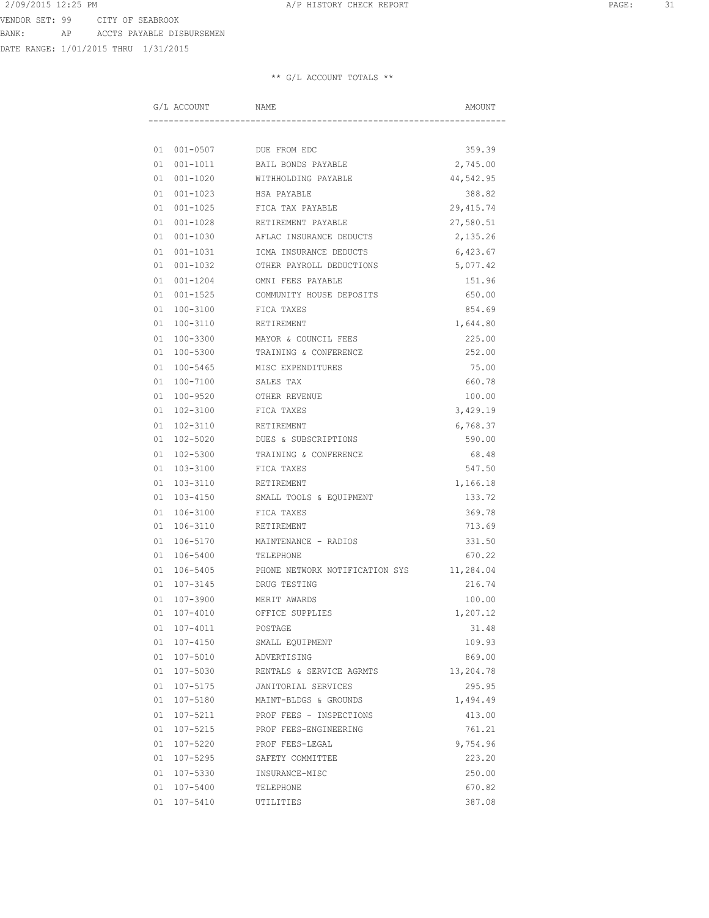VENDOR SET: 99 CITY OF SEABROOK
BANK: AP ACCTS PAYABLE DISBURSEMEN
DATE RANGE: 1/01/2015 THRU 1/31/2015

** G/L ACCOUNT TOTALS **

| G/L ACCOUNT | NAME | AMOUNT |
|---|---|---|
| 01 001-0507 | DUE FROM EDC | 359.39 |
| 01 001-1011 | BAIL BONDS PAYABLE | 2,745.00 |
| 01 001-1020 | WITHHOLDING PAYABLE | 44,542.95 |
| 01 001-1023 | HSA PAYABLE | 388.82 |
| 01 001-1025 | FICA TAX PAYABLE | 29,415.74 |
| 01 001-1028 | RETIREMENT PAYABLE | 27,580.51 |
| 01 001-1030 | AFLAC INSURANCE DEDUCTS | 2,135.26 |
| 01 001-1031 | ICMA INSURANCE DEDUCTS | 6,423.67 |
| 01 001-1032 | OTHER PAYROLL DEDUCTIONS | 5,077.42 |
| 01 001-1204 | OMNI FEES PAYABLE | 151.96 |
| 01 001-1525 | COMMUNITY HOUSE DEPOSITS | 650.00 |
| 01 100-3100 | FICA TAXES | 854.69 |
| 01 100-3110 | RETIREMENT | 1,644.80 |
| 01 100-3300 | MAYOR & COUNCIL FEES | 225.00 |
| 01 100-5300 | TRAINING & CONFERENCE | 252.00 |
| 01 100-5465 | MISC EXPENDITURES | 75.00 |
| 01 100-7100 | SALES TAX | 660.78 |
| 01 100-9520 | OTHER REVENUE | 100.00 |
| 01 102-3100 | FICA TAXES | 3,429.19 |
| 01 102-3110 | RETIREMENT | 6,768.37 |
| 01 102-5020 | DUES & SUBSCRIPTIONS | 590.00 |
| 01 102-5300 | TRAINING & CONFERENCE | 68.48 |
| 01 103-3100 | FICA TAXES | 547.50 |
| 01 103-3110 | RETIREMENT | 1,166.18 |
| 01 103-4150 | SMALL TOOLS & EQUIPMENT | 133.72 |
| 01 106-3100 | FICA TAXES | 369.78 |
| 01 106-3110 | RETIREMENT | 713.69 |
| 01 106-5170 | MAINTENANCE - RADIOS | 331.50 |
| 01 106-5400 | TELEPHONE | 670.22 |
| 01 106-5405 | PHONE NETWORK NOTIFICATION SYS | 11,284.04 |
| 01 107-3145 | DRUG TESTING | 216.74 |
| 01 107-3900 | MERIT AWARDS | 100.00 |
| 01 107-4010 | OFFICE SUPPLIES | 1,207.12 |
| 01 107-4011 | POSTAGE | 31.48 |
| 01 107-4150 | SMALL EQUIPMENT | 109.93 |
| 01 107-5010 | ADVERTISING | 869.00 |
| 01 107-5030 | RENTALS & SERVICE AGRMTS | 13,204.78 |
| 01 107-5175 | JANITORIAL SERVICES | 295.95 |
| 01 107-5180 | MAINT-BLDGS & GROUNDS | 1,494.49 |
| 01 107-5211 | PROF FEES - INSPECTIONS | 413.00 |
| 01 107-5215 | PROF FEES-ENGINEERING | 761.21 |
| 01 107-5220 | PROF FEES-LEGAL | 9,754.96 |
| 01 107-5295 | SAFETY COMMITTEE | 223.20 |
| 01 107-5330 | INSURANCE-MISC | 250.00 |
| 01 107-5400 | TELEPHONE | 670.82 |
| 01 107-5410 | UTILITIES | 387.08 |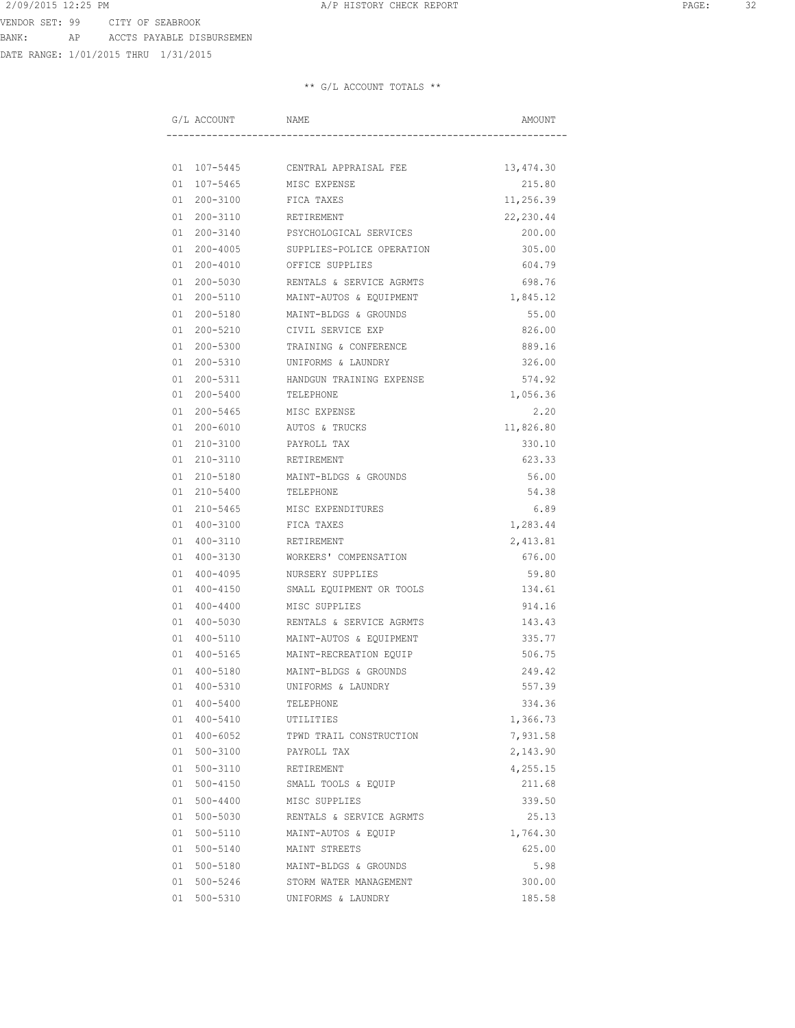VENDOR SET: 99 CITY OF SEABROOK
BANK: AP ACCTS PAYABLE DISBURSEMEN
DATE RANGE: 1/01/2015 THRU 1/31/2015

** G/L ACCOUNT TOTALS **

| G/L ACCOUNT | NAME | AMOUNT |
|---|---|---|
| 01 107-5445 | CENTRAL APPRAISAL FEE | 13,474.30 |
| 01 107-5465 | MISC EXPENSE | 215.80 |
| 01 200-3100 | FICA TAXES | 11,256.39 |
| 01 200-3110 | RETIREMENT | 22,230.44 |
| 01 200-3140 | PSYCHOLOGICAL SERVICES | 200.00 |
| 01 200-4005 | SUPPLIES-POLICE OPERATION | 305.00 |
| 01 200-4010 | OFFICE SUPPLIES | 604.79 |
| 01 200-5030 | RENTALS & SERVICE AGRMTS | 698.76 |
| 01 200-5110 | MAINT-AUTOS & EQUIPMENT | 1,845.12 |
| 01 200-5180 | MAINT-BLDGS & GROUNDS | 55.00 |
| 01 200-5210 | CIVIL SERVICE EXP | 826.00 |
| 01 200-5300 | TRAINING & CONFERENCE | 889.16 |
| 01 200-5310 | UNIFORMS & LAUNDRY | 326.00 |
| 01 200-5311 | HANDGUN TRAINING EXPENSE | 574.92 |
| 01 200-5400 | TELEPHONE | 1,056.36 |
| 01 200-5465 | MISC EXPENSE | 2.20 |
| 01 200-6010 | AUTOS & TRUCKS | 11,826.80 |
| 01 210-3100 | PAYROLL TAX | 330.10 |
| 01 210-3110 | RETIREMENT | 623.33 |
| 01 210-5180 | MAINT-BLDGS & GROUNDS | 56.00 |
| 01 210-5400 | TELEPHONE | 54.38 |
| 01 210-5465 | MISC EXPENDITURES | 6.89 |
| 01 400-3100 | FICA TAXES | 1,283.44 |
| 01 400-3110 | RETIREMENT | 2,413.81 |
| 01 400-3130 | WORKERS' COMPENSATION | 676.00 |
| 01 400-4095 | NURSERY SUPPLIES | 59.80 |
| 01 400-4150 | SMALL EQUIPMENT OR TOOLS | 134.61 |
| 01 400-4400 | MISC SUPPLIES | 914.16 |
| 01 400-5030 | RENTALS & SERVICE AGRMTS | 143.43 |
| 01 400-5110 | MAINT-AUTOS & EQUIPMENT | 335.77 |
| 01 400-5165 | MAINT-RECREATION EQUIP | 506.75 |
| 01 400-5180 | MAINT-BLDGS & GROUNDS | 249.42 |
| 01 400-5310 | UNIFORMS & LAUNDRY | 557.39 |
| 01 400-5400 | TELEPHONE | 334.36 |
| 01 400-5410 | UTILITIES | 1,366.73 |
| 01 400-6052 | TPWD TRAIL CONSTRUCTION | 7,931.58 |
| 01 500-3100 | PAYROLL TAX | 2,143.90 |
| 01 500-3110 | RETIREMENT | 4,255.15 |
| 01 500-4150 | SMALL TOOLS & EQUIP | 211.68 |
| 01 500-4400 | MISC SUPPLIES | 339.50 |
| 01 500-5030 | RENTALS & SERVICE AGRMTS | 25.13 |
| 01 500-5110 | MAINT-AUTOS & EQUIP | 1,764.30 |
| 01 500-5140 | MAINT STREETS | 625.00 |
| 01 500-5180 | MAINT-BLDGS & GROUNDS | 5.98 |
| 01 500-5246 | STORM WATER MANAGEMENT | 300.00 |
| 01 500-5310 | UNIFORMS & LAUNDRY | 185.58 |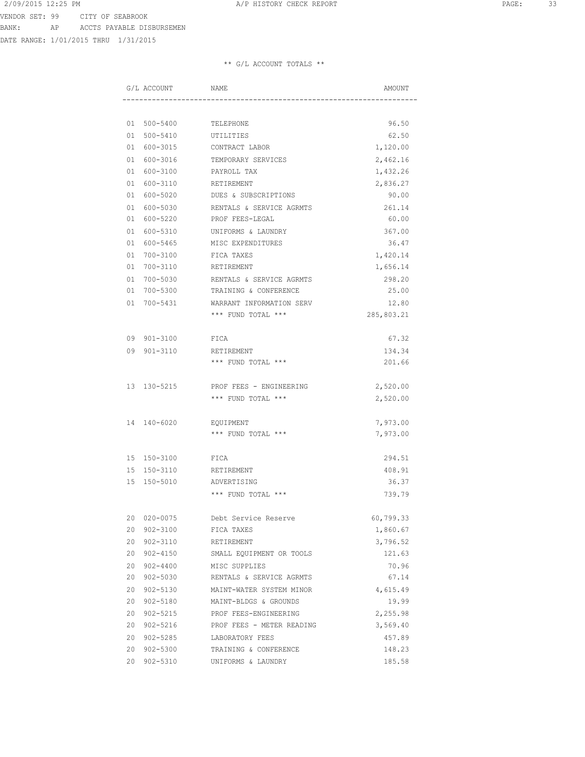VENDOR SET: 99 CITY OF SEABROOK
BANK: AP ACCTS PAYABLE DISBURSEMEN
DATE RANGE: 1/01/2015 THRU 1/31/2015

** G/L ACCOUNT TOTALS **

| G/L ACCOUNT | NAME | AMOUNT |
|---|---|---|
| 01 500-5400 | TELEPHONE | 96.50 |
| 01 500-5410 | UTILITIES | 62.50 |
| 01 600-3015 | CONTRACT LABOR | 1,120.00 |
| 01 600-3016 | TEMPORARY SERVICES | 2,462.16 |
| 01 600-3100 | PAYROLL TAX | 1,432.26 |
| 01 600-3110 | RETIREMENT | 2,836.27 |
| 01 600-5020 | DUES & SUBSCRIPTIONS | 90.00 |
| 01 600-5030 | RENTALS & SERVICE AGRMTS | 261.14 |
| 01 600-5220 | PROF FEES-LEGAL | 60.00 |
| 01 600-5310 | UNIFORMS & LAUNDRY | 367.00 |
| 01 600-5465 | MISC EXPENDITURES | 36.47 |
| 01 700-3100 | FICA TAXES | 1,420.14 |
| 01 700-3110 | RETIREMENT | 1,656.14 |
| 01 700-5030 | RENTALS & SERVICE AGRMTS | 298.20 |
| 01 700-5300 | TRAINING & CONFERENCE | 25.00 |
| 01 700-5431 | WARRANT INFORMATION SERV | 12.80 |
| | *** FUND TOTAL *** | 285,803.21 |
| | | |
| 09 901-3100 | FICA | 67.32 |
| 09 901-3110 | RETIREMENT | 134.34 |
| | *** FUND TOTAL *** | 201.66 |
| | | |
| 13 130-5215 | PROF FEES - ENGINEERING | 2,520.00 |
| | *** FUND TOTAL *** | 2,520.00 |
| | | |
| 14 140-6020 | EQUIPMENT | 7,973.00 |
| | *** FUND TOTAL *** | 7,973.00 |
| | | |
| 15 150-3100 | FICA | 294.51 |
| 15 150-3110 | RETIREMENT | 408.91 |
| 15 150-5010 | ADVERTISING | 36.37 |
| | *** FUND TOTAL *** | 739.79 |
| | | |
| 20 020-0075 | Debt Service Reserve | 60,799.33 |
| 20 902-3100 | FICA TAXES | 1,860.67 |
| 20 902-3110 | RETIREMENT | 3,796.52 |
| 20 902-4150 | SMALL EQUIPMENT OR TOOLS | 121.63 |
| 20 902-4400 | MISC SUPPLIES | 70.96 |
| 20 902-5030 | RENTALS & SERVICE AGRMTS | 67.14 |
| 20 902-5130 | MAINT-WATER SYSTEM MINOR | 4,615.49 |
| 20 902-5180 | MAINT-BLDGS & GROUNDS | 19.99 |
| 20 902-5215 | PROF FEES-ENGINEERING | 2,255.98 |
| 20 902-5216 | PROF FEES - METER READING | 3,569.40 |
| 20 902-5285 | LABORATORY FEES | 457.89 |
| 20 902-5300 | TRAINING & CONFERENCE | 148.23 |
| 20 902-5310 | UNIFORMS & LAUNDRY | 185.58 |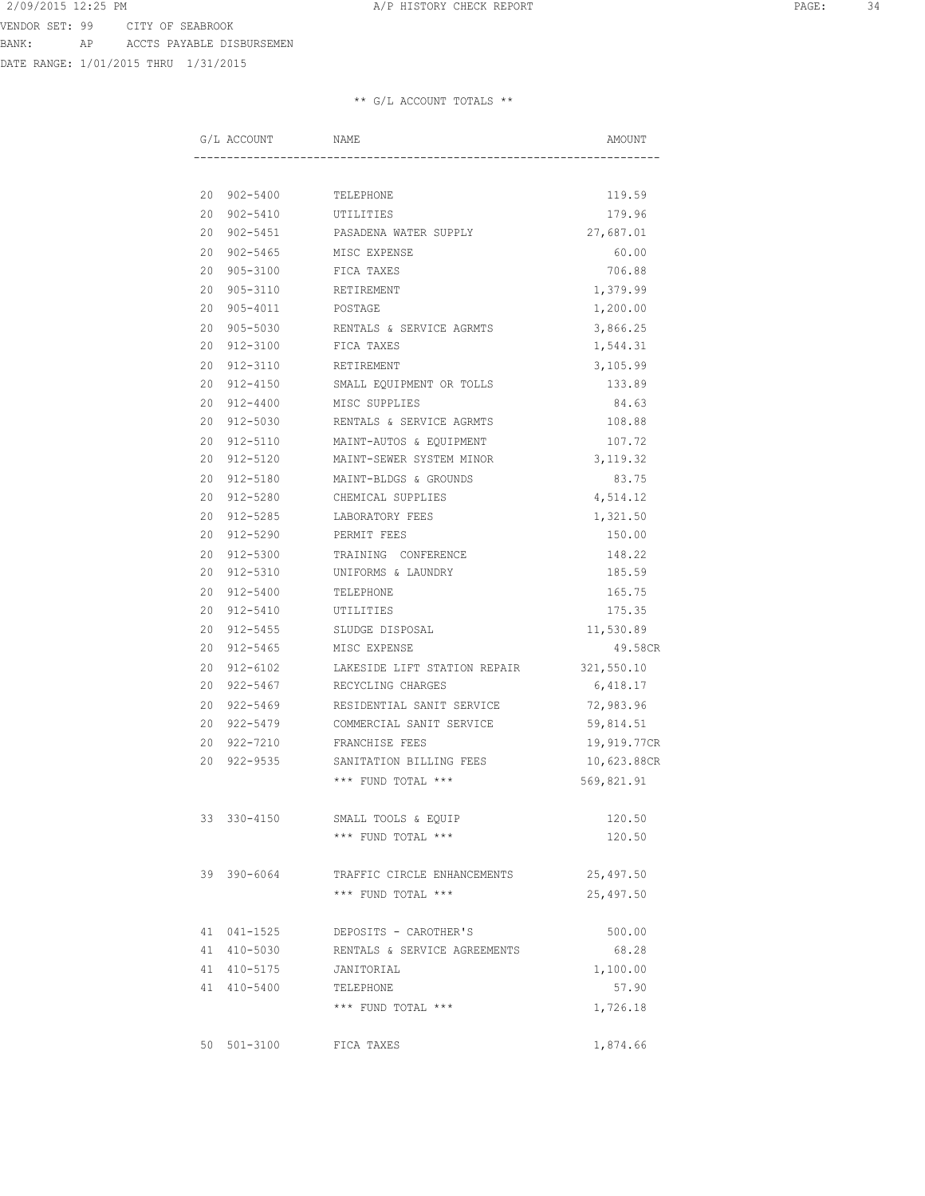VENDOR SET: 99 CITY OF SEABROOK
BANK: AP ACCTS PAYABLE DISBURSEMEN
DATE RANGE: 1/01/2015 THRU 1/31/2015

** G/L ACCOUNT TOTALS **

| G/L ACCOUNT | NAME | AMOUNT |
|---|---|---|
| 20 902-5400 | TELEPHONE | 119.59 |
| 20 902-5410 | UTILITIES | 179.96 |
| 20 902-5451 | PASADENA WATER SUPPLY | 27,687.01 |
| 20 902-5465 | MISC EXPENSE | 60.00 |
| 20 905-3100 | FICA TAXES | 706.88 |
| 20 905-3110 | RETIREMENT | 1,379.99 |
| 20 905-4011 | POSTAGE | 1,200.00 |
| 20 905-5030 | RENTALS & SERVICE AGRMTS | 3,866.25 |
| 20 912-3100 | FICA TAXES | 1,544.31 |
| 20 912-3110 | RETIREMENT | 3,105.99 |
| 20 912-4150 | SMALL EQUIPMENT OR TOLLS | 133.89 |
| 20 912-4400 | MISC SUPPLIES | 84.63 |
| 20 912-5030 | RENTALS & SERVICE AGRMTS | 108.88 |
| 20 912-5110 | MAINT-AUTOS & EQUIPMENT | 107.72 |
| 20 912-5120 | MAINT-SEWER SYSTEM MINOR | 3,119.32 |
| 20 912-5180 | MAINT-BLDGS & GROUNDS | 83.75 |
| 20 912-5280 | CHEMICAL SUPPLIES | 4,514.12 |
| 20 912-5285 | LABORATORY FEES | 1,321.50 |
| 20 912-5290 | PERMIT FEES | 150.00 |
| 20 912-5300 | TRAINING CONFERENCE | 148.22 |
| 20 912-5310 | UNIFORMS & LAUNDRY | 185.59 |
| 20 912-5400 | TELEPHONE | 165.75 |
| 20 912-5410 | UTILITIES | 175.35 |
| 20 912-5455 | SLUDGE DISPOSAL | 11,530.89 |
| 20 912-5465 | MISC EXPENSE | 49.58CR |
| 20 912-6102 | LAKESIDE LIFT STATION REPAIR | 321,550.10 |
| 20 922-5467 | RECYCLING CHARGES | 6,418.17 |
| 20 922-5469 | RESIDENTIAL SANIT SERVICE | 72,983.96 |
| 20 922-5479 | COMMERCIAL SANIT SERVICE | 59,814.51 |
| 20 922-7210 | FRANCHISE FEES | 19,919.77CR |
| 20 922-9535 | SANITATION BILLING FEES | 10,623.88CR |
| | *** FUND TOTAL *** | 569,821.91 |
| 33 330-4150 | SMALL TOOLS & EQUIP | 120.50 |
| | *** FUND TOTAL *** | 120.50 |
| 39 390-6064 | TRAFFIC CIRCLE ENHANCEMENTS | 25,497.50 |
| | *** FUND TOTAL *** | 25,497.50 |
| 41 041-1525 | DEPOSITS - CAROTHER'S | 500.00 |
| 41 410-5030 | RENTALS & SERVICE AGREEMENTS | 68.28 |
| 41 410-5175 | JANITORIAL | 1,100.00 |
| 41 410-5400 | TELEPHONE | 57.90 |
| | *** FUND TOTAL *** | 1,726.18 |
| 50 501-3100 | FICA TAXES | 1,874.66 |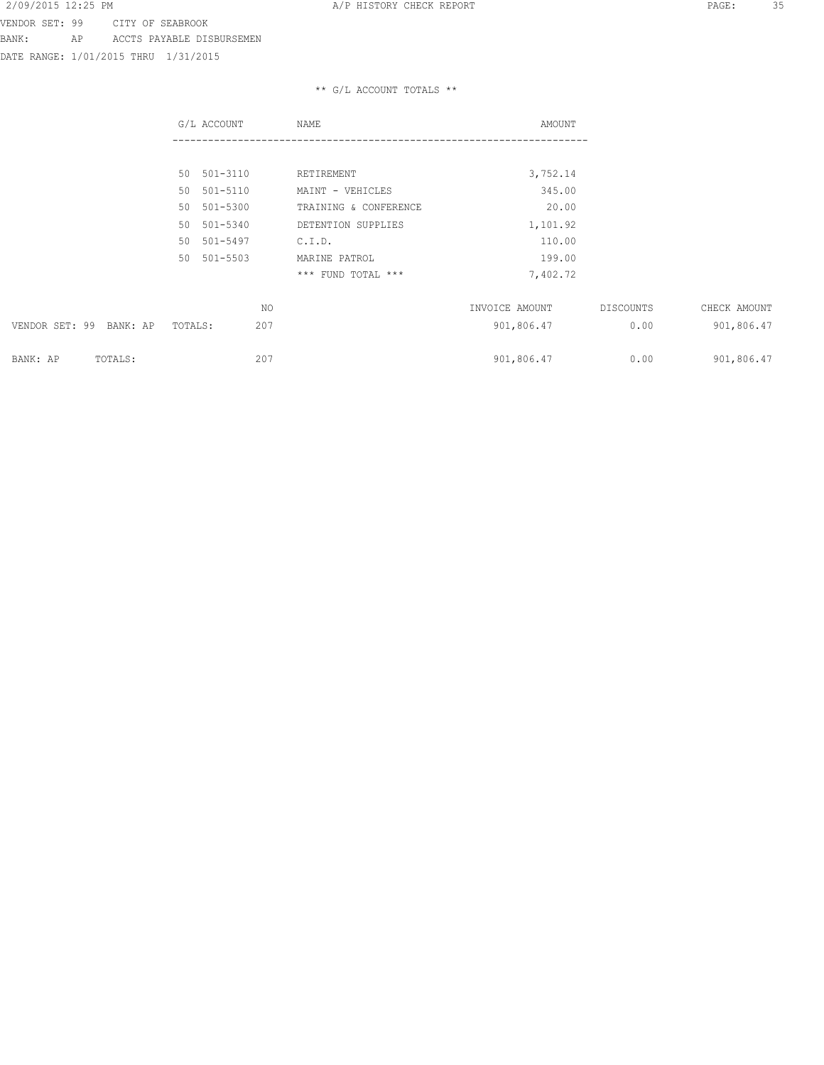VENDOR SET: 99 CITY OF SEABROOK
BANK: AP ACCTS PAYABLE DISBURSEMEN
DATE RANGE: 1/01/2015 THRU 1/31/2015

## ** G/L ACCOUNT TOTALS **

| G/L ACCOUNT | NAME | AMOUNT |
|---|---|---|
| 50 501-3110 | RETIREMENT | 3,752.14 |
| 50 501-5110 | MAINT - VEHICLES | 345.00 |
| 50 501-5300 | TRAINING & CONFERENCE | 20.00 |
| 50 501-5340 | DETENTION SUPPLIES | 1,101.92 |
| 50 501-5497 | C.I.D. | 110.00 |
| 50 501-5503 | MARINE PATROL | 199.00 |
| | *** FUND TOTAL *** | 7,402.72 |

| | NO | INVOICE AMOUNT | DISCOUNTS | CHECK AMOUNT |
|---|---|---|---|---|
| VENDOR SET: 99 BANK: AP TOTALS: | 207 | 901,806.47 | 0.00 | 901,806.47 |
| BANK: AP TOTALS: | 207 | 901,806.47 | 0.00 | 901,806.47 |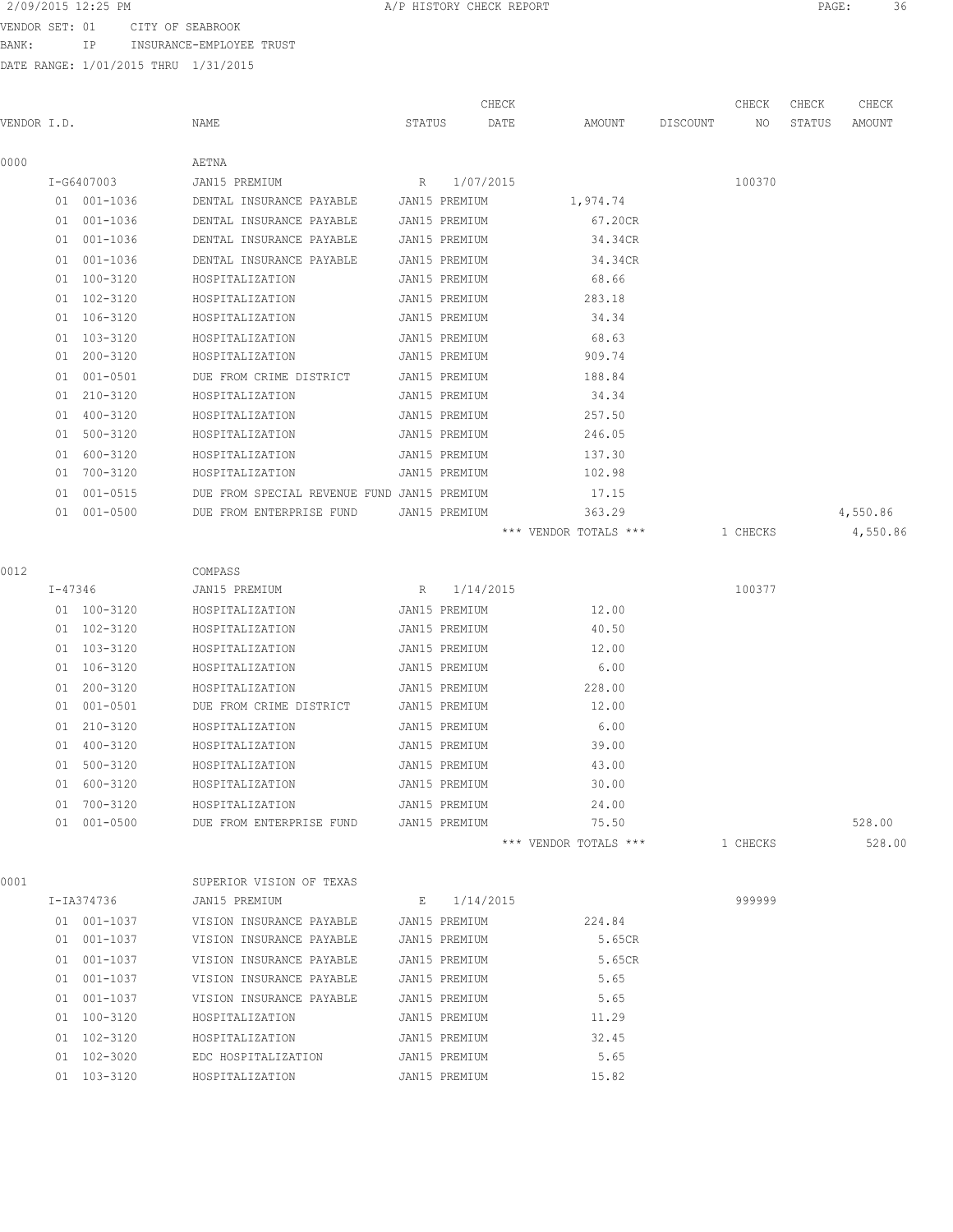2/09/2015 12:25 PM A/P HISTORY CHECK REPORT

VENDOR SET: 01 CITY OF SEABROOK
BANK: IP INSURANCE-EMPLOYEE TRUST
DATE RANGE: 1/01/2015 THRU 1/31/2015

| VENDOR I.D. | NAME | STATUS | CHECK DATE | AMOUNT | DISCOUNT | CHECK NO | CHECK STATUS | CHECK AMOUNT |
|---|---|---|---|---|---|---|---|---|
| 0000 | AETNA | | | | | | | |
| I-G6407003 | JAN15 PREMIUM | R | 1/07/2015 | | | 100370 | | |
| 01 001-1036 | DENTAL INSURANCE PAYABLE | JAN15 PREMIUM | | 1,974.74 | | | | |
| 01 001-1036 | DENTAL INSURANCE PAYABLE | JAN15 PREMIUM | | 67.20CR | | | | |
| 01 001-1036 | DENTAL INSURANCE PAYABLE | JAN15 PREMIUM | | 34.34CR | | | | |
| 01 001-1036 | DENTAL INSURANCE PAYABLE | JAN15 PREMIUM | | 34.34CR | | | | |
| 01 100-3120 | HOSPITALIZATION | JAN15 PREMIUM | | 68.66 | | | | |
| 01 102-3120 | HOSPITALIZATION | JAN15 PREMIUM | | 283.18 | | | | |
| 01 106-3120 | HOSPITALIZATION | JAN15 PREMIUM | | 34.34 | | | | |
| 01 103-3120 | HOSPITALIZATION | JAN15 PREMIUM | | 68.63 | | | | |
| 01 200-3120 | HOSPITALIZATION | JAN15 PREMIUM | | 909.74 | | | | |
| 01 001-0501 | DUE FROM CRIME DISTRICT | JAN15 PREMIUM | | 188.84 | | | | |
| 01 210-3120 | HOSPITALIZATION | JAN15 PREMIUM | | 34.34 | | | | |
| 01 400-3120 | HOSPITALIZATION | JAN15 PREMIUM | | 257.50 | | | | |
| 01 500-3120 | HOSPITALIZATION | JAN15 PREMIUM | | 246.05 | | | | |
| 01 600-3120 | HOSPITALIZATION | JAN15 PREMIUM | | 137.30 | | | | |
| 01 700-3120 | HOSPITALIZATION | JAN15 PREMIUM | | 102.98 | | | | |
| 01 001-0515 | DUE FROM SPECIAL REVENUE FUND | JAN15 PREMIUM | | 17.15 | | | | |
| 01 001-0500 | DUE FROM ENTERPRISE FUND | JAN15 PREMIUM | | 363.29 | | | | 4,550.86 |
| | | | | *** VENDOR TOTALS *** | | 1 CHECKS | | 4,550.86 |
| 0012 | COMPASS | | | | | | | |
| I-47346 | JAN15 PREMIUM | R | 1/14/2015 | | | 100377 | | |
| 01 100-3120 | HOSPITALIZATION | JAN15 PREMIUM | | 12.00 | | | | |
| 01 102-3120 | HOSPITALIZATION | JAN15 PREMIUM | | 40.50 | | | | |
| 01 103-3120 | HOSPITALIZATION | JAN15 PREMIUM | | 12.00 | | | | |
| 01 106-3120 | HOSPITALIZATION | JAN15 PREMIUM | | 6.00 | | | | |
| 01 200-3120 | HOSPITALIZATION | JAN15 PREMIUM | | 228.00 | | | | |
| 01 001-0501 | DUE FROM CRIME DISTRICT | JAN15 PREMIUM | | 12.00 | | | | |
| 01 210-3120 | HOSPITALIZATION | JAN15 PREMIUM | | 6.00 | | | | |
| 01 400-3120 | HOSPITALIZATION | JAN15 PREMIUM | | 39.00 | | | | |
| 01 500-3120 | HOSPITALIZATION | JAN15 PREMIUM | | 43.00 | | | | |
| 01 600-3120 | HOSPITALIZATION | JAN15 PREMIUM | | 30.00 | | | | |
| 01 700-3120 | HOSPITALIZATION | JAN15 PREMIUM | | 24.00 | | | | |
| 01 001-0500 | DUE FROM ENTERPRISE FUND | JAN15 PREMIUM | | 75.50 | | | | 528.00 |
| | | | | *** VENDOR TOTALS *** | | 1 CHECKS | | 528.00 |
| 0001 | SUPERIOR VISION OF TEXAS | | | | | | | |
| I-IA374736 | JAN15 PREMIUM | E | 1/14/2015 | | | 999999 | | |
| 01 001-1037 | VISION INSURANCE PAYABLE | JAN15 PREMIUM | | 224.84 | | | | |
| 01 001-1037 | VISION INSURANCE PAYABLE | JAN15 PREMIUM | | 5.65CR | | | | |
| 01 001-1037 | VISION INSURANCE PAYABLE | JAN15 PREMIUM | | 5.65CR | | | | |
| 01 001-1037 | VISION INSURANCE PAYABLE | JAN15 PREMIUM | | 5.65 | | | | |
| 01 001-1037 | VISION INSURANCE PAYABLE | JAN15 PREMIUM | | 5.65 | | | | |
| 01 100-3120 | HOSPITALIZATION | JAN15 PREMIUM | | 11.29 | | | | |
| 01 102-3120 | HOSPITALIZATION | JAN15 PREMIUM | | 32.45 | | | | |
| 01 102-3020 | EDC HOSPITALIZATION | JAN15 PREMIUM | | 5.65 | | | | |
| 01 103-3120 | HOSPITALIZATION | JAN15 PREMIUM | | 15.82 | | | | |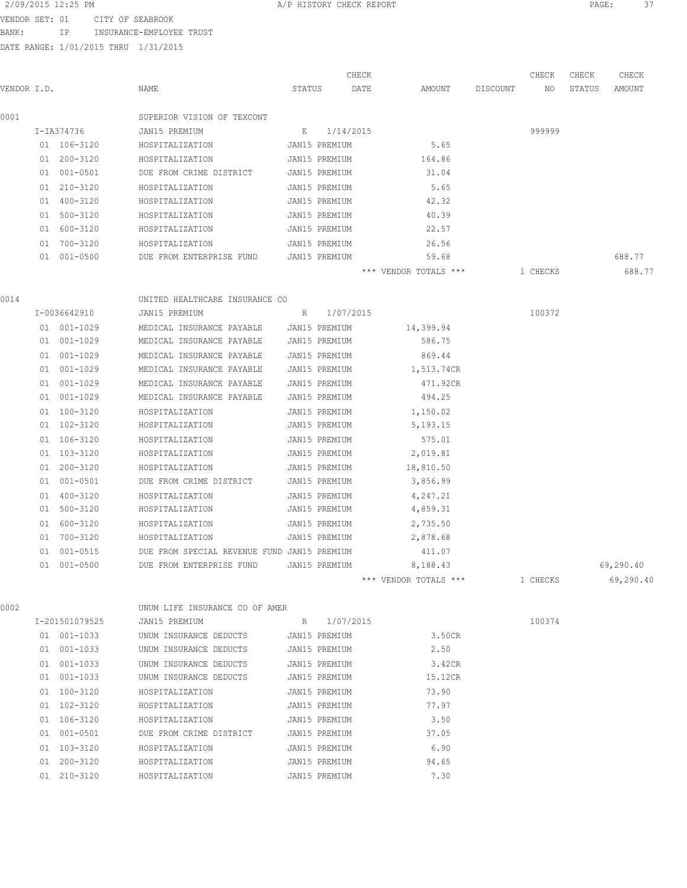VENDOR SET: 01 CITY OF SEABROOK
BANK: IP INSURANCE-EMPLOYEE TRUST
DATE RANGE: 1/01/2015 THRU 1/31/2015

A/P HISTORY CHECK REPORT

| VENDOR I.D. | NAME | STATUS | CHECK DATE | AMOUNT | DISCOUNT | CHECK NO | CHECK STATUS | CHECK AMOUNT |
|---|---|---|---|---|---|---|---|---|
| 0001 | SUPERIOR VISION OF TEXCONT | | | | | | | |
| I-IA374736 | JAN15 PREMIUM | E | 1/14/2015 | | | 999999 | | |
| 01 106-3120 | HOSPITALIZATION | JAN15 PREMIUM | | 5.65 | | | | |
| 01 200-3120 | HOSPITALIZATION | JAN15 PREMIUM | | 164.86 | | | | |
| 01 001-0501 | DUE FROM CRIME DISTRICT | JAN15 PREMIUM | | 31.04 | | | | |
| 01 210-3120 | HOSPITALIZATION | JAN15 PREMIUM | | 5.65 | | | | |
| 01 400-3120 | HOSPITALIZATION | JAN15 PREMIUM | | 42.32 | | | | |
| 01 500-3120 | HOSPITALIZATION | JAN15 PREMIUM | | 40.39 | | | | |
| 01 600-3120 | HOSPITALIZATION | JAN15 PREMIUM | | 22.57 | | | | |
| 01 700-3120 | HOSPITALIZATION | JAN15 PREMIUM | | 26.56 | | | | |
| 01 001-0500 | DUE FROM ENTERPRISE FUND | JAN15 PREMIUM | | 59.68 | | | | 688.77 |
| | | | *** VENDOR TOTALS *** | | | 1 CHECKS | | 688.77 |
| 0014 | UNITED HEALTHCARE INSURANCE CO | | | | | | | |
| I-0036642910 | JAN15 PREMIUM | R | 1/07/2015 | | | 100372 | | |
| 01 001-1029 | MEDICAL INSURANCE PAYABLE | JAN15 PREMIUM | | 14,399.94 | | | | |
| 01 001-1029 | MEDICAL INSURANCE PAYABLE | JAN15 PREMIUM | | 586.75 | | | | |
| 01 001-1029 | MEDICAL INSURANCE PAYABLE | JAN15 PREMIUM | | 869.44 | | | | |
| 01 001-1029 | MEDICAL INSURANCE PAYABLE | JAN15 PREMIUM | | 1,513.74CR | | | | |
| 01 001-1029 | MEDICAL INSURANCE PAYABLE | JAN15 PREMIUM | | 471.92CR | | | | |
| 01 001-1029 | MEDICAL INSURANCE PAYABLE | JAN15 PREMIUM | | 494.25 | | | | |
| 01 100-3120 | HOSPITALIZATION | JAN15 PREMIUM | | 1,150.02 | | | | |
| 01 102-3120 | HOSPITALIZATION | JAN15 PREMIUM | | 5,193.15 | | | | |
| 01 106-3120 | HOSPITALIZATION | JAN15 PREMIUM | | 575.01 | | | | |
| 01 103-3120 | HOSPITALIZATION | JAN15 PREMIUM | | 2,019.81 | | | | |
| 01 200-3120 | HOSPITALIZATION | JAN15 PREMIUM | | 18,810.50 | | | | |
| 01 001-0501 | DUE FROM CRIME DISTRICT | JAN15 PREMIUM | | 3,856.99 | | | | |
| 01 400-3120 | HOSPITALIZATION | JAN15 PREMIUM | | 4,247.21 | | | | |
| 01 500-3120 | HOSPITALIZATION | JAN15 PREMIUM | | 4,859.31 | | | | |
| 01 600-3120 | HOSPITALIZATION | JAN15 PREMIUM | | 2,735.50 | | | | |
| 01 700-3120 | HOSPITALIZATION | JAN15 PREMIUM | | 2,878.68 | | | | |
| 01 001-0515 | DUE FROM SPECIAL REVENUE FUND | JAN15 PREMIUM | | 411.07 | | | | |
| 01 001-0500 | DUE FROM ENTERPRISE FUND | JAN15 PREMIUM | | 8,188.43 | | | | 69,290.40 |
| | | | *** VENDOR TOTALS *** | | | 1 CHECKS | | 69,290.40 |
| 0002 | UNUM LIFE INSURANCE CO OF AMER | | | | | | | |
| I-201501079525 | JAN15 PREMIUM | R | 1/07/2015 | | | 100374 | | |
| 01 001-1033 | UNUM INSURANCE DEDUCTS | JAN15 PREMIUM | | 3.50CR | | | | |
| 01 001-1033 | UNUM INSURANCE DEDUCTS | JAN15 PREMIUM | | 2.50 | | | | |
| 01 001-1033 | UNUM INSURANCE DEDUCTS | JAN15 PREMIUM | | 3.42CR | | | | |
| 01 001-1033 | UNUM INSURANCE DEDUCTS | JAN15 PREMIUM | | 15.12CR | | | | |
| 01 100-3120 | HOSPITALIZATION | JAN15 PREMIUM | | 73.90 | | | | |
| 01 102-3120 | HOSPITALIZATION | JAN15 PREMIUM | | 77.97 | | | | |
| 01 106-3120 | HOSPITALIZATION | JAN15 PREMIUM | | 3.50 | | | | |
| 01 001-0501 | DUE FROM CRIME DISTRICT | JAN15 PREMIUM | | 37.05 | | | | |
| 01 103-3120 | HOSPITALIZATION | JAN15 PREMIUM | | 6.90 | | | | |
| 01 200-3120 | HOSPITALIZATION | JAN15 PREMIUM | | 94.65 | | | | |
| 01 210-3120 | HOSPITALIZATION | JAN15 PREMIUM | | 7.30 | | | | |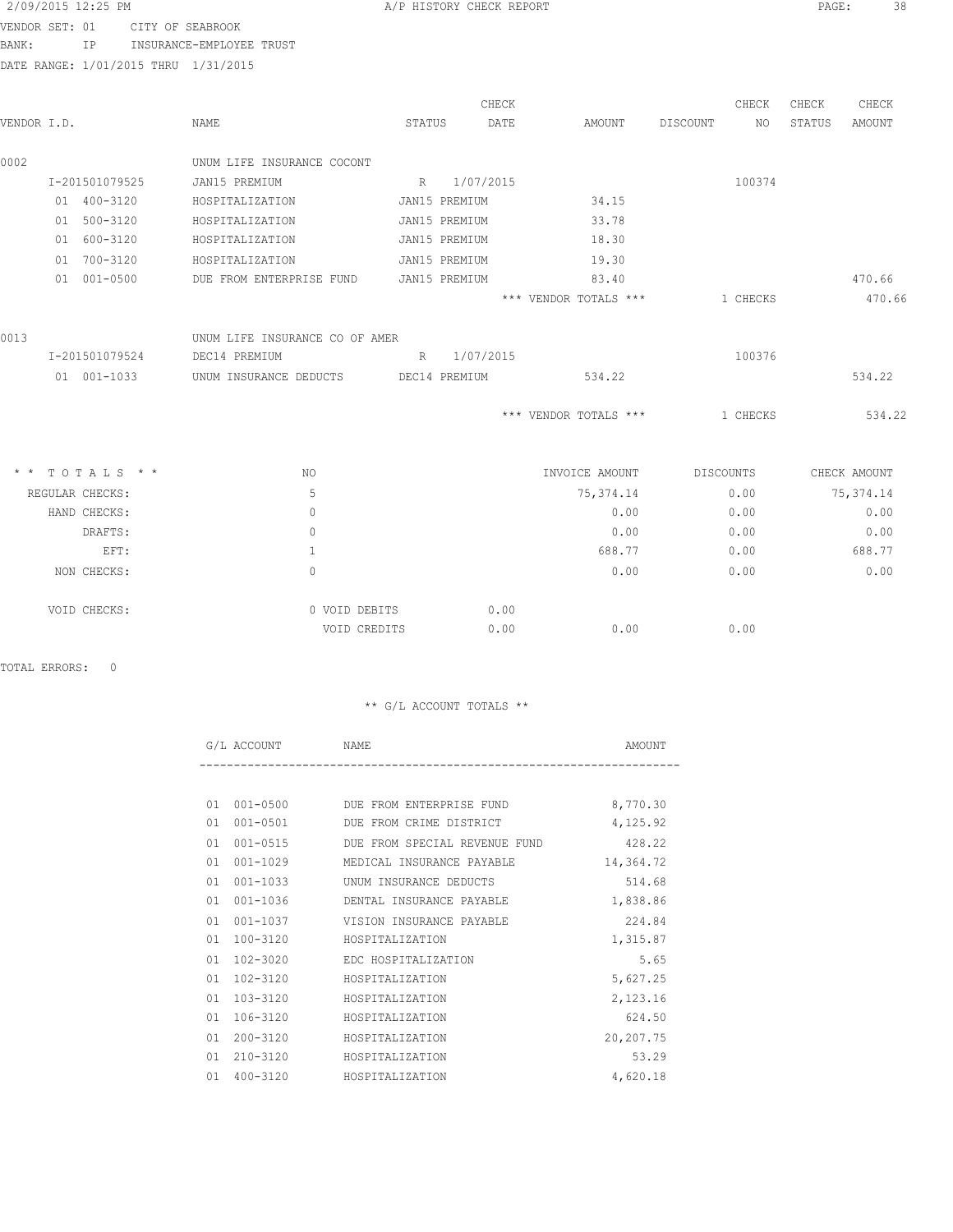2/09/2015 12:25 PM — A/P HISTORY CHECK REPORT

VENDOR SET: 01 CITY OF SEABROOK
BANK: IP INSURANCE-EMPLOYEE TRUST
DATE RANGE: 1/01/2015 THRU 1/31/2015

| VENDOR I.D. | NAME | STATUS | CHECK DATE | AMOUNT | DISCOUNT | CHECK NO | CHECK STATUS | CHECK AMOUNT |
|---|---|---|---|---|---|---|---|---|
| 0002 | UNUM LIFE INSURANCE COCONT | | | | | | | |
| I-201501079525 | JAN15 PREMIUM | R | 1/07/2015 | | | 100374 | | |
| 01 400-3120 | HOSPITALIZATION | JAN15 PREMIUM | | 34.15 | | | | |
| 01 500-3120 | HOSPITALIZATION | JAN15 PREMIUM | | 33.78 | | | | |
| 01 600-3120 | HOSPITALIZATION | JAN15 PREMIUM | | 18.30 | | | | |
| 01 700-3120 | HOSPITALIZATION | JAN15 PREMIUM | | 19.30 | | | | |
| 01 001-0500 | DUE FROM ENTERPRISE FUND | JAN15 PREMIUM | | 83.40 | | | | 470.66 |
| | | | | *** VENDOR TOTALS *** | | 1 CHECKS | | 470.66 |
| 0013 | UNUM LIFE INSURANCE CO OF AMER | | | | | | | |
| I-201501079524 | DEC14 PREMIUM | R | 1/07/2015 | | | 100376 | | |
| 01 001-1033 | UNUM INSURANCE DEDUCTS | DEC14 PREMIUM | | 534.22 | | | | 534.22 |
| | | | | *** VENDOR TOTALS *** | | 1 CHECKS | | 534.22 |

| * * TOTALS * * | NO | | | INVOICE AMOUNT | DISCOUNTS | CHECK AMOUNT |
|---|---|---|---|---|---|---|
| REGULAR CHECKS: | 5 | | | 75,374.14 | 0.00 | 75,374.14 |
| HAND CHECKS: | 0 | | | 0.00 | 0.00 | 0.00 |
| DRAFTS: | 0 | | | 0.00 | 0.00 | 0.00 |
| EFT: | 1 | | | 688.77 | 0.00 | 688.77 |
| NON CHECKS: | 0 | | | 0.00 | 0.00 | 0.00 |
| VOID CHECKS: | 0 | VOID DEBITS | 0.00 | | | |
| | | VOID CREDITS | 0.00 | 0.00 | 0.00 | |

TOTAL ERRORS: 0

** G/L ACCOUNT TOTALS **

| G/L ACCOUNT | NAME | AMOUNT |
|---|---|---|
| 01 001-0500 | DUE FROM ENTERPRISE FUND | 8,770.30 |
| 01 001-0501 | DUE FROM CRIME DISTRICT | 4,125.92 |
| 01 001-0515 | DUE FROM SPECIAL REVENUE FUND | 428.22 |
| 01 001-1029 | MEDICAL INSURANCE PAYABLE | 14,364.72 |
| 01 001-1033 | UNUM INSURANCE DEDUCTS | 514.68 |
| 01 001-1036 | DENTAL INSURANCE PAYABLE | 1,838.86 |
| 01 001-1037 | VISION INSURANCE PAYABLE | 224.84 |
| 01 100-3120 | HOSPITALIZATION | 1,315.87 |
| 01 102-3020 | EDC HOSPITALIZATION | 5.65 |
| 01 102-3120 | HOSPITALIZATION | 5,627.25 |
| 01 103-3120 | HOSPITALIZATION | 2,123.16 |
| 01 106-3120 | HOSPITALIZATION | 624.50 |
| 01 200-3120 | HOSPITALIZATION | 20,207.75 |
| 01 210-3120 | HOSPITALIZATION | 53.29 |
| 01 400-3120 | HOSPITALIZATION | 4,620.18 |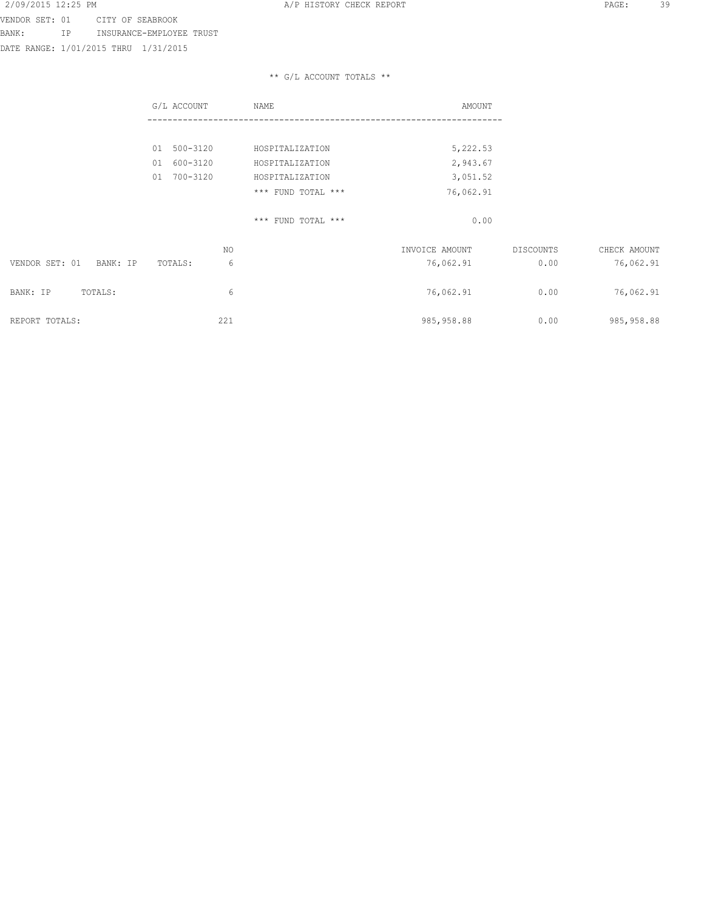VENDOR SET: 01 CITY OF SEABROOK
BANK: IP INSURANCE-EMPLOYEE TRUST
DATE RANGE: 1/01/2015 THRU 1/31/2015

** G/L ACCOUNT TOTALS **

| G/L ACCOUNT | NAME | AMOUNT |
|---|---|---|
| 01 500-3120 | HOSPITALIZATION | 5,222.53 |
| 01 600-3120 | HOSPITALIZATION | 2,943.67 |
| 01 700-3120 | HOSPITALIZATION | 3,051.52 |
| | *** FUND TOTAL *** | 76,062.91 |
| | *** FUND TOTAL *** | 0.00 |

| | NO | INVOICE AMOUNT | DISCOUNTS | CHECK AMOUNT |
|---|---|---|---|---|
| VENDOR SET: 01 BANK: IP TOTALS: | 6 | 76,062.91 | 0.00 | 76,062.91 |
| BANK: IP TOTALS: | 6 | 76,062.91 | 0.00 | 76,062.91 |
| REPORT TOTALS: | 221 | 985,958.88 | 0.00 | 985,958.88 |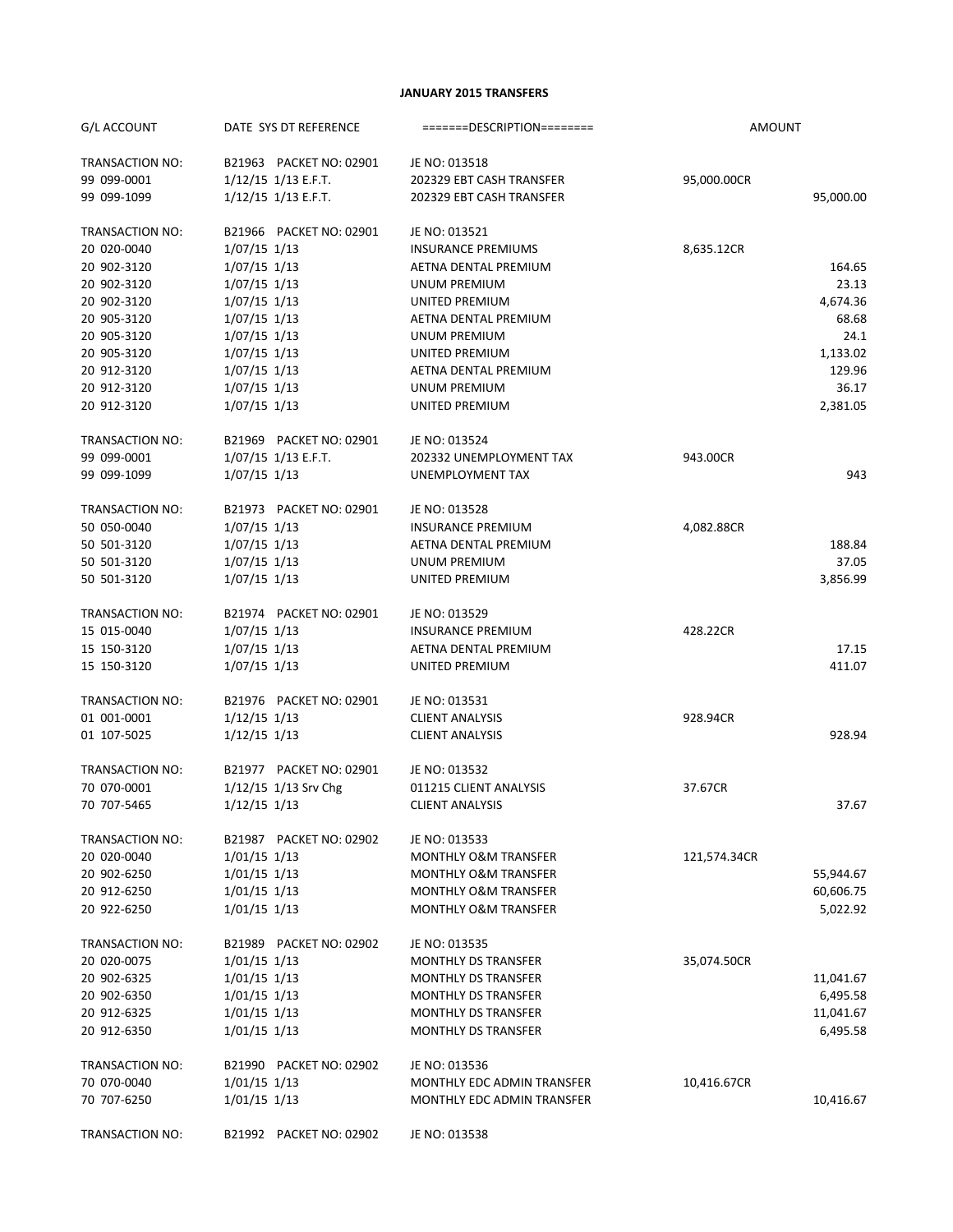# JANUARY 2015 TRANSFERS

| G/L ACCOUNT | DATE SYS DT REFERENCE | =======DESCRIPTION======== | AMOUNT | |
|---|---|---|---|---|
| TRANSACTION NO: | B21963 PACKET NO: 02901 | JE NO: 013518 | | |
| 99 099-0001 | 1/12/15 1/13 E.F.T. | 202329 EBT CASH TRANSFER | 95,000.00CR | |
| 99 099-1099 | 1/12/15 1/13 E.F.T. | 202329 EBT CASH TRANSFER | | 95,000.00 |
| | | | | |
| TRANSACTION NO: | B21966 PACKET NO: 02901 | JE NO: 013521 | | |
| 20 020-0040 | 1/07/15 1/13 | INSURANCE PREMIUMS | 8,635.12CR | |
| 20 902-3120 | 1/07/15 1/13 | AETNA DENTAL PREMIUM | | 164.65 |
| 20 902-3120 | 1/07/15 1/13 | UNUM PREMIUM | | 23.13 |
| 20 902-3120 | 1/07/15 1/13 | UNITED PREMIUM | | 4,674.36 |
| 20 905-3120 | 1/07/15 1/13 | AETNA DENTAL PREMIUM | | 68.68 |
| 20 905-3120 | 1/07/15 1/13 | UNUM PREMIUM | | 24.1 |
| 20 905-3120 | 1/07/15 1/13 | UNITED PREMIUM | | 1,133.02 |
| 20 912-3120 | 1/07/15 1/13 | AETNA DENTAL PREMIUM | | 129.96 |
| 20 912-3120 | 1/07/15 1/13 | UNUM PREMIUM | | 36.17 |
| 20 912-3120 | 1/07/15 1/13 | UNITED PREMIUM | | 2,381.05 |
| | | | | |
| TRANSACTION NO: | B21969 PACKET NO: 02901 | JE NO: 013524 | | |
| 99 099-0001 | 1/07/15 1/13 E.F.T. | 202332 UNEMPLOYMENT TAX | 943.00CR | |
| 99 099-1099 | 1/07/15 1/13 | UNEMPLOYMENT TAX | | 943 |
| | | | | |
| TRANSACTION NO: | B21973 PACKET NO: 02901 | JE NO: 013528 | | |
| 50 050-0040 | 1/07/15 1/13 | INSURANCE PREMIUM | 4,082.88CR | |
| 50 501-3120 | 1/07/15 1/13 | AETNA DENTAL PREMIUM | | 188.84 |
| 50 501-3120 | 1/07/15 1/13 | UNUM PREMIUM | | 37.05 |
| 50 501-3120 | 1/07/15 1/13 | UNITED PREMIUM | | 3,856.99 |
| | | | | |
| TRANSACTION NO: | B21974 PACKET NO: 02901 | JE NO: 013529 | | |
| 15 015-0040 | 1/07/15 1/13 | INSURANCE PREMIUM | 428.22CR | |
| 15 150-3120 | 1/07/15 1/13 | AETNA DENTAL PREMIUM | | 17.15 |
| 15 150-3120 | 1/07/15 1/13 | UNITED PREMIUM | | 411.07 |
| | | | | |
| TRANSACTION NO: | B21976 PACKET NO: 02901 | JE NO: 013531 | | |
| 01 001-0001 | 1/12/15 1/13 | CLIENT ANALYSIS | 928.94CR | |
| 01 107-5025 | 1/12/15 1/13 | CLIENT ANALYSIS | | 928.94 |
| | | | | |
| TRANSACTION NO: | B21977 PACKET NO: 02901 | JE NO: 013532 | | |
| 70 070-0001 | 1/12/15 1/13 Srv Chg | 011215 CLIENT ANALYSIS | 37.67CR | |
| 70 707-5465 | 1/12/15 1/13 | CLIENT ANALYSIS | | 37.67 |
| | | | | |
| TRANSACTION NO: | B21987 PACKET NO: 02902 | JE NO: 013533 | | |
| 20 020-0040 | 1/01/15 1/13 | MONTHLY O&M TRANSFER | 121,574.34CR | |
| 20 902-6250 | 1/01/15 1/13 | MONTHLY O&M TRANSFER | | 55,944.67 |
| 20 912-6250 | 1/01/15 1/13 | MONTHLY O&M TRANSFER | | 60,606.75 |
| 20 922-6250 | 1/01/15 1/13 | MONTHLY O&M TRANSFER | | 5,022.92 |
| | | | | |
| TRANSACTION NO: | B21989 PACKET NO: 02902 | JE NO: 013535 | | |
| 20 020-0075 | 1/01/15 1/13 | MONTHLY DS TRANSFER | 35,074.50CR | |
| 20 902-6325 | 1/01/15 1/13 | MONTHLY DS TRANSFER | | 11,041.67 |
| 20 902-6350 | 1/01/15 1/13 | MONTHLY DS TRANSFER | | 6,495.58 |
| 20 912-6325 | 1/01/15 1/13 | MONTHLY DS TRANSFER | | 11,041.67 |
| 20 912-6350 | 1/01/15 1/13 | MONTHLY DS TRANSFER | | 6,495.58 |
| | | | | |
| TRANSACTION NO: | B21990 PACKET NO: 02902 | JE NO: 013536 | | |
| 70 070-0040 | 1/01/15 1/13 | MONTHLY EDC ADMIN TRANSFER | 10,416.67CR | |
| 70 707-6250 | 1/01/15 1/13 | MONTHLY EDC ADMIN TRANSFER | | 10,416.67 |
| | | | | |
| TRANSACTION NO: | B21992 PACKET NO: 02902 | JE NO: 013538 | | |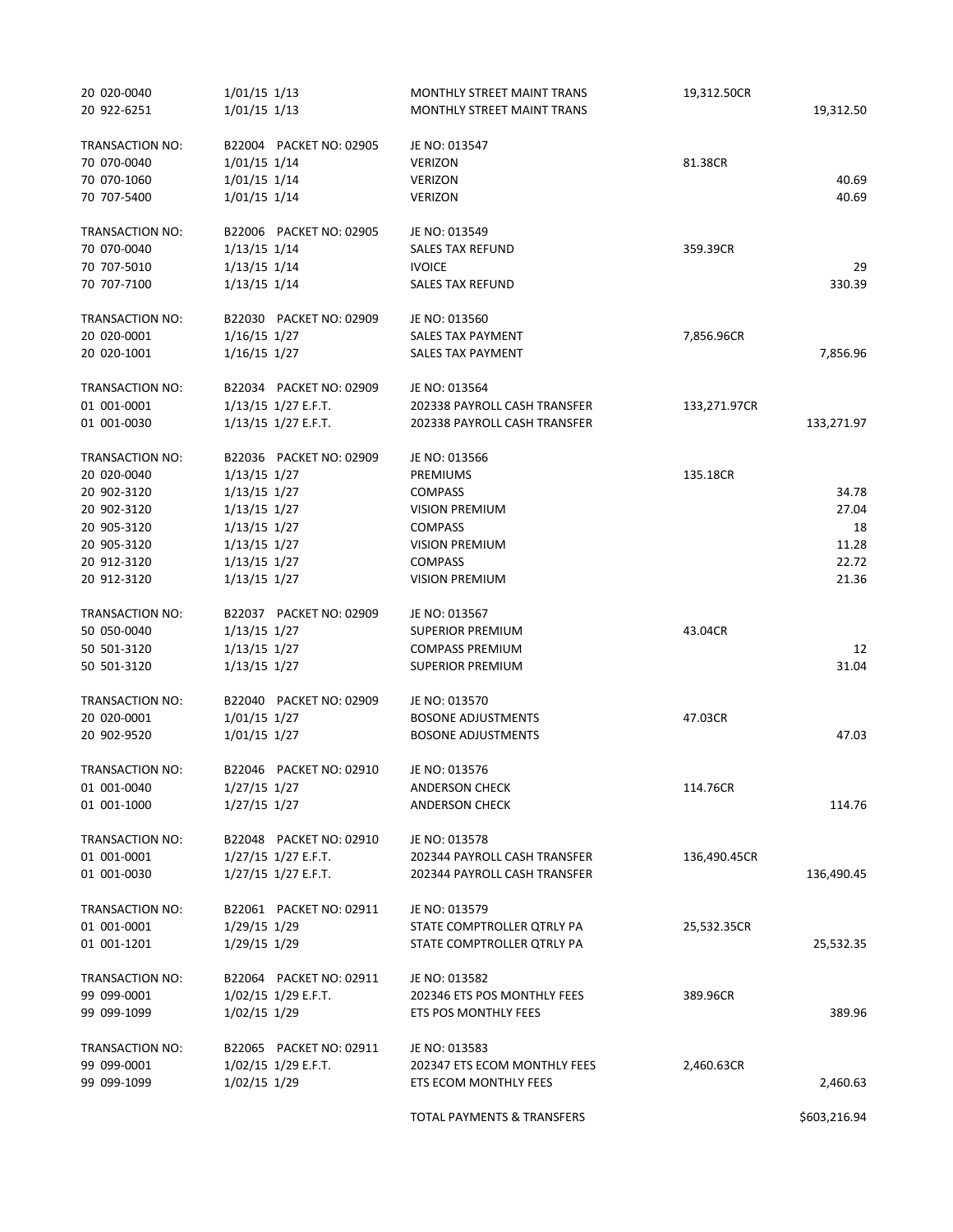| | | | | |
|---|---|---|---|---|
| 20 020-0040 | 1/01/15 1/13 | MONTHLY STREET MAINT TRANS | 19,312.50CR | |
| 20 922-6251 | 1/01/15 1/13 | MONTHLY STREET MAINT TRANS | | 19,312.50 |
| | | | | |
| TRANSACTION NO: | B22004 PACKET NO: 02905 | JE NO: 013547 | | |
| 70 070-0040 | 1/01/15 1/14 | VERIZON | 81.38CR | |
| 70 070-1060 | 1/01/15 1/14 | VERIZON | | 40.69 |
| 70 707-5400 | 1/01/15 1/14 | VERIZON | | 40.69 |
| | | | | |
| TRANSACTION NO: | B22006 PACKET NO: 02905 | JE NO: 013549 | | |
| 70 070-0040 | 1/13/15 1/14 | SALES TAX REFUND | 359.39CR | |
| 70 707-5010 | 1/13/15 1/14 | IVOICE | | 29 |
| 70 707-7100 | 1/13/15 1/14 | SALES TAX REFUND | | 330.39 |
| | | | | |
| TRANSACTION NO: | B22030 PACKET NO: 02909 | JE NO: 013560 | | |
| 20 020-0001 | 1/16/15 1/27 | SALES TAX PAYMENT | 7,856.96CR | |
| 20 020-1001 | 1/16/15 1/27 | SALES TAX PAYMENT | | 7,856.96 |
| | | | | |
| TRANSACTION NO: | B22034 PACKET NO: 02909 | JE NO: 013564 | | |
| 01 001-0001 | 1/13/15 1/27 E.F.T. | 202338 PAYROLL CASH TRANSFER | 133,271.97CR | |
| 01 001-0030 | 1/13/15 1/27 E.F.T. | 202338 PAYROLL CASH TRANSFER | | 133,271.97 |
| | | | | |
| TRANSACTION NO: | B22036 PACKET NO: 02909 | JE NO: 013566 | | |
| 20 020-0040 | 1/13/15 1/27 | PREMIUMS | 135.18CR | |
| 20 902-3120 | 1/13/15 1/27 | COMPASS | | 34.78 |
| 20 902-3120 | 1/13/15 1/27 | VISION PREMIUM | | 27.04 |
| 20 905-3120 | 1/13/15 1/27 | COMPASS | | 18 |
| 20 905-3120 | 1/13/15 1/27 | VISION PREMIUM | | 11.28 |
| 20 912-3120 | 1/13/15 1/27 | COMPASS | | 22.72 |
| 20 912-3120 | 1/13/15 1/27 | VISION PREMIUM | | 21.36 |
| | | | | |
| TRANSACTION NO: | B22037 PACKET NO: 02909 | JE NO: 013567 | | |
| 50 050-0040 | 1/13/15 1/27 | SUPERIOR PREMIUM | 43.04CR | |
| 50 501-3120 | 1/13/15 1/27 | COMPASS PREMIUM | | 12 |
| 50 501-3120 | 1/13/15 1/27 | SUPERIOR PREMIUM | | 31.04 |
| | | | | |
| TRANSACTION NO: | B22040 PACKET NO: 02909 | JE NO: 013570 | | |
| 20 020-0001 | 1/01/15 1/27 | BOSONE ADJUSTMENTS | 47.03CR | |
| 20 902-9520 | 1/01/15 1/27 | BOSONE ADJUSTMENTS | | 47.03 |
| | | | | |
| TRANSACTION NO: | B22046 PACKET NO: 02910 | JE NO: 013576 | | |
| 01 001-0040 | 1/27/15 1/27 | ANDERSON CHECK | 114.76CR | |
| 01 001-1000 | 1/27/15 1/27 | ANDERSON CHECK | | 114.76 |
| | | | | |
| TRANSACTION NO: | B22048 PACKET NO: 02910 | JE NO: 013578 | | |
| 01 001-0001 | 1/27/15 1/27 E.F.T. | 202344 PAYROLL CASH TRANSFER | 136,490.45CR | |
| 01 001-0030 | 1/27/15 1/27 E.F.T. | 202344 PAYROLL CASH TRANSFER | | 136,490.45 |
| | | | | |
| TRANSACTION NO: | B22061 PACKET NO: 02911 | JE NO: 013579 | | |
| 01 001-0001 | 1/29/15 1/29 | STATE COMPTROLLER QTRLY PA | 25,532.35CR | |
| 01 001-1201 | 1/29/15 1/29 | STATE COMPTROLLER QTRLY PA | | 25,532.35 |
| | | | | |
| TRANSACTION NO: | B22064 PACKET NO: 02911 | JE NO: 013582 | | |
| 99 099-0001 | 1/02/15 1/29 E.F.T. | 202346 ETS POS MONTHLY FEES | 389.96CR | |
| 99 099-1099 | 1/02/15 1/29 | ETS POS MONTHLY FEES | | 389.96 |
| | | | | |
| TRANSACTION NO: | B22065 PACKET NO: 02911 | JE NO: 013583 | | |
| 99 099-0001 | 1/02/15 1/29 E.F.T. | 202347 ETS ECOM MONTHLY FEES | 2,460.63CR | |
| 99 099-1099 | 1/02/15 1/29 | ETS ECOM MONTHLY FEES | | 2,460.63 |
| | | | | |
| | | TOTAL PAYMENTS & TRANSFERS | | $603,216.94 |